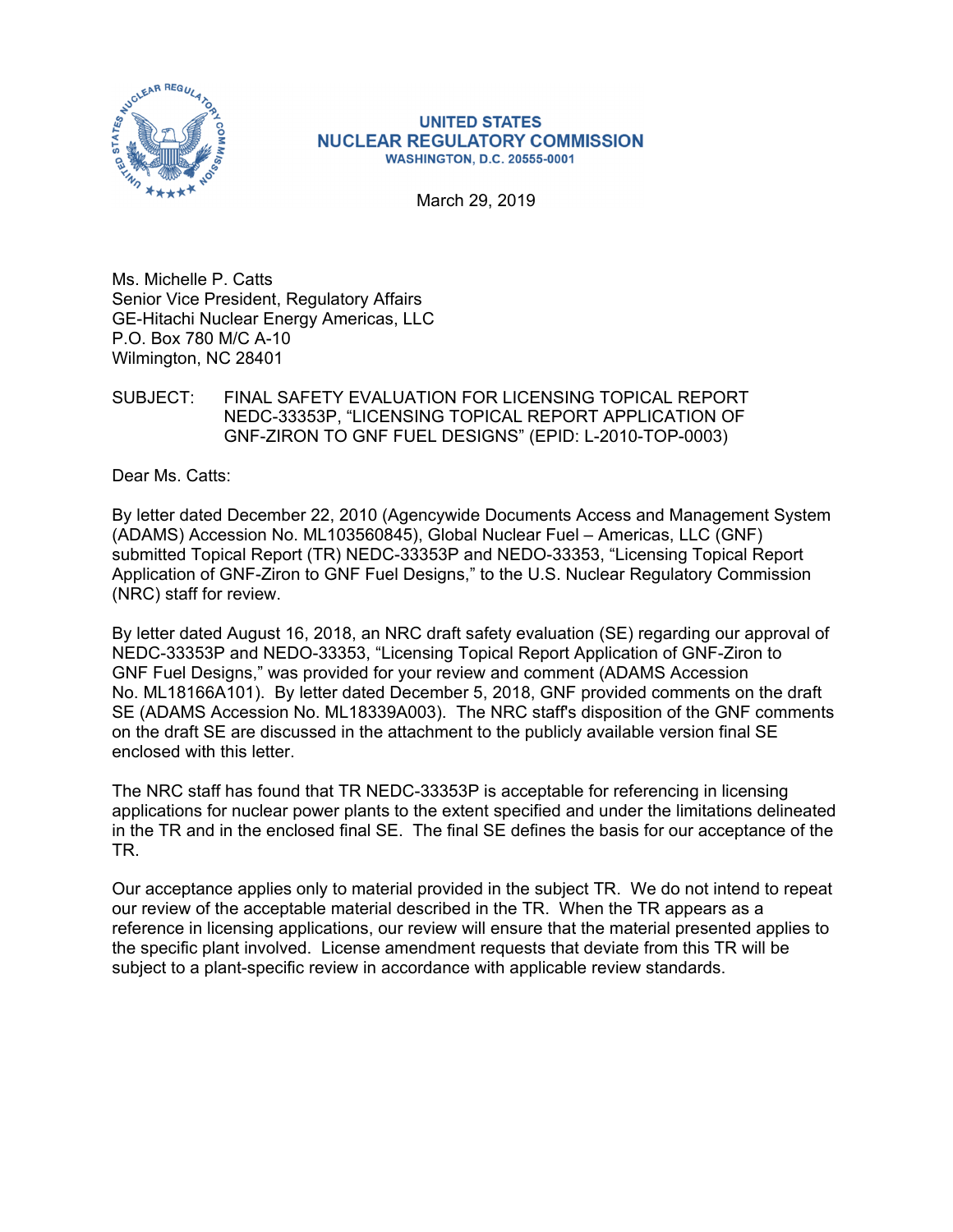**UNITED STATES**
**NUCLEAR REGULATORY COMMISSION**
**WASHINGTON, D.C. 20555-0001**

March 29, 2019

Ms. Michelle P. Catts
Senior Vice President, Regulatory Affairs
GE-Hitachi Nuclear Energy Americas, LLC
P.O. Box 780 M/C A-10
Wilmington, NC 28401

SUBJECT: FINAL SAFETY EVALUATION FOR LICENSING TOPICAL REPORT NEDC-33353P, "LICENSING TOPICAL REPORT APPLICATION OF GNF-ZIRON TO GNF FUEL DESIGNS" (EPID: L-2010-TOP-0003)

Dear Ms. Catts:

By letter dated December 22, 2010 (Agencywide Documents Access and Management System (ADAMS) Accession No. ML103560845), Global Nuclear Fuel – Americas, LLC (GNF) submitted Topical Report (TR) NEDC-33353P and NEDO-33353, "Licensing Topical Report Application of GNF-Ziron to GNF Fuel Designs," to the U.S. Nuclear Regulatory Commission (NRC) staff for review.

By letter dated August 16, 2018, an NRC draft safety evaluation (SE) regarding our approval of NEDC-33353P and NEDO-33353, "Licensing Topical Report Application of GNF-Ziron to GNF Fuel Designs," was provided for your review and comment (ADAMS Accession No. ML18166A101). By letter dated December 5, 2018, GNF provided comments on the draft SE (ADAMS Accession No. ML18339A003). The NRC staff's disposition of the GNF comments on the draft SE are discussed in the attachment to the publicly available version final SE enclosed with this letter.

The NRC staff has found that TR NEDC-33353P is acceptable for referencing in licensing applications for nuclear power plants to the extent specified and under the limitations delineated in the TR and in the enclosed final SE. The final SE defines the basis for our acceptance of the TR.

Our acceptance applies only to material provided in the subject TR. We do not intend to repeat our review of the acceptable material described in the TR. When the TR appears as a reference in licensing applications, our review will ensure that the material presented applies to the specific plant involved. License amendment requests that deviate from this TR will be subject to a plant-specific review in accordance with applicable review standards.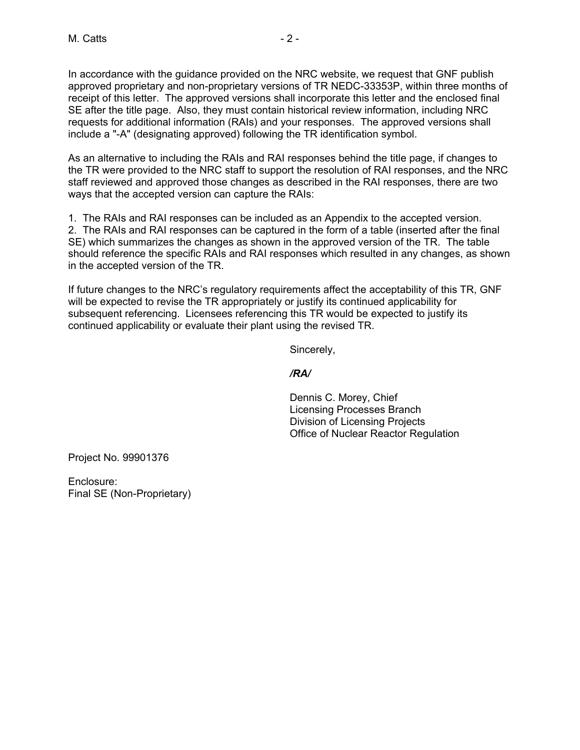In accordance with the guidance provided on the NRC website, we request that GNF publish approved proprietary and non-proprietary versions of TR NEDC-33353P, within three months of receipt of this letter. The approved versions shall incorporate this letter and the enclosed final SE after the title page. Also, they must contain historical review information, including NRC requests for additional information (RAIs) and your responses. The approved versions shall include a "-A" (designating approved) following the TR identification symbol.

As an alternative to including the RAIs and RAI responses behind the title page, if changes to the TR were provided to the NRC staff to support the resolution of RAI responses, and the NRC staff reviewed and approved those changes as described in the RAI responses, there are two ways that the accepted version can capture the RAIs:

1. The RAIs and RAI responses can be included as an Appendix to the accepted version.
2. The RAIs and RAI responses can be captured in the form of a table (inserted after the final SE) which summarizes the changes as shown in the approved version of the TR. The table should reference the specific RAIs and RAI responses which resulted in any changes, as shown in the accepted version of the TR.

If future changes to the NRC's regulatory requirements affect the acceptability of this TR, GNF will be expected to revise the TR appropriately or justify its continued applicability for subsequent referencing. Licensees referencing this TR would be expected to justify its continued applicability or evaluate their plant using the revised TR.

Sincerely,

*/RA/*

Dennis C. Morey, Chief
Licensing Processes Branch
Division of Licensing Projects
Office of Nuclear Reactor Regulation

Project No. 99901376

Enclosure:
Final SE (Non-Proprietary)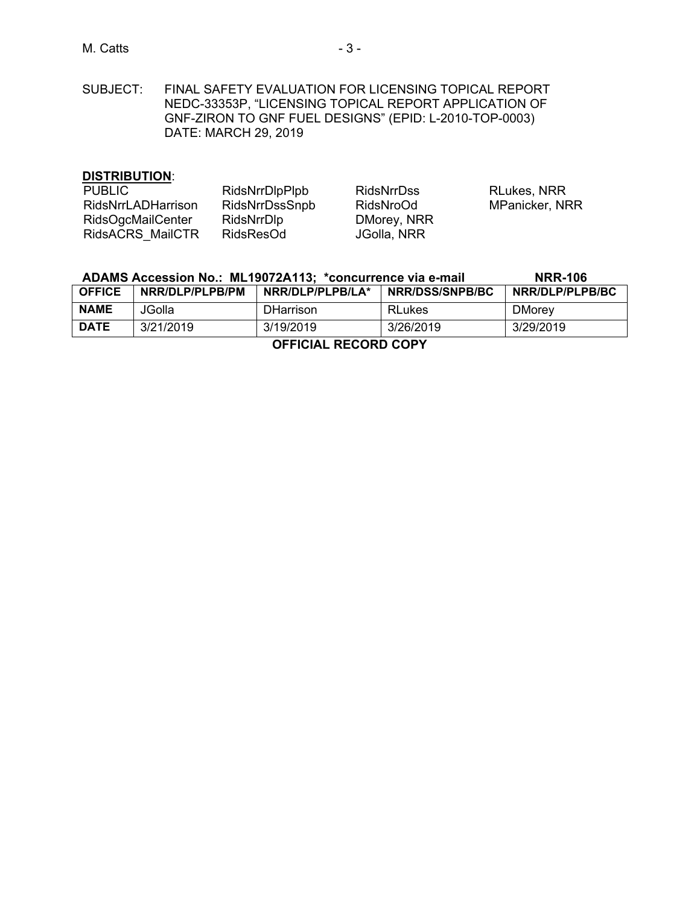SUBJECT: FINAL SAFETY EVALUATION FOR LICENSING TOPICAL REPORT NEDC-33353P, "LICENSING TOPICAL REPORT APPLICATION OF GNF-ZIRON TO GNF FUEL DESIGNS" (EPID: L-2010-TOP-0003) DATE: MARCH 29, 2019

**DISTRIBUTION**:

PUBLIC
RidsNrrLADHarrison
RidsOgcMailCenter
RidsACRS_MailCTR
RidsNrrDlpPlpb
RidsNrrDssSnpb
RidsNrrDlp
RidsResOd
RidsNrrDss
RidsNroOd
DMorey, NRR
JGolla, NRR
RLukes, NRR
MPanicker, NRR

**ADAMS Accession No.: ML19072A113; *concurrence via e-mail** **NRR-106**

| **OFFICE** | **NRR/DLP/PLPB/PM** | **NRR/DLP/PLPB/LA*** | **NRR/DSS/SNPB/BC** | **NRR/DLP/PLPB/BC** |
|---|---|---|---|---|
| **NAME** | JGolla | DHarrison | RLukes | DMorey |
| **DATE** | 3/21/2019 | 3/19/2019 | 3/26/2019 | 3/29/2019 |

**OFFICIAL RECORD COPY**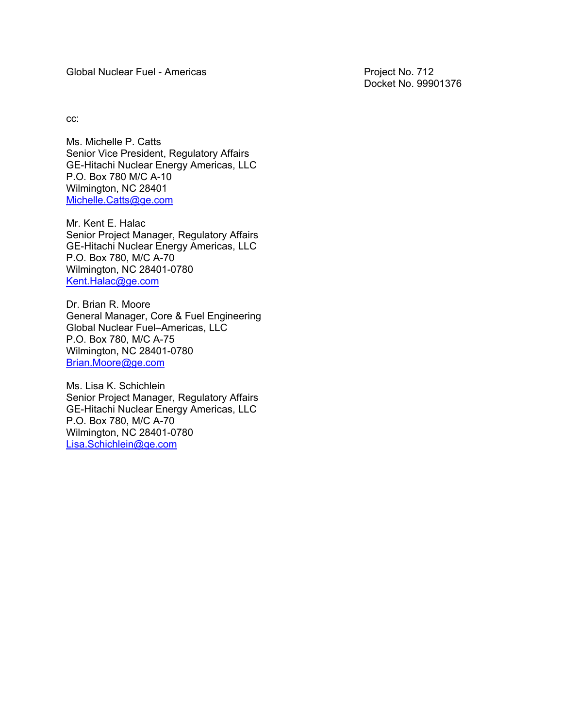Global Nuclear Fuel - Americas

Project No. 712
Docket No. 99901376

cc:

Ms. Michelle P. Catts
Senior Vice President, Regulatory Affairs
GE-Hitachi Nuclear Energy Americas, LLC
P.O. Box 780 M/C A-10
Wilmington, NC 28401
Michelle.Catts@ge.com

Mr. Kent E. Halac
Senior Project Manager, Regulatory Affairs
GE-Hitachi Nuclear Energy Americas, LLC
P.O. Box 780, M/C A-70
Wilmington, NC 28401-0780
Kent.Halac@ge.com

Dr. Brian R. Moore
General Manager, Core & Fuel Engineering
Global Nuclear Fuel–Americas, LLC
P.O. Box 780, M/C A-75
Wilmington, NC 28401-0780
Brian.Moore@ge.com

Ms. Lisa K. Schichlein
Senior Project Manager, Regulatory Affairs
GE-Hitachi Nuclear Energy Americas, LLC
P.O. Box 780, M/C A-70
Wilmington, NC 28401-0780
Lisa.Schichlein@ge.com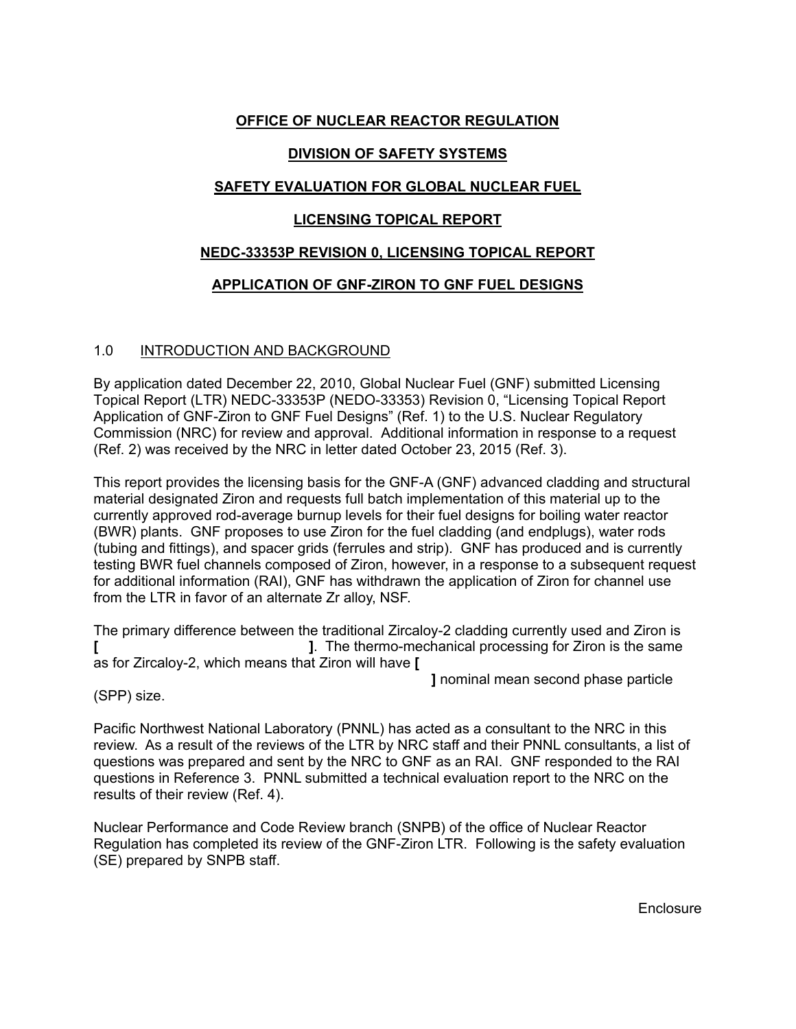**OFFICE OF NUCLEAR REACTOR REGULATION**

**DIVISION OF SAFETY SYSTEMS**

**SAFETY EVALUATION FOR GLOBAL NUCLEAR FUEL**

**LICENSING TOPICAL REPORT**

**NEDC-33353P REVISION 0, LICENSING TOPICAL REPORT**

**APPLICATION OF GNF-ZIRON TO GNF FUEL DESIGNS**

## 1.0 INTRODUCTION AND BACKGROUND

By application dated December 22, 2010, Global Nuclear Fuel (GNF) submitted Licensing Topical Report (LTR) NEDC-33353P (NEDO-33353) Revision 0, "Licensing Topical Report Application of GNF-Ziron to GNF Fuel Designs" (Ref. 1) to the U.S. Nuclear Regulatory Commission (NRC) for review and approval. Additional information in response to a request (Ref. 2) was received by the NRC in letter dated October 23, 2015 (Ref. 3).

This report provides the licensing basis for the GNF-A (GNF) advanced cladding and structural material designated Ziron and requests full batch implementation of this material up to the currently approved rod-average burnup levels for their fuel designs for boiling water reactor (BWR) plants. GNF proposes to use Ziron for the fuel cladding (and endplugs), water rods (tubing and fittings), and spacer grids (ferrules and strip). GNF has produced and is currently testing BWR fuel channels composed of Ziron, however, in a response to a subsequent request for additional information (RAI), GNF has withdrawn the application of Ziron for channel use from the LTR in favor of an alternate Zr alloy, NSF.

The primary difference between the traditional Zircaloy-2 cladding currently used and Ziron is **[ ]**. The thermo-mechanical processing for Ziron is the same as for Zircaloy-2, which means that Ziron will have **[ ]** nominal mean second phase particle (SPP) size.

Pacific Northwest National Laboratory (PNNL) has acted as a consultant to the NRC in this review. As a result of the reviews of the LTR by NRC staff and their PNNL consultants, a list of questions was prepared and sent by the NRC to GNF as an RAI. GNF responded to the RAI questions in Reference 3. PNNL submitted a technical evaluation report to the NRC on the results of their review (Ref. 4).

Nuclear Performance and Code Review branch (SNPB) of the office of Nuclear Reactor Regulation has completed its review of the GNF-Ziron LTR. Following is the safety evaluation (SE) prepared by SNPB staff.

Enclosure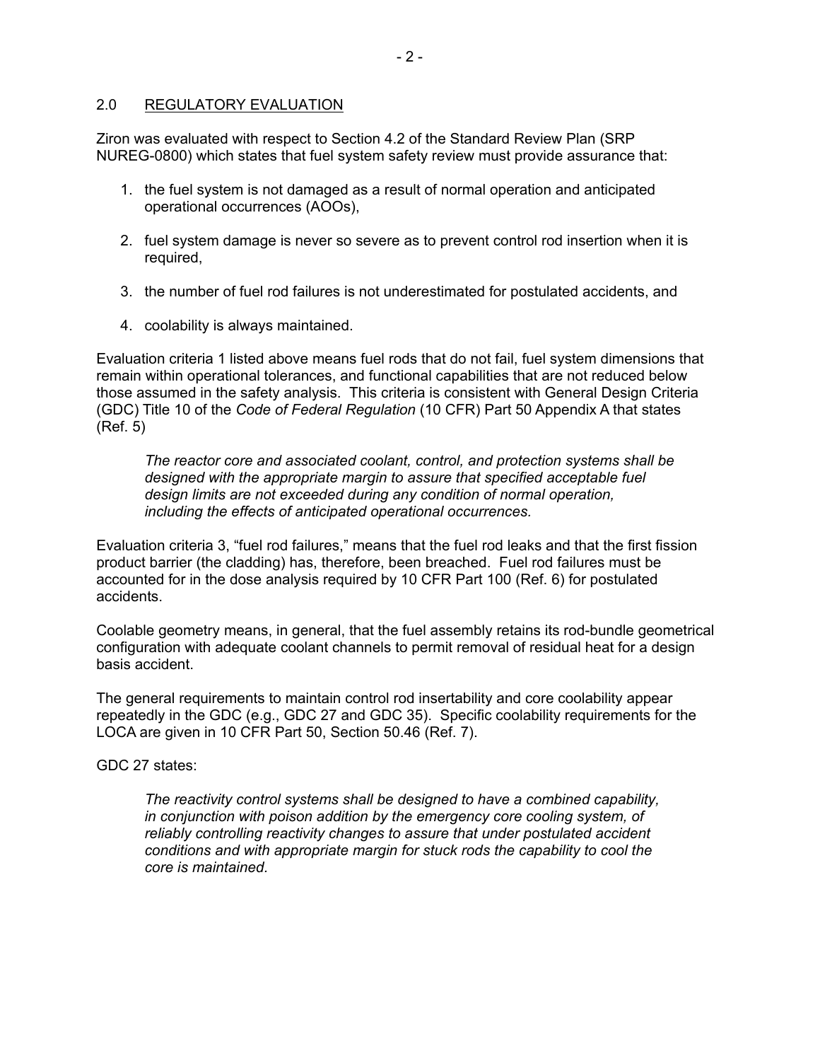## 2.0 REGULATORY EVALUATION

Ziron was evaluated with respect to Section 4.2 of the Standard Review Plan (SRP NUREG-0800) which states that fuel system safety review must provide assurance that:

1. the fuel system is not damaged as a result of normal operation and anticipated operational occurrences (AOOs),
2. fuel system damage is never so severe as to prevent control rod insertion when it is required,
3. the number of fuel rod failures is not underestimated for postulated accidents, and
4. coolability is always maintained.

Evaluation criteria 1 listed above means fuel rods that do not fail, fuel system dimensions that remain within operational tolerances, and functional capabilities that are not reduced below those assumed in the safety analysis. This criteria is consistent with General Design Criteria (GDC) Title 10 of the *Code of Federal Regulation* (10 CFR) Part 50 Appendix A that states (Ref. 5)

> *The reactor core and associated coolant, control, and protection systems shall be designed with the appropriate margin to assure that specified acceptable fuel design limits are not exceeded during any condition of normal operation, including the effects of anticipated operational occurrences.*

Evaluation criteria 3, "fuel rod failures," means that the fuel rod leaks and that the first fission product barrier (the cladding) has, therefore, been breached. Fuel rod failures must be accounted for in the dose analysis required by 10 CFR Part 100 (Ref. 6) for postulated accidents.

Coolable geometry means, in general, that the fuel assembly retains its rod-bundle geometrical configuration with adequate coolant channels to permit removal of residual heat for a design basis accident.

The general requirements to maintain control rod insertability and core coolability appear repeatedly in the GDC (e.g., GDC 27 and GDC 35). Specific coolability requirements for the LOCA are given in 10 CFR Part 50, Section 50.46 (Ref. 7).

GDC 27 states:

> *The reactivity control systems shall be designed to have a combined capability, in conjunction with poison addition by the emergency core cooling system, of reliably controlling reactivity changes to assure that under postulated accident conditions and with appropriate margin for stuck rods the capability to cool the core is maintained.*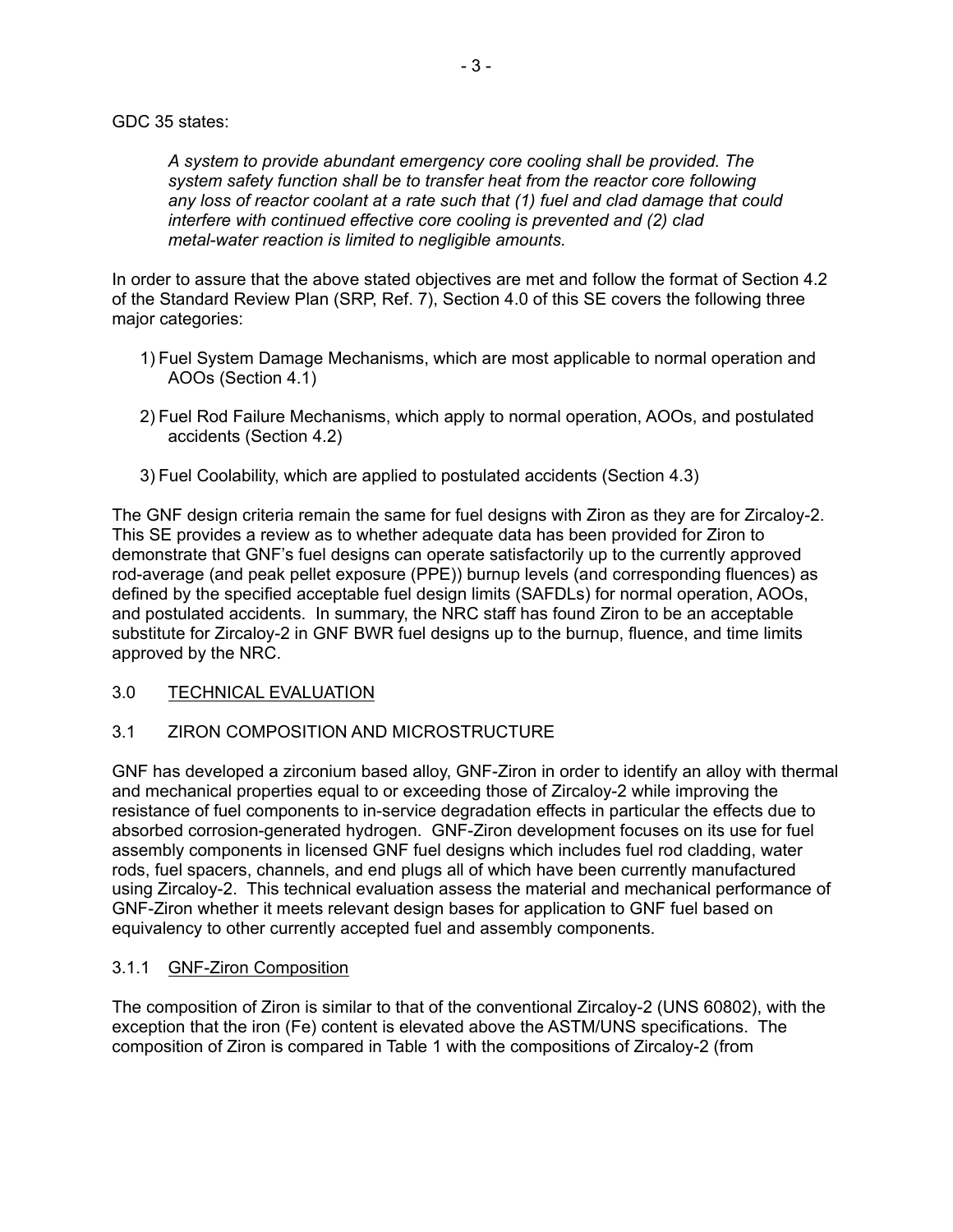GDC 35 states:

> *A system to provide abundant emergency core cooling shall be provided. The system safety function shall be to transfer heat from the reactor core following any loss of reactor coolant at a rate such that (1) fuel and clad damage that could interfere with continued effective core cooling is prevented and (2) clad metal-water reaction is limited to negligible amounts.*

In order to assure that the above stated objectives are met and follow the format of Section 4.2 of the Standard Review Plan (SRP, Ref. 7), Section 4.0 of this SE covers the following three major categories:

1) Fuel System Damage Mechanisms, which are most applicable to normal operation and AOOs (Section 4.1)

2) Fuel Rod Failure Mechanisms, which apply to normal operation, AOOs, and postulated accidents (Section 4.2)

3) Fuel Coolability, which are applied to postulated accidents (Section 4.3)

The GNF design criteria remain the same for fuel designs with Ziron as they are for Zircaloy-2. This SE provides a review as to whether adequate data has been provided for Ziron to demonstrate that GNF's fuel designs can operate satisfactorily up to the currently approved rod-average (and peak pellet exposure (PPE)) burnup levels (and corresponding fluences) as defined by the specified acceptable fuel design limits (SAFDLs) for normal operation, AOOs, and postulated accidents. In summary, the NRC staff has found Ziron to be an acceptable substitute for Zircaloy-2 in GNF BWR fuel designs up to the burnup, fluence, and time limits approved by the NRC.

## 3.0 TECHNICAL EVALUATION

### 3.1 ZIRON COMPOSITION AND MICROSTRUCTURE

GNF has developed a zirconium based alloy, GNF-Ziron in order to identify an alloy with thermal and mechanical properties equal to or exceeding those of Zircaloy-2 while improving the resistance of fuel components to in-service degradation effects in particular the effects due to absorbed corrosion-generated hydrogen. GNF-Ziron development focuses on its use for fuel assembly components in licensed GNF fuel designs which includes fuel rod cladding, water rods, fuel spacers, channels, and end plugs all of which have been currently manufactured using Zircaloy-2. This technical evaluation assess the material and mechanical performance of GNF-Ziron whether it meets relevant design bases for application to GNF fuel based on equivalency to other currently accepted fuel and assembly components.

#### 3.1.1 GNF-Ziron Composition

The composition of Ziron is similar to that of the conventional Zircaloy-2 (UNS 60802), with the exception that the iron (Fe) content is elevated above the ASTM/UNS specifications. The composition of Ziron is compared in Table 1 with the compositions of Zircaloy-2 (from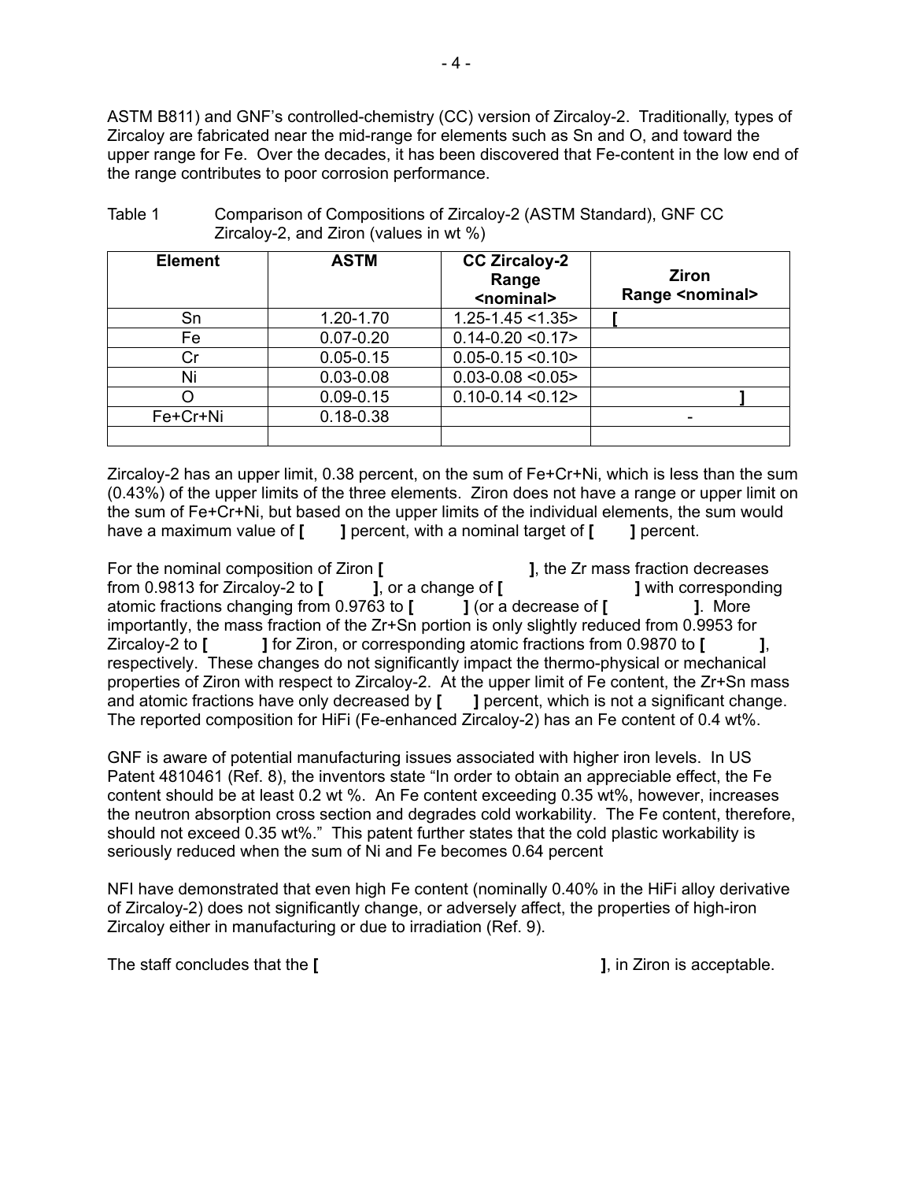ASTM B811) and GNF's controlled-chemistry (CC) version of Zircaloy-2. Traditionally, types of Zircaloy are fabricated near the mid-range for elements such as Sn and O, and toward the upper range for Fe. Over the decades, it has been discovered that Fe-content in the low end of the range contributes to poor corrosion performance.

Table 1 Comparison of Compositions of Zircaloy-2 (ASTM Standard), GNF CC Zircaloy-2, and Ziron (values in wt %)

| Element | ASTM | CC Zircaloy-2 Range <nominal> | Ziron Range <nominal> |
|---|---|---|---|
| Sn | 1.20-1.70 | 1.25-1.45 <1.35> | [ |
| Fe | 0.07-0.20 | 0.14-0.20 <0.17> | |
| Cr | 0.05-0.15 | 0.05-0.15 <0.10> | |
| Ni | 0.03-0.08 | 0.03-0.08 <0.05> | |
| O | 0.09-0.15 | 0.10-0.14 <0.12> | ] |
| Fe+Cr+Ni | 0.18-0.38 | | - |
| | | | |

Zircaloy-2 has an upper limit, 0.38 percent, on the sum of Fe+Cr+Ni, which is less than the sum (0.43%) of the upper limits of the three elements. Ziron does not have a range or upper limit on the sum of Fe+Cr+Ni, but based on the upper limits of the individual elements, the sum would have a maximum value of **[ ]** percent, with a nominal target of **[ ]** percent.

For the nominal composition of Ziron **[ ]**, the Zr mass fraction decreases from 0.9813 for Zircaloy-2 to **[ ]**, or a change of **[ ]** with corresponding atomic fractions changing from 0.9763 to **[ ]** (or a decrease of **[ ]**. More importantly, the mass fraction of the Zr+Sn portion is only slightly reduced from 0.9953 for Zircaloy-2 to **[ ]** for Ziron, or corresponding atomic fractions from 0.9870 to **[ ]**, respectively. These changes do not significantly impact the thermo-physical or mechanical properties of Ziron with respect to Zircaloy-2. At the upper limit of Fe content, the Zr+Sn mass and atomic fractions have only decreased by **[ ]** percent, which is not a significant change. The reported composition for HiFi (Fe-enhanced Zircaloy-2) has an Fe content of 0.4 wt%.

GNF is aware of potential manufacturing issues associated with higher iron levels. In US Patent 4810461 (Ref. 8), the inventors state "In order to obtain an appreciable effect, the Fe content should be at least 0.2 wt %. An Fe content exceeding 0.35 wt%, however, increases the neutron absorption cross section and degrades cold workability. The Fe content, therefore, should not exceed 0.35 wt%." This patent further states that the cold plastic workability is seriously reduced when the sum of Ni and Fe becomes 0.64 percent

NFI have demonstrated that even high Fe content (nominally 0.40% in the HiFi alloy derivative of Zircaloy-2) does not significantly change, or adversely affect, the properties of high-iron Zircaloy either in manufacturing or due to irradiation (Ref. 9).

The staff concludes that the **[ ]**, in Ziron is acceptable.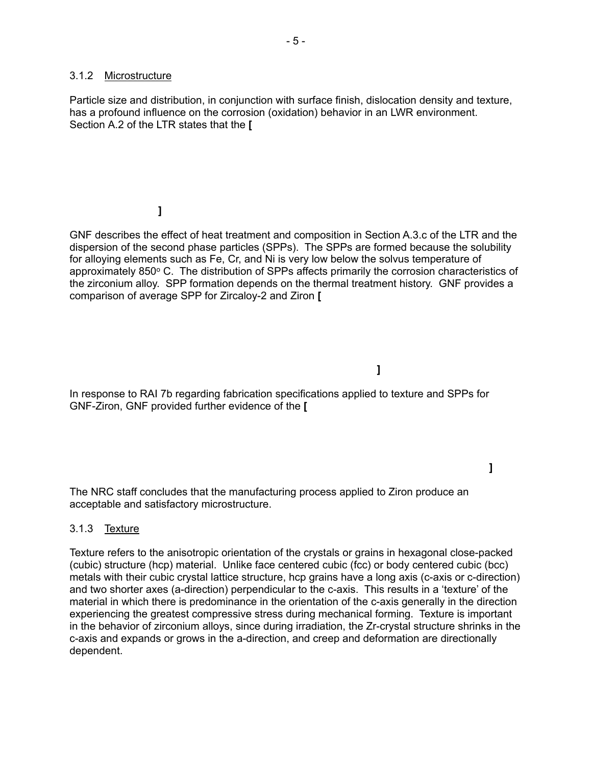### 3.1.2 Microstructure

Particle size and distribution, in conjunction with surface finish, dislocation density and texture, has a profound influence on the corrosion (oxidation) behavior in an LWR environment. Section A.2 of the LTR states that the **[**

**]**

GNF describes the effect of heat treatment and composition in Section A.3.c of the LTR and the dispersion of the second phase particles (SPPs). The SPPs are formed because the solubility for alloying elements such as Fe, Cr, and Ni is very low below the solvus temperature of approximately 850$^o$ C. The distribution of SPPs affects primarily the corrosion characteristics of the zirconium alloy. SPP formation depends on the thermal treatment history. GNF provides a comparison of average SPP for Zircaloy-2 and Ziron **[**

**]**

In response to RAI 7b regarding fabrication specifications applied to texture and SPPs for GNF-Ziron, GNF provided further evidence of the **[**

**]**

The NRC staff concludes that the manufacturing process applied to Ziron produce an acceptable and satisfactory microstructure.

### 3.1.3 Texture

Texture refers to the anisotropic orientation of the crystals or grains in hexagonal close-packed (cubic) structure (hcp) material. Unlike face centered cubic (fcc) or body centered cubic (bcc) metals with their cubic crystal lattice structure, hcp grains have a long axis (c-axis or c-direction) and two shorter axes (a-direction) perpendicular to the c-axis. This results in a 'texture' of the material in which there is predominance in the orientation of the c-axis generally in the direction experiencing the greatest compressive stress during mechanical forming. Texture is important in the behavior of zirconium alloys, since during irradiation, the Zr-crystal structure shrinks in the c-axis and expands or grows in the a-direction, and creep and deformation are directionally dependent.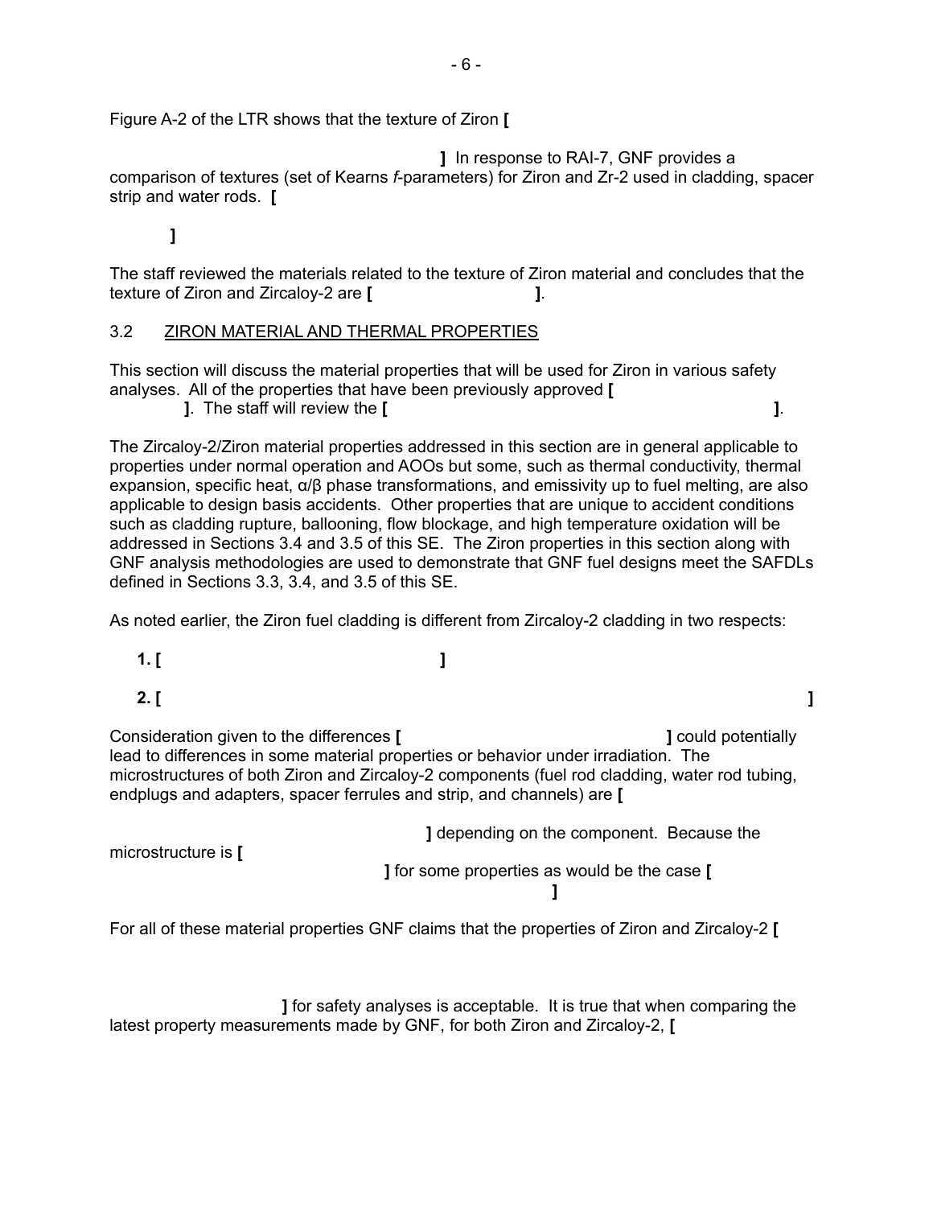Figure A-2 of the LTR shows that the texture of Ziron **[**

**]** In response to RAI-7, GNF provides a comparison of textures (set of Kearns *f*-parameters) for Ziron and Zr-2 used in cladding, spacer strip and water rods. **[**

**]**

The staff reviewed the materials related to the texture of Ziron material and concludes that the texture of Ziron and Zircaloy-2 are **[ ]**.

## 3.2 ZIRON MATERIAL AND THERMAL PROPERTIES

This section will discuss the material properties that will be used for Ziron in various safety analyses. All of the properties that have been previously approved **[ ]**. The staff will review the **[ ]**.

The Zircaloy-2/Ziron material properties addressed in this section are in general applicable to properties under normal operation and AOOs but some, such as thermal conductivity, thermal expansion, specific heat, α/β phase transformations, and emissivity up to fuel melting, are also applicable to design basis accidents. Other properties that are unique to accident conditions such as cladding rupture, ballooning, flow blockage, and high temperature oxidation will be addressed in Sections 3.4 and 3.5 of this SE. The Ziron properties in this section along with GNF analysis methodologies are used to demonstrate that GNF fuel designs meet the SAFDLs defined in Sections 3.3, 3.4, and 3.5 of this SE.

As noted earlier, the Ziron fuel cladding is different from Zircaloy-2 cladding in two respects:

1. **[ ]**
2. **[ ]**

Consideration given to the differences **[ ]** could potentially lead to differences in some material properties or behavior under irradiation. The microstructures of both Ziron and Zircaloy-2 components (fuel rod cladding, water rod tubing, endplugs and adapters, spacer ferrules and strip, and channels) are **[**

**]** depending on the component. Because the microstructure is **[**

**]** for some properties as would be the case **[**

**]**

For all of these material properties GNF claims that the properties of Ziron and Zircaloy-2 **[**

**]** for safety analyses is acceptable. It is true that when comparing the latest property measurements made by GNF, for both Ziron and Zircaloy-2, **[**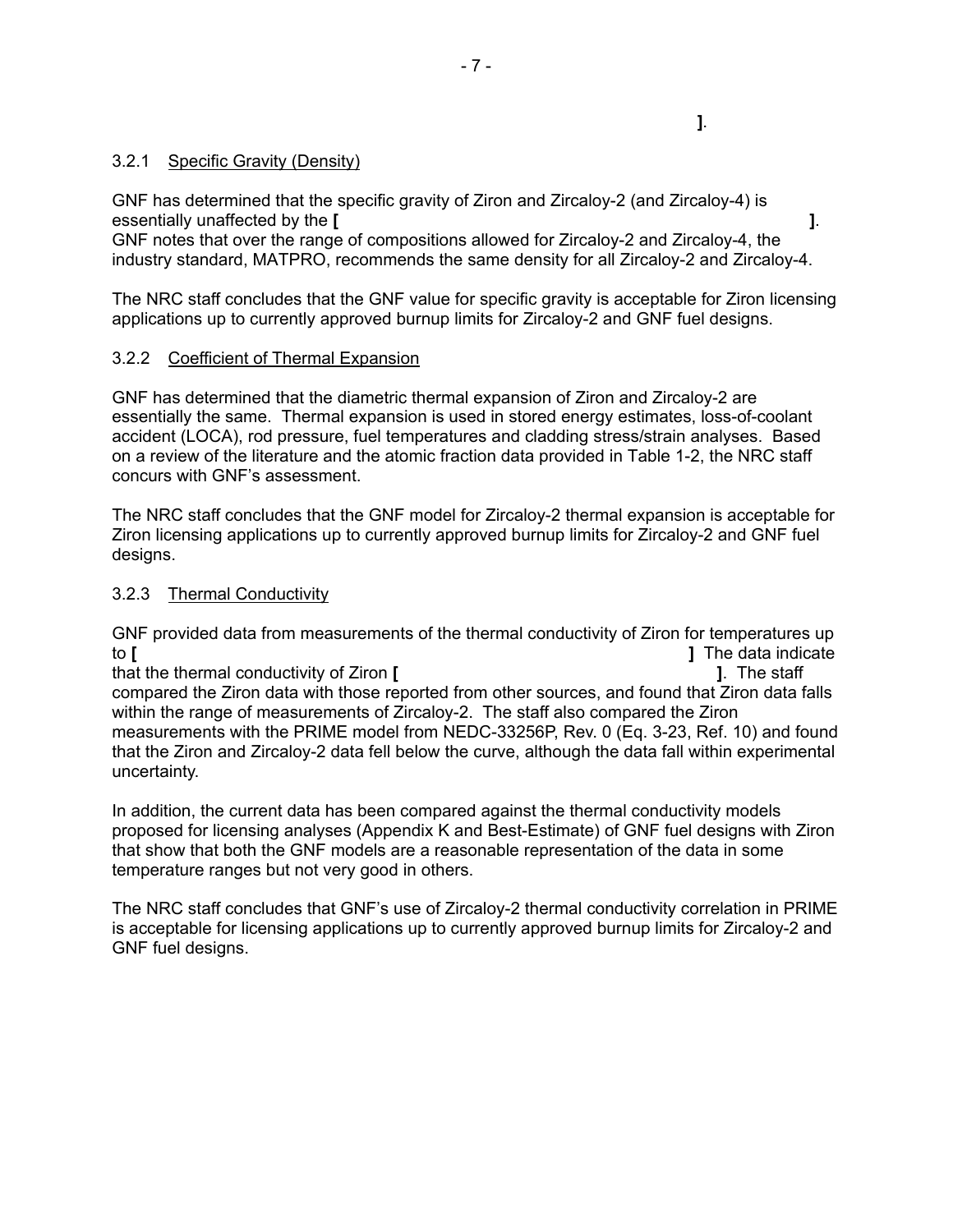**]**.

### 3.2.1 Specific Gravity (Density)

GNF has determined that the specific gravity of Ziron and Zircaloy-2 (and Zircaloy-4) is essentially unaffected by the **[ ]**. GNF notes that over the range of compositions allowed for Zircaloy-2 and Zircaloy-4, the industry standard, MATPRO, recommends the same density for all Zircaloy-2 and Zircaloy-4.

The NRC staff concludes that the GNF value for specific gravity is acceptable for Ziron licensing applications up to currently approved burnup limits for Zircaloy-2 and GNF fuel designs.

### 3.2.2 Coefficient of Thermal Expansion

GNF has determined that the diametric thermal expansion of Ziron and Zircaloy-2 are essentially the same. Thermal expansion is used in stored energy estimates, loss-of-coolant accident (LOCA), rod pressure, fuel temperatures and cladding stress/strain analyses. Based on a review of the literature and the atomic fraction data provided in Table 1-2, the NRC staff concurs with GNF's assessment.

The NRC staff concludes that the GNF model for Zircaloy-2 thermal expansion is acceptable for Ziron licensing applications up to currently approved burnup limits for Zircaloy-2 and GNF fuel designs.

### 3.2.3 Thermal Conductivity

GNF provided data from measurements of the thermal conductivity of Ziron for temperatures up to **[ ]** The data indicate that the thermal conductivity of Ziron **[ ]**. The staff compared the Ziron data with those reported from other sources, and found that Ziron data falls within the range of measurements of Zircaloy-2. The staff also compared the Ziron measurements with the PRIME model from NEDC-33256P, Rev. 0 (Eq. 3-23, Ref. 10) and found that the Ziron and Zircaloy-2 data fell below the curve, although the data fall within experimental uncertainty.

In addition, the current data has been compared against the thermal conductivity models proposed for licensing analyses (Appendix K and Best-Estimate) of GNF fuel designs with Ziron that show that both the GNF models are a reasonable representation of the data in some temperature ranges but not very good in others.

The NRC staff concludes that GNF's use of Zircaloy-2 thermal conductivity correlation in PRIME is acceptable for licensing applications up to currently approved burnup limits for Zircaloy-2 and GNF fuel designs.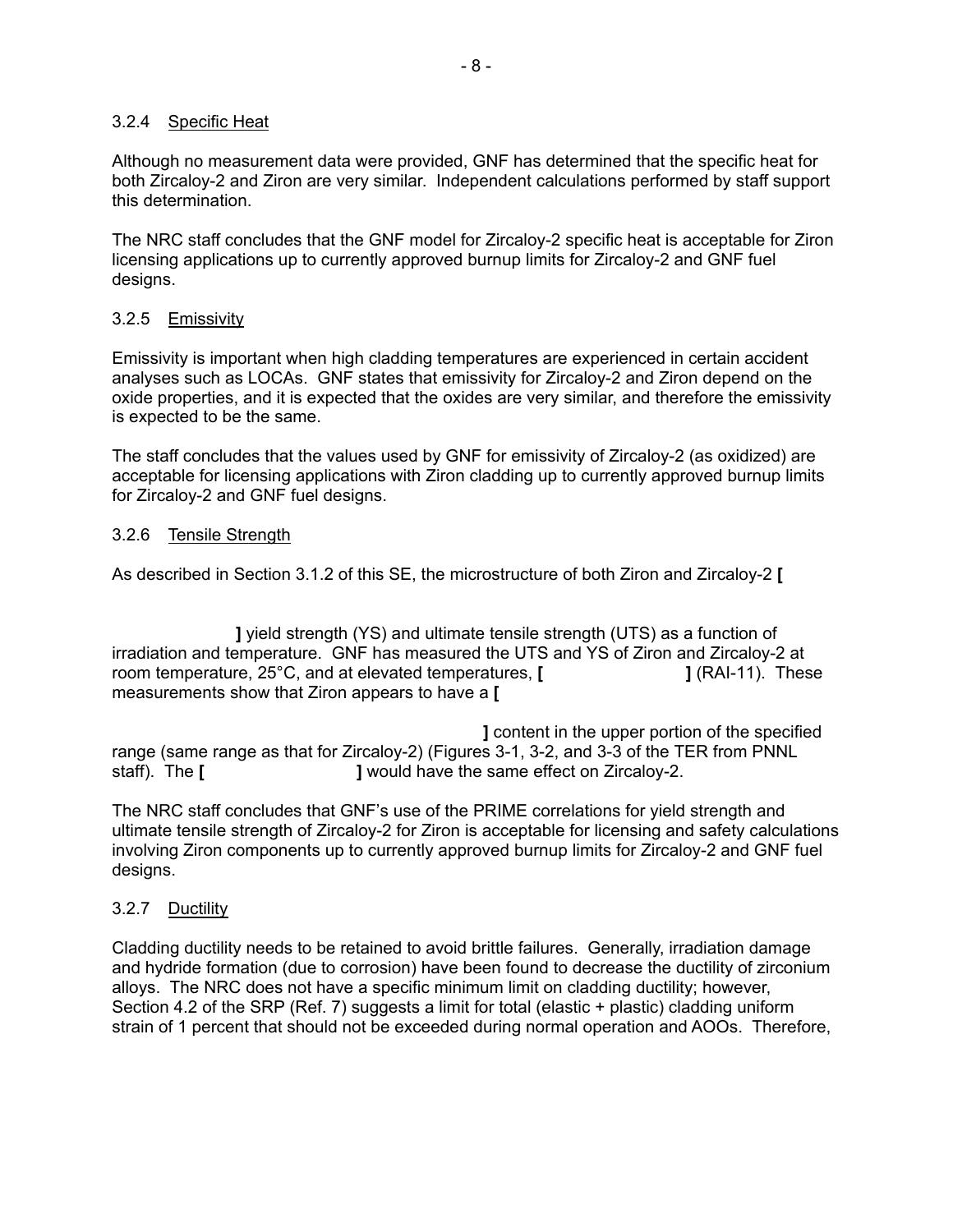### 3.2.4 Specific Heat

Although no measurement data were provided, GNF has determined that the specific heat for both Zircaloy-2 and Ziron are very similar. Independent calculations performed by staff support this determination.

The NRC staff concludes that the GNF model for Zircaloy-2 specific heat is acceptable for Ziron licensing applications up to currently approved burnup limits for Zircaloy-2 and GNF fuel designs.

### 3.2.5 Emissivity

Emissivity is important when high cladding temperatures are experienced in certain accident analyses such as LOCAs. GNF states that emissivity for Zircaloy-2 and Ziron depend on the oxide properties, and it is expected that the oxides are very similar, and therefore the emissivity is expected to be the same.

The staff concludes that the values used by GNF for emissivity of Zircaloy-2 (as oxidized) are acceptable for licensing applications with Ziron cladding up to currently approved burnup limits for Zircaloy-2 and GNF fuel designs.

### 3.2.6 Tensile Strength

As described in Section 3.1.2 of this SE, the microstructure of both Ziron and Zircaloy-2 **[**

**]** yield strength (YS) and ultimate tensile strength (UTS) as a function of irradiation and temperature. GNF has measured the UTS and YS of Ziron and Zircaloy-2 at room temperature, 25°C, and at elevated temperatures, **[** **]** (RAI-11). These measurements show that Ziron appears to have a **[**

**]** content in the upper portion of the specified range (same range as that for Zircaloy-2) (Figures 3-1, 3-2, and 3-3 of the TER from PNNL staff). The **[** **]** would have the same effect on Zircaloy-2.

The NRC staff concludes that GNF's use of the PRIME correlations for yield strength and ultimate tensile strength of Zircaloy-2 for Ziron is acceptable for licensing and safety calculations involving Ziron components up to currently approved burnup limits for Zircaloy-2 and GNF fuel designs.

### 3.2.7 Ductility

Cladding ductility needs to be retained to avoid brittle failures. Generally, irradiation damage and hydride formation (due to corrosion) have been found to decrease the ductility of zirconium alloys. The NRC does not have a specific minimum limit on cladding ductility; however, Section 4.2 of the SRP (Ref. 7) suggests a limit for total (elastic + plastic) cladding uniform strain of 1 percent that should not be exceeded during normal operation and AOOs. Therefore,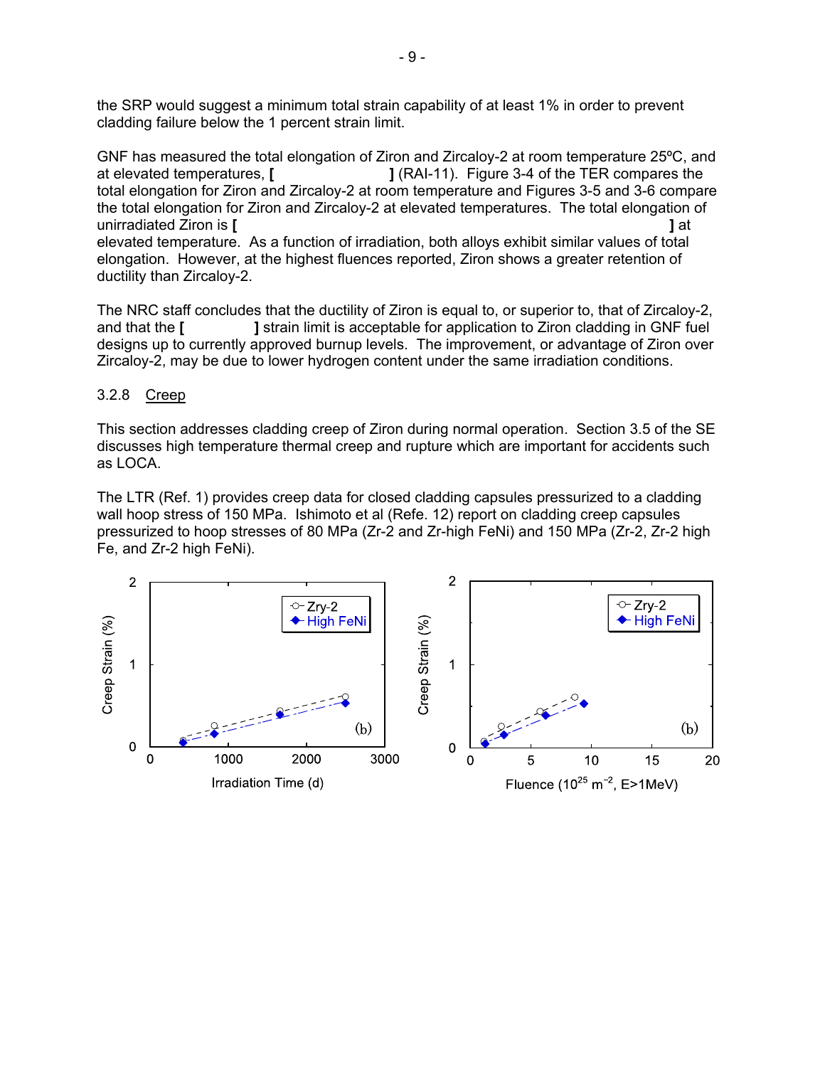the SRP would suggest a minimum total strain capability of at least 1% in order to prevent cladding failure below the 1 percent strain limit.

GNF has measured the total elongation of Ziron and Zircaloy-2 at room temperature 25ºC, and at elevated temperatures, **[ ]** (RAI-11). Figure 3-4 of the TER compares the total elongation for Ziron and Zircaloy-2 at room temperature and Figures 3-5 and 3-6 compare the total elongation for Ziron and Zircaloy-2 at elevated temperatures. The total elongation of unirradiated Ziron is **[ ]** at elevated temperature. As a function of irradiation, both alloys exhibit similar values of total elongation. However, at the highest fluences reported, Ziron shows a greater retention of ductility than Zircaloy-2.

The NRC staff concludes that the ductility of Ziron is equal to, or superior to, that of Zircaloy-2, and that the **[ ]** strain limit is acceptable for application to Ziron cladding in GNF fuel designs up to currently approved burnup levels. The improvement, or advantage of Ziron over Zircaloy-2, may be due to lower hydrogen content under the same irradiation conditions.

3.2.8 Creep

This section addresses cladding creep of Ziron during normal operation. Section 3.5 of the SE discusses high temperature thermal creep and rupture which are important for accidents such as LOCA.

The LTR (Ref. 1) provides creep data for closed cladding capsules pressurized to a cladding wall hoop stress of 150 MPa. Ishimoto et al (Refe. 12) report on cladding creep capsules pressurized to hoop stresses of 80 MPa (Zr-2 and Zr-high FeNi) and 150 MPa (Zr-2, Zr-2 high Fe, and Zr-2 high FeNi).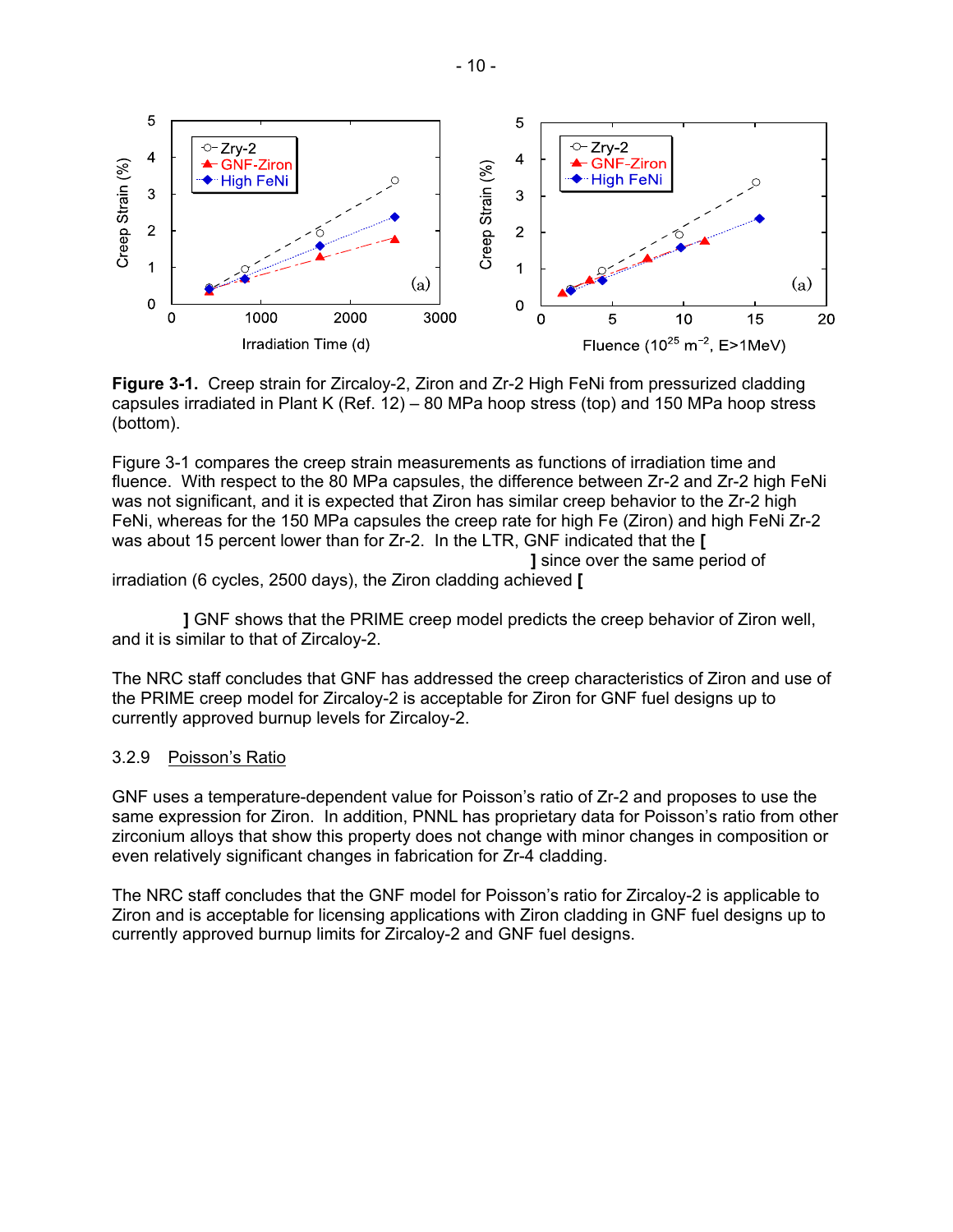**Figure 3-1.** Creep strain for Zircaloy-2, Ziron and Zr-2 High FeNi from pressurized cladding capsules irradiated in Plant K (Ref. 12) – 80 MPa hoop stress (top) and 150 MPa hoop stress (bottom).

Figure 3-1 compares the creep strain measurements as functions of irradiation time and fluence. With respect to the 80 MPa capsules, the difference between Zr-2 and Zr-2 high FeNi was not significant, and it is expected that Ziron has similar creep behavior to the Zr-2 high FeNi, whereas for the 150 MPa capsules the creep rate for high Fe (Ziron) and high FeNi Zr-2 was about 15 percent lower than for Zr-2. In the LTR, GNF indicated that the [ ] since over the same period of irradiation (6 cycles, 2500 days), the Ziron cladding achieved [ ] GNF shows that the PRIME creep model predicts the creep behavior of Ziron well, and it is similar to that of Zircaloy-2.

The NRC staff concludes that GNF has addressed the creep characteristics of Ziron and use of the PRIME creep model for Zircaloy-2 is acceptable for Ziron for GNF fuel designs up to currently approved burnup levels for Zircaloy-2.

### 3.2.9 Poisson's Ratio

GNF uses a temperature-dependent value for Poisson's ratio of Zr-2 and proposes to use the same expression for Ziron. In addition, PNNL has proprietary data for Poisson's ratio from other zirconium alloys that show this property does not change with minor changes in composition or even relatively significant changes in fabrication for Zr-4 cladding.

The NRC staff concludes that the GNF model for Poisson's ratio for Zircaloy-2 is applicable to Ziron and is acceptable for licensing applications with Ziron cladding in GNF fuel designs up to currently approved burnup limits for Zircaloy-2 and GNF fuel designs.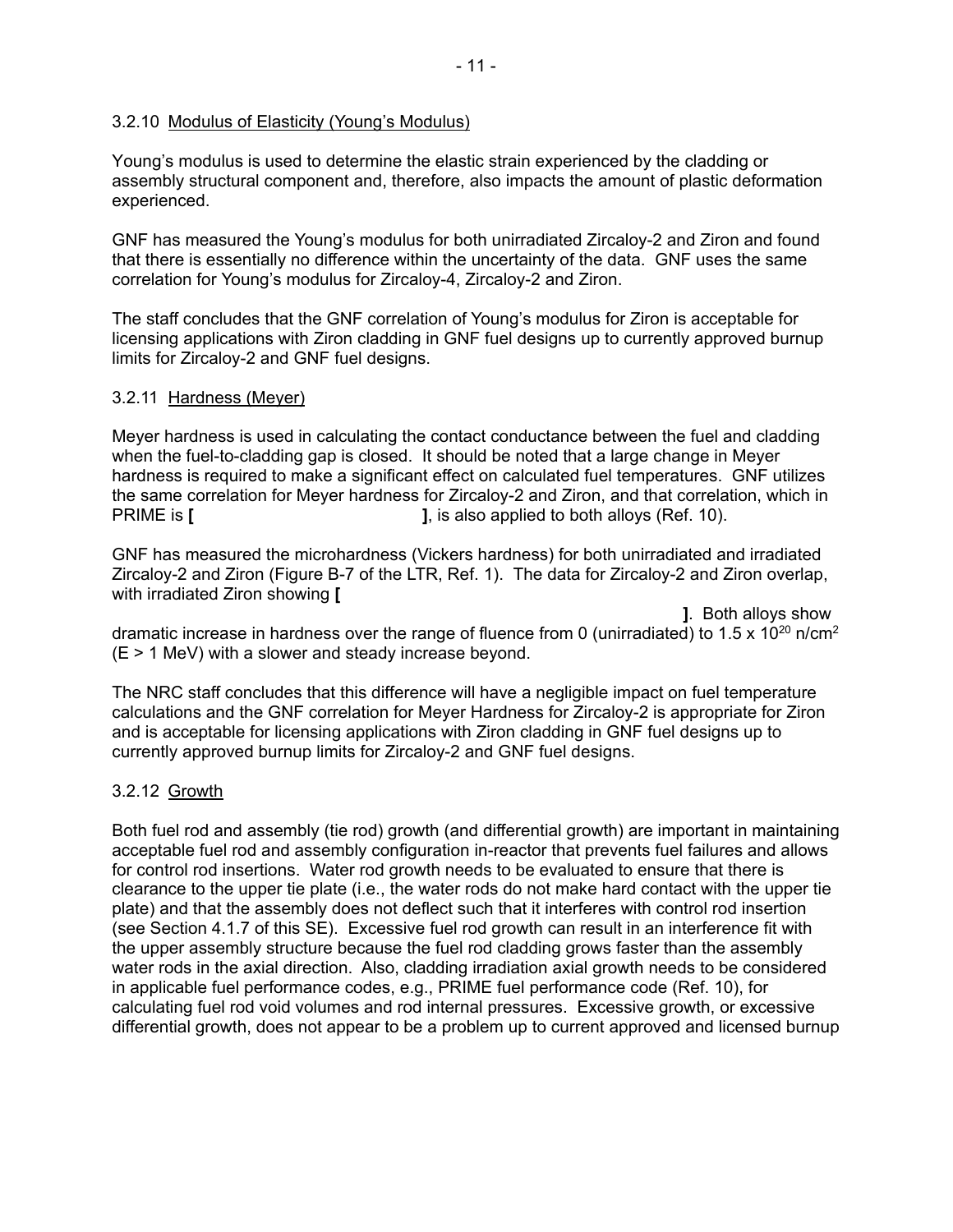### 3.2.10 Modulus of Elasticity (Young's Modulus)

Young's modulus is used to determine the elastic strain experienced by the cladding or assembly structural component and, therefore, also impacts the amount of plastic deformation experienced.

GNF has measured the Young's modulus for both unirradiated Zircaloy-2 and Ziron and found that there is essentially no difference within the uncertainty of the data. GNF uses the same correlation for Young's modulus for Zircaloy-4, Zircaloy-2 and Ziron.

The staff concludes that the GNF correlation of Young's modulus for Ziron is acceptable for licensing applications with Ziron cladding in GNF fuel designs up to currently approved burnup limits for Zircaloy-2 and GNF fuel designs.

### 3.2.11 Hardness (Meyer)

Meyer hardness is used in calculating the contact conductance between the fuel and cladding when the fuel-to-cladding gap is closed. It should be noted that a large change in Meyer hardness is required to make a significant effect on calculated fuel temperatures. GNF utilizes the same correlation for Meyer hardness for Zircaloy-2 and Ziron, and that correlation, which in PRIME is **[ ]**, is also applied to both alloys (Ref. 10).

GNF has measured the microhardness (Vickers hardness) for both unirradiated and irradiated Zircaloy-2 and Ziron (Figure B-7 of the LTR, Ref. 1). The data for Zircaloy-2 and Ziron overlap, with irradiated Ziron showing **[ ]**. Both alloys show dramatic increase in hardness over the range of fluence from 0 (unirradiated) to 1.5 x $10^{20}$ n/cm$^2$ (E > 1 MeV) with a slower and steady increase beyond.

The NRC staff concludes that this difference will have a negligible impact on fuel temperature calculations and the GNF correlation for Meyer Hardness for Zircaloy-2 is appropriate for Ziron and is acceptable for licensing applications with Ziron cladding in GNF fuel designs up to currently approved burnup limits for Zircaloy-2 and GNF fuel designs.

### 3.2.12 Growth

Both fuel rod and assembly (tie rod) growth (and differential growth) are important in maintaining acceptable fuel rod and assembly configuration in-reactor that prevents fuel failures and allows for control rod insertions. Water rod growth needs to be evaluated to ensure that there is clearance to the upper tie plate (i.e., the water rods do not make hard contact with the upper tie plate) and that the assembly does not deflect such that it interferes with control rod insertion (see Section 4.1.7 of this SE). Excessive fuel rod growth can result in an interference fit with the upper assembly structure because the fuel rod cladding grows faster than the assembly water rods in the axial direction. Also, cladding irradiation axial growth needs to be considered in applicable fuel performance codes, e.g., PRIME fuel performance code (Ref. 10), for calculating fuel rod void volumes and rod internal pressures. Excessive growth, or excessive differential growth, does not appear to be a problem up to current approved and licensed burnup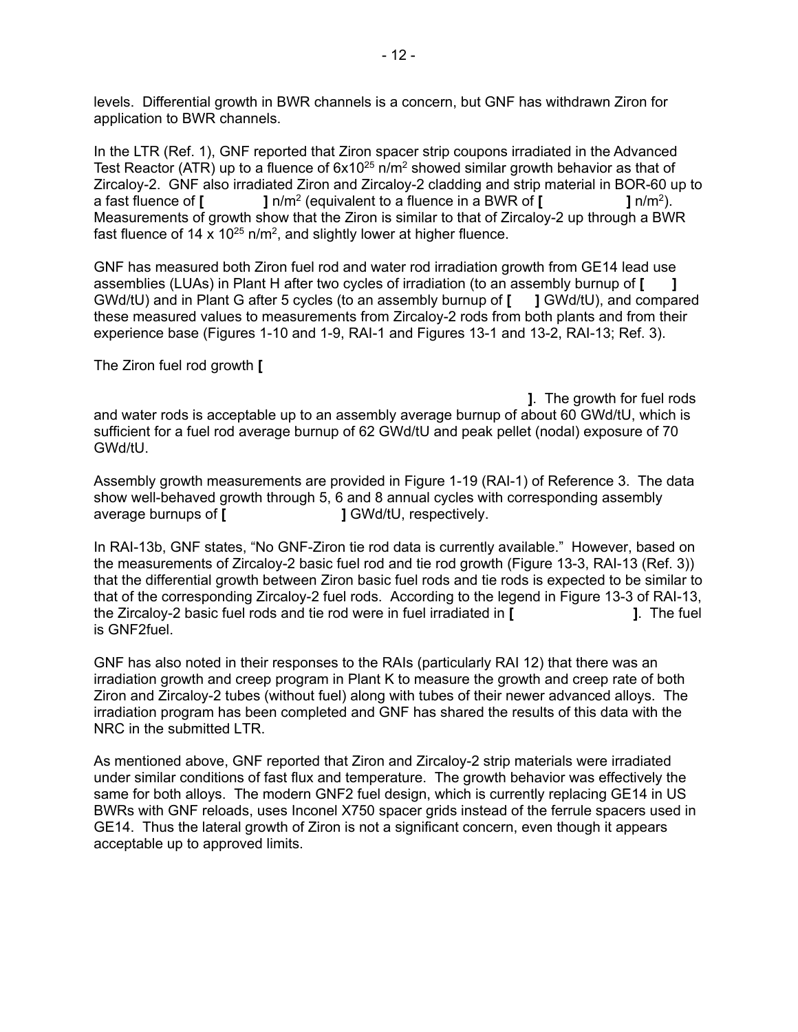levels. Differential growth in BWR channels is a concern, but GNF has withdrawn Ziron for application to BWR channels.

In the LTR (Ref. 1), GNF reported that Ziron spacer strip coupons irradiated in the Advanced Test Reactor (ATR) up to a fluence of $6 \times 10^{25}$ n/m$^2$ showed similar growth behavior as that of Zircaloy-2. GNF also irradiated Ziron and Zircaloy-2 cladding and strip material in BOR-60 up to a fast fluence of **[ ]** n/m$^2$ (equivalent to a fluence in a BWR of **[ ]** n/m$^2$). Measurements of growth show that the Ziron is similar to that of Zircaloy-2 up through a BWR fast fluence of 14 x $10^{25}$ n/m$^2$, and slightly lower at higher fluence.

GNF has measured both Ziron fuel rod and water rod irradiation growth from GE14 lead use assemblies (LUAs) in Plant H after two cycles of irradiation (to an assembly burnup of **[ ]** GWd/tU) and in Plant G after 5 cycles (to an assembly burnup of **[ ]** GWd/tU), and compared these measured values to measurements from Zircaloy-2 rods from both plants and from their experience base (Figures 1-10 and 1-9, RAI-1 and Figures 13-1 and 13-2, RAI-13; Ref. 3).

The Ziron fuel rod growth **[**

**]**. The growth for fuel rods and water rods is acceptable up to an assembly average burnup of about 60 GWd/tU, which is sufficient for a fuel rod average burnup of 62 GWd/tU and peak pellet (nodal) exposure of 70 GWd/tU.

Assembly growth measurements are provided in Figure 1-19 (RAI-1) of Reference 3. The data show well-behaved growth through 5, 6 and 8 annual cycles with corresponding assembly average burnups of **[ ]** GWd/tU, respectively.

In RAI-13b, GNF states, "No GNF-Ziron tie rod data is currently available." However, based on the measurements of Zircaloy-2 basic fuel rod and tie rod growth (Figure 13-3, RAI-13 (Ref. 3)) that the differential growth between Ziron basic fuel rods and tie rods is expected to be similar to that of the corresponding Zircaloy-2 fuel rods. According to the legend in Figure 13-3 of RAI-13, the Zircaloy-2 basic fuel rods and tie rod were in fuel irradiated in **[ ]**. The fuel is GNF2fuel.

GNF has also noted in their responses to the RAIs (particularly RAI 12) that there was an irradiation growth and creep program in Plant K to measure the growth and creep rate of both Ziron and Zircaloy-2 tubes (without fuel) along with tubes of their newer advanced alloys. The irradiation program has been completed and GNF has shared the results of this data with the NRC in the submitted LTR.

As mentioned above, GNF reported that Ziron and Zircaloy-2 strip materials were irradiated under similar conditions of fast flux and temperature. The growth behavior was effectively the same for both alloys. The modern GNF2 fuel design, which is currently replacing GE14 in US BWRs with GNF reloads, uses Inconel X750 spacer grids instead of the ferrule spacers used in GE14. Thus the lateral growth of Ziron is not a significant concern, even though it appears acceptable up to approved limits.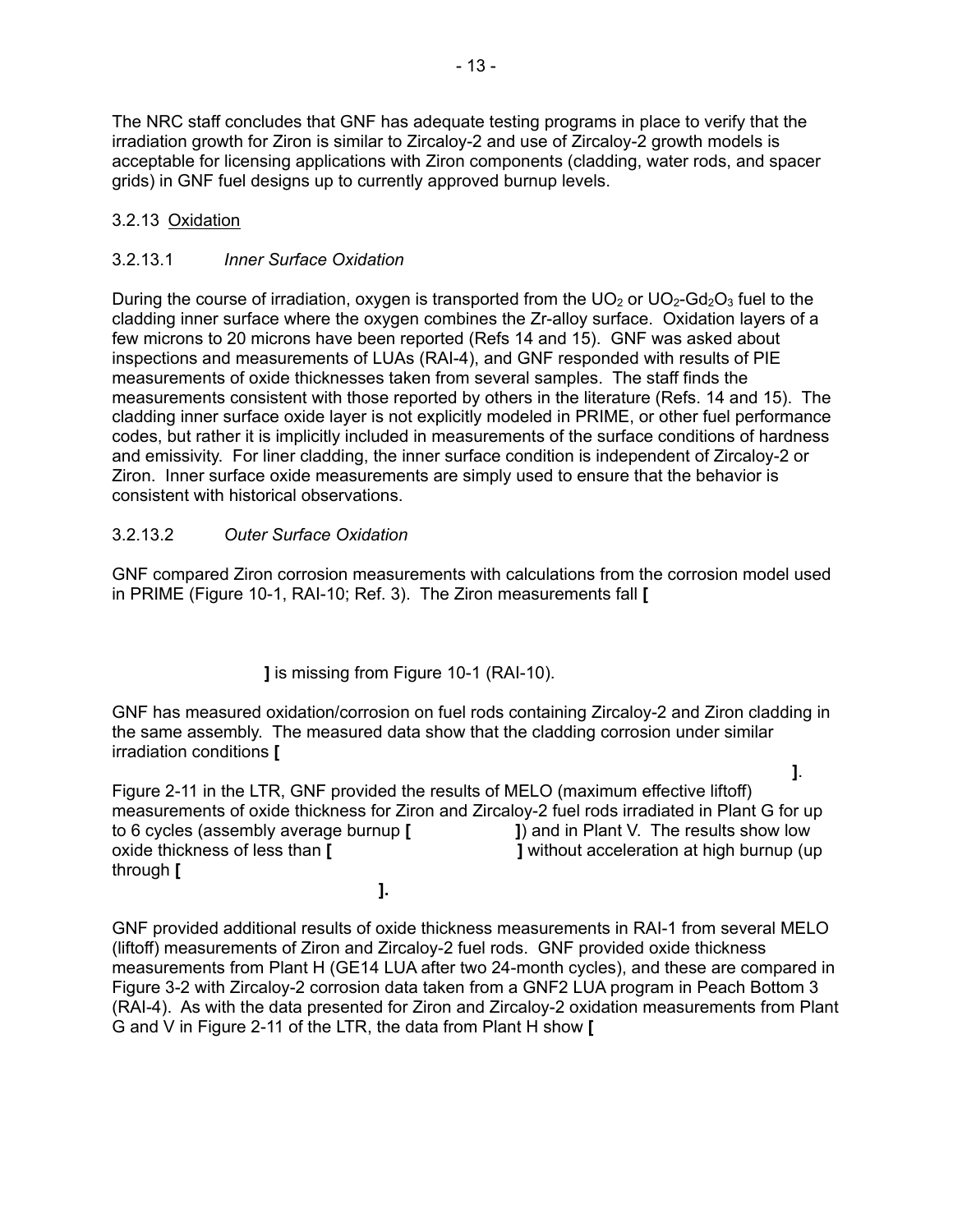The NRC staff concludes that GNF has adequate testing programs in place to verify that the irradiation growth for Ziron is similar to Zircaloy-2 and use of Zircaloy-2 growth models is acceptable for licensing applications with Ziron components (cladding, water rods, and spacer grids) in GNF fuel designs up to currently approved burnup levels.

### 3.2.13 Oxidation

#### 3.2.13.1 *Inner Surface Oxidation*

During the course of irradiation, oxygen is transported from the $UO_2$ or $UO_2$-$Gd_2O_3$ fuel to the cladding inner surface where the oxygen combines the Zr-alloy surface. Oxidation layers of a few microns to 20 microns have been reported (Refs 14 and 15). GNF was asked about inspections and measurements of LUAs (RAI-4), and GNF responded with results of PIE measurements of oxide thicknesses taken from several samples. The staff finds the measurements consistent with those reported by others in the literature (Refs. 14 and 15). The cladding inner surface oxide layer is not explicitly modeled in PRIME, or other fuel performance codes, but rather it is implicitly included in measurements of the surface conditions of hardness and emissivity. For liner cladding, the inner surface condition is independent of Zircaloy-2 or Ziron. Inner surface oxide measurements are simply used to ensure that the behavior is consistent with historical observations.

#### 3.2.13.2 *Outer Surface Oxidation*

GNF compared Ziron corrosion measurements with calculations from the corrosion model used in PRIME (Figure 10-1, RAI-10; Ref. 3). The Ziron measurements fall **[**

**]** is missing from Figure 10-1 (RAI-10).

GNF has measured oxidation/corrosion on fuel rods containing Zircaloy-2 and Ziron cladding in the same assembly. The measured data show that the cladding corrosion under similar irradiation conditions **[**

**]**.
Figure 2-11 in the LTR, GNF provided the results of MELO (maximum effective liftoff) measurements of oxide thickness for Ziron and Zircaloy-2 fuel rods irradiated in Plant G for up to 6 cycles (assembly average burnup **[** **]**) and in Plant V. The results show low oxide thickness of less than **[** **]** without acceleration at high burnup (up through **[**

**].**

GNF provided additional results of oxide thickness measurements in RAI-1 from several MELO (liftoff) measurements of Ziron and Zircaloy-2 fuel rods. GNF provided oxide thickness measurements from Plant H (GE14 LUA after two 24-month cycles), and these are compared in Figure 3-2 with Zircaloy-2 corrosion data taken from a GNF2 LUA program in Peach Bottom 3 (RAI-4). As with the data presented for Ziron and Zircaloy-2 oxidation measurements from Plant G and V in Figure 2-11 of the LTR, the data from Plant H show **[**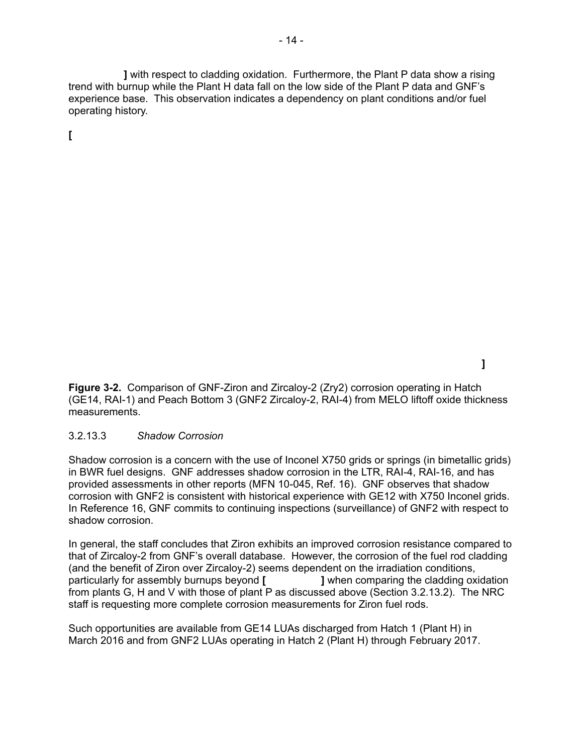**]** with respect to cladding oxidation. Furthermore, the Plant P data show a rising trend with burnup while the Plant H data fall on the low side of the Plant P data and GNF's experience base. This observation indicates a dependency on plant conditions and/or fuel operating history.

**[**

**]**

**Figure 3-2.** Comparison of GNF-Ziron and Zircaloy-2 (Zry2) corrosion operating in Hatch (GE14, RAI-1) and Peach Bottom 3 (GNF2 Zircaloy-2, RAI-4) from MELO liftoff oxide thickness measurements.

#### 3.2.13.3 *Shadow Corrosion*

Shadow corrosion is a concern with the use of Inconel X750 grids or springs (in bimetallic grids) in BWR fuel designs. GNF addresses shadow corrosion in the LTR, RAI-4, RAI-16, and has provided assessments in other reports (MFN 10-045, Ref. 16). GNF observes that shadow corrosion with GNF2 is consistent with historical experience with GE12 with X750 Inconel grids. In Reference 16, GNF commits to continuing inspections (surveillance) of GNF2 with respect to shadow corrosion.

In general, the staff concludes that Ziron exhibits an improved corrosion resistance compared to that of Zircaloy-2 from GNF's overall database. However, the corrosion of the fuel rod cladding (and the benefit of Ziron over Zircaloy-2) seems dependent on the irradiation conditions, particularly for assembly burnups beyond **[ ]** when comparing the cladding oxidation from plants G, H and V with those of plant P as discussed above (Section 3.2.13.2). The NRC staff is requesting more complete corrosion measurements for Ziron fuel rods.

Such opportunities are available from GE14 LUAs discharged from Hatch 1 (Plant H) in March 2016 and from GNF2 LUAs operating in Hatch 2 (Plant H) through February 2017.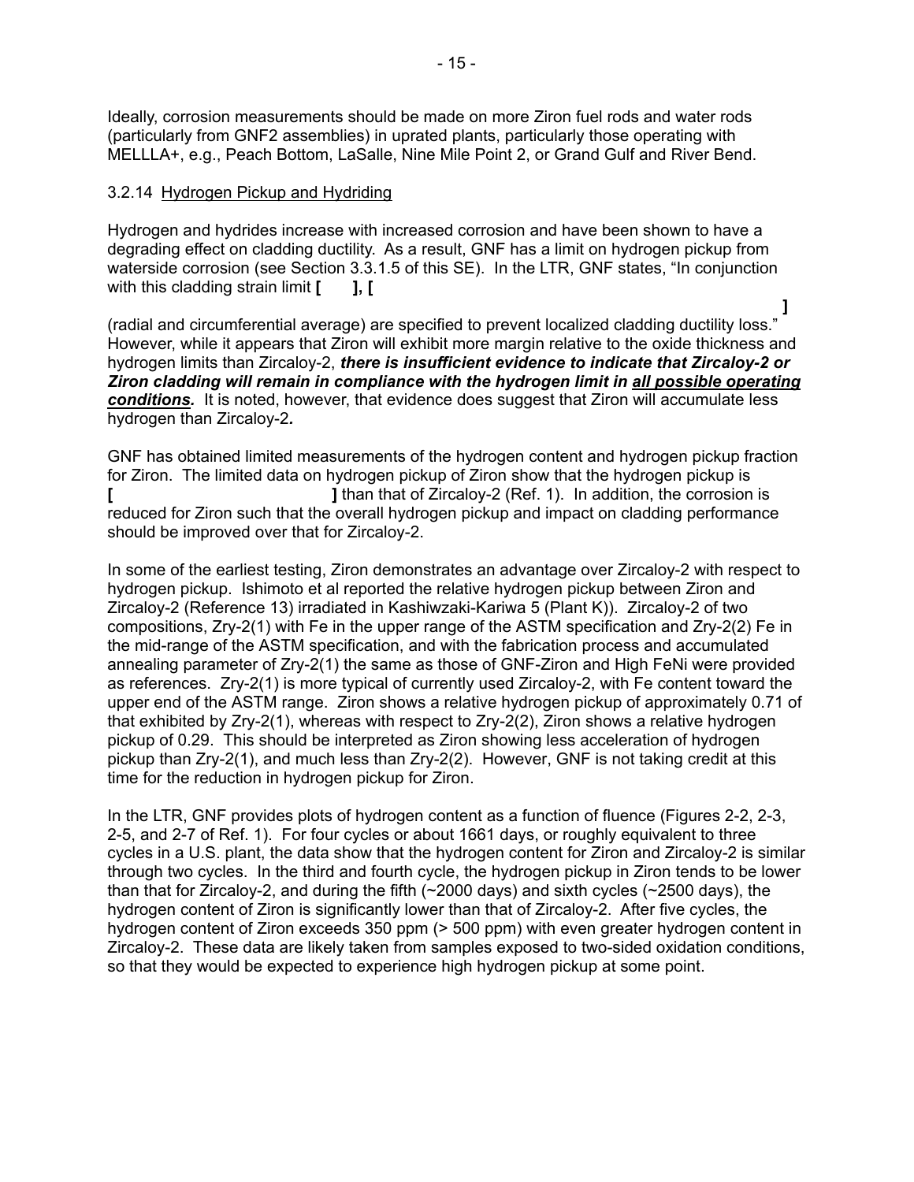Ideally, corrosion measurements should be made on more Ziron fuel rods and water rods (particularly from GNF2 assemblies) in uprated plants, particularly those operating with MELLLA+, e.g., Peach Bottom, LaSalle, Nine Mile Point 2, or Grand Gulf and River Bend.

### 3.2.14 Hydrogen Pickup and Hydriding

Hydrogen and hydrides increase with increased corrosion and have been shown to have a degrading effect on cladding ductility. As a result, GNF has a limit on hydrogen pickup from waterside corrosion (see Section 3.3.1.5 of this SE). In the LTR, GNF states, "In conjunction with this cladding strain limit **[ ], [ ]** (radial and circumferential average) are specified to prevent localized cladding ductility loss." However, while it appears that Ziron will exhibit more margin relative to the oxide thickness and hydrogen limits than Zircaloy-2, ***there is insufficient evidence to indicate that Zircaloy-2 or Ziron cladding will remain in compliance with the hydrogen limit in <u>all possible operating conditions</u>.*** It is noted, however, that evidence does suggest that Ziron will accumulate less hydrogen than Zircaloy-2**.**

GNF has obtained limited measurements of the hydrogen content and hydrogen pickup fraction for Ziron. The limited data on hydrogen pickup of Ziron show that the hydrogen pickup is **[ ]** than that of Zircaloy-2 (Ref. 1). In addition, the corrosion is reduced for Ziron such that the overall hydrogen pickup and impact on cladding performance should be improved over that for Zircaloy-2.

In some of the earliest testing, Ziron demonstrates an advantage over Zircaloy-2 with respect to hydrogen pickup. Ishimoto et al reported the relative hydrogen pickup between Ziron and Zircaloy-2 (Reference 13) irradiated in Kashiwzaki-Kariwa 5 (Plant K)). Zircaloy-2 of two compositions, Zry-2(1) with Fe in the upper range of the ASTM specification and Zry-2(2) Fe in the mid-range of the ASTM specification, and with the fabrication process and accumulated annealing parameter of Zry-2(1) the same as those of GNF-Ziron and High FeNi were provided as references. Zry-2(1) is more typical of currently used Zircaloy-2, with Fe content toward the upper end of the ASTM range. Ziron shows a relative hydrogen pickup of approximately 0.71 of that exhibited by Zry-2(1), whereas with respect to Zry-2(2), Ziron shows a relative hydrogen pickup of 0.29. This should be interpreted as Ziron showing less acceleration of hydrogen pickup than Zry-2(1), and much less than Zry-2(2). However, GNF is not taking credit at this time for the reduction in hydrogen pickup for Ziron.

In the LTR, GNF provides plots of hydrogen content as a function of fluence (Figures 2-2, 2-3, 2-5, and 2-7 of Ref. 1). For four cycles or about 1661 days, or roughly equivalent to three cycles in a U.S. plant, the data show that the hydrogen content for Ziron and Zircaloy-2 is similar through two cycles. In the third and fourth cycle, the hydrogen pickup in Ziron tends to be lower than that for Zircaloy-2, and during the fifth (~2000 days) and sixth cycles (~2500 days), the hydrogen content of Ziron is significantly lower than that of Zircaloy-2. After five cycles, the hydrogen content of Ziron exceeds 350 ppm (> 500 ppm) with even greater hydrogen content in Zircaloy-2. These data are likely taken from samples exposed to two-sided oxidation conditions, so that they would be expected to experience high hydrogen pickup at some point.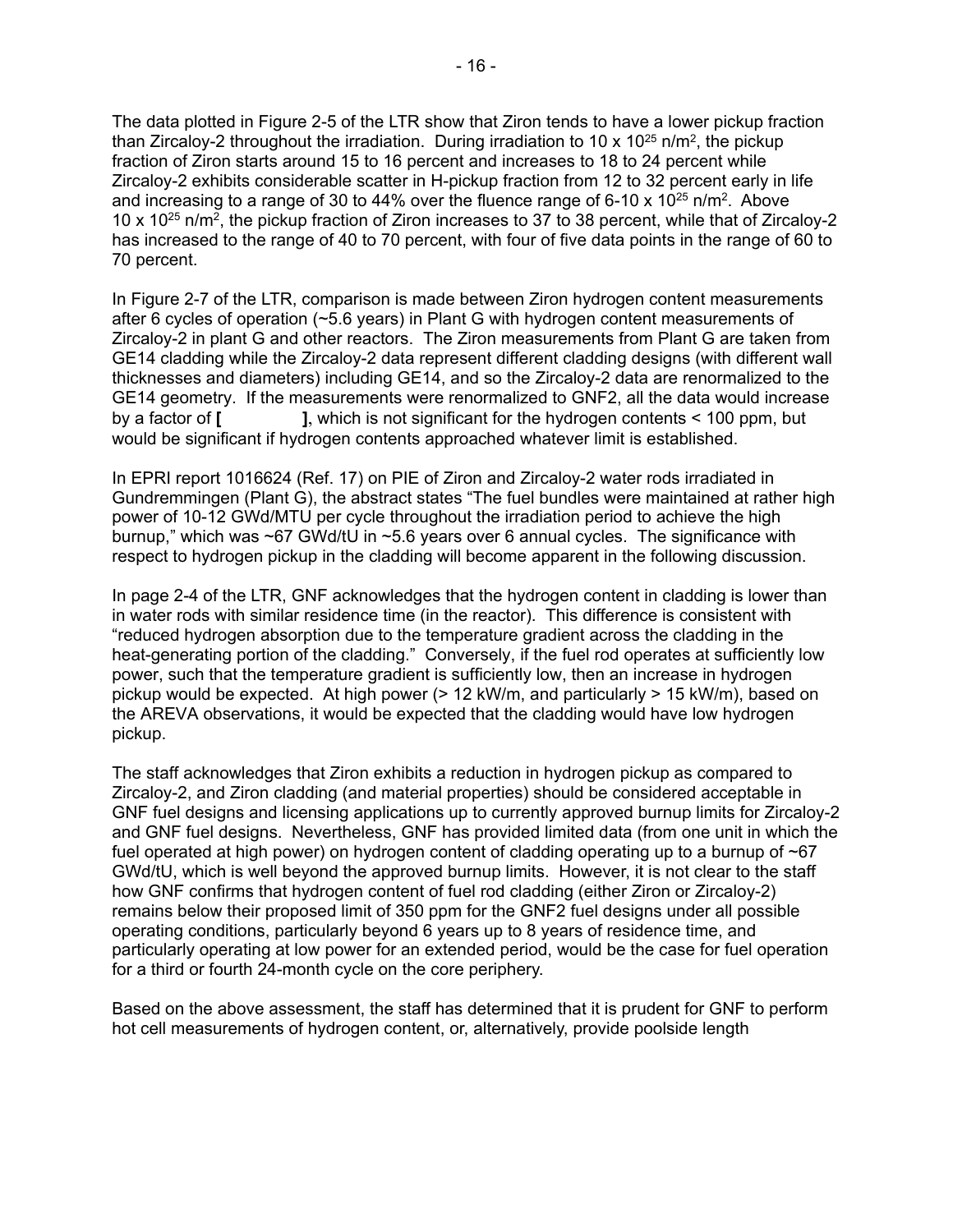The data plotted in Figure 2-5 of the LTR show that Ziron tends to have a lower pickup fraction than Zircaloy-2 throughout the irradiation. During irradiation to 10 x $10^{25}$ n/m$^2$, the pickup fraction of Ziron starts around 15 to 16 percent and increases to 18 to 24 percent while Zircaloy-2 exhibits considerable scatter in H-pickup fraction from 12 to 32 percent early in life and increasing to a range of 30 to 44% over the fluence range of 6-10 x $10^{25}$ n/m$^2$. Above 10 x $10^{25}$ n/m$^2$, the pickup fraction of Ziron increases to 37 to 38 percent, while that of Zircaloy-2 has increased to the range of 40 to 70 percent, with four of five data points in the range of 60 to 70 percent.

In Figure 2-7 of the LTR, comparison is made between Ziron hydrogen content measurements after 6 cycles of operation (~5.6 years) in Plant G with hydrogen content measurements of Zircaloy-2 in plant G and other reactors. The Ziron measurements from Plant G are taken from GE14 cladding while the Zircaloy-2 data represent different cladding designs (with different wall thicknesses and diameters) including GE14, and so the Zircaloy-2 data are renormalized to the GE14 geometry. If the measurements were renormalized to GNF2, all the data would increase by a factor of **[ ]**, which is not significant for the hydrogen contents < 100 ppm, but would be significant if hydrogen contents approached whatever limit is established.

In EPRI report 1016624 (Ref. 17) on PIE of Ziron and Zircaloy-2 water rods irradiated in Gundremmingen (Plant G), the abstract states "The fuel bundles were maintained at rather high power of 10-12 GWd/MTU per cycle throughout the irradiation period to achieve the high burnup," which was ~67 GWd/tU in ~5.6 years over 6 annual cycles. The significance with respect to hydrogen pickup in the cladding will become apparent in the following discussion.

In page 2-4 of the LTR, GNF acknowledges that the hydrogen content in cladding is lower than in water rods with similar residence time (in the reactor). This difference is consistent with "reduced hydrogen absorption due to the temperature gradient across the cladding in the heat-generating portion of the cladding." Conversely, if the fuel rod operates at sufficiently low power, such that the temperature gradient is sufficiently low, then an increase in hydrogen pickup would be expected. At high power (> 12 kW/m, and particularly > 15 kW/m), based on the AREVA observations, it would be expected that the cladding would have low hydrogen pickup.

The staff acknowledges that Ziron exhibits a reduction in hydrogen pickup as compared to Zircaloy-2, and Ziron cladding (and material properties) should be considered acceptable in GNF fuel designs and licensing applications up to currently approved burnup limits for Zircaloy-2 and GNF fuel designs. Nevertheless, GNF has provided limited data (from one unit in which the fuel operated at high power) on hydrogen content of cladding operating up to a burnup of ~67 GWd/tU, which is well beyond the approved burnup limits. However, it is not clear to the staff how GNF confirms that hydrogen content of fuel rod cladding (either Ziron or Zircaloy-2) remains below their proposed limit of 350 ppm for the GNF2 fuel designs under all possible operating conditions, particularly beyond 6 years up to 8 years of residence time, and particularly operating at low power for an extended period, would be the case for fuel operation for a third or fourth 24-month cycle on the core periphery.

Based on the above assessment, the staff has determined that it is prudent for GNF to perform hot cell measurements of hydrogen content, or, alternatively, provide poolside length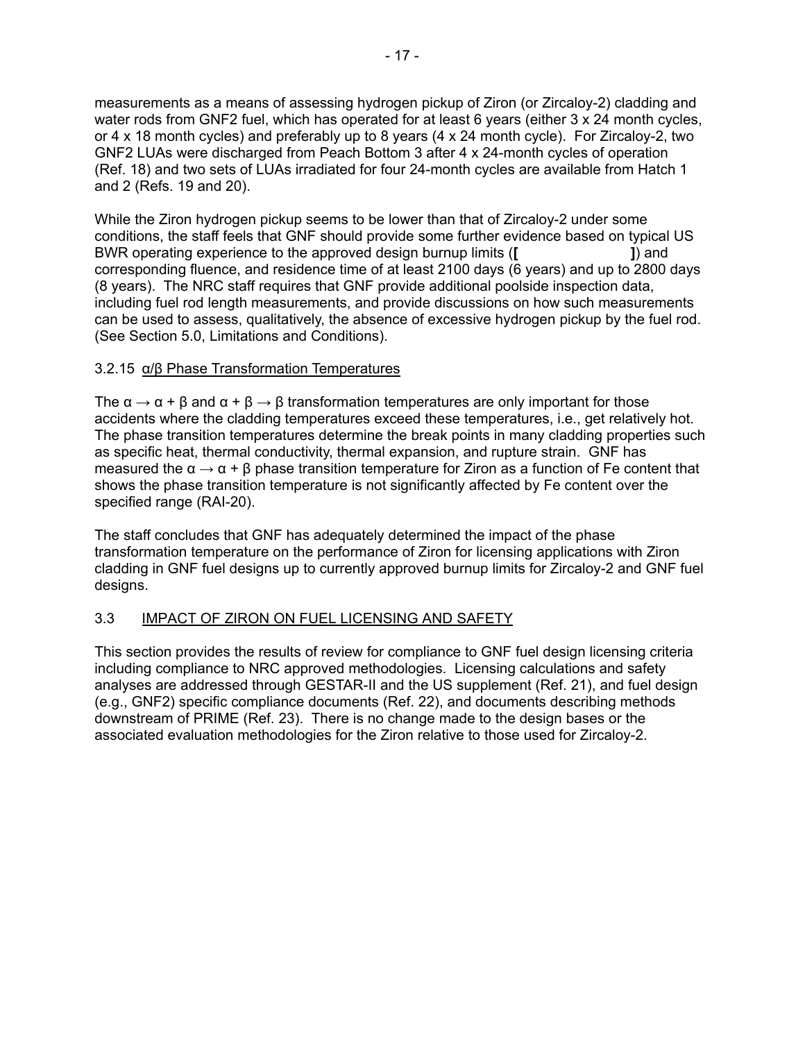measurements as a means of assessing hydrogen pickup of Ziron (or Zircaloy-2) cladding and water rods from GNF2 fuel, which has operated for at least 6 years (either 3 x 24 month cycles, or 4 x 18 month cycles) and preferably up to 8 years (4 x 24 month cycle). For Zircaloy-2, two GNF2 LUAs were discharged from Peach Bottom 3 after 4 x 24-month cycles of operation (Ref. 18) and two sets of LUAs irradiated for four 24-month cycles are available from Hatch 1 and 2 (Refs. 19 and 20).

While the Ziron hydrogen pickup seems to be lower than that of Zircaloy-2 under some conditions, the staff feels that GNF should provide some further evidence based on typical US BWR operating experience to the approved design burnup limits (**[ ]**) and corresponding fluence, and residence time of at least 2100 days (6 years) and up to 2800 days (8 years). The NRC staff requires that GNF provide additional poolside inspection data, including fuel rod length measurements, and provide discussions on how such measurements can be used to assess, qualitatively, the absence of excessive hydrogen pickup by the fuel rod. (See Section 5.0, Limitations and Conditions).

### 3.2.15 α/β Phase Transformation Temperatures

The $\alpha \rightarrow \alpha + \beta$ and $\alpha + \beta \rightarrow \beta$ transformation temperatures are only important for those accidents where the cladding temperatures exceed these temperatures, i.e., get relatively hot. The phase transition temperatures determine the break points in many cladding properties such as specific heat, thermal conductivity, thermal expansion, and rupture strain. GNF has measured the $\alpha \rightarrow \alpha + \beta$ phase transition temperature for Ziron as a function of Fe content that shows the phase transition temperature is not significantly affected by Fe content over the specified range (RAI-20).

The staff concludes that GNF has adequately determined the impact of the phase transformation temperature on the performance of Ziron for licensing applications with Ziron cladding in GNF fuel designs up to currently approved burnup limits for Zircaloy-2 and GNF fuel designs.

## 3.3 IMPACT OF ZIRON ON FUEL LICENSING AND SAFETY

This section provides the results of review for compliance to GNF fuel design licensing criteria including compliance to NRC approved methodologies. Licensing calculations and safety analyses are addressed through GESTAR-II and the US supplement (Ref. 21), and fuel design (e.g., GNF2) specific compliance documents (Ref. 22), and documents describing methods downstream of PRIME (Ref. 23). There is no change made to the design bases or the associated evaluation methodologies for the Ziron relative to those used for Zircaloy-2.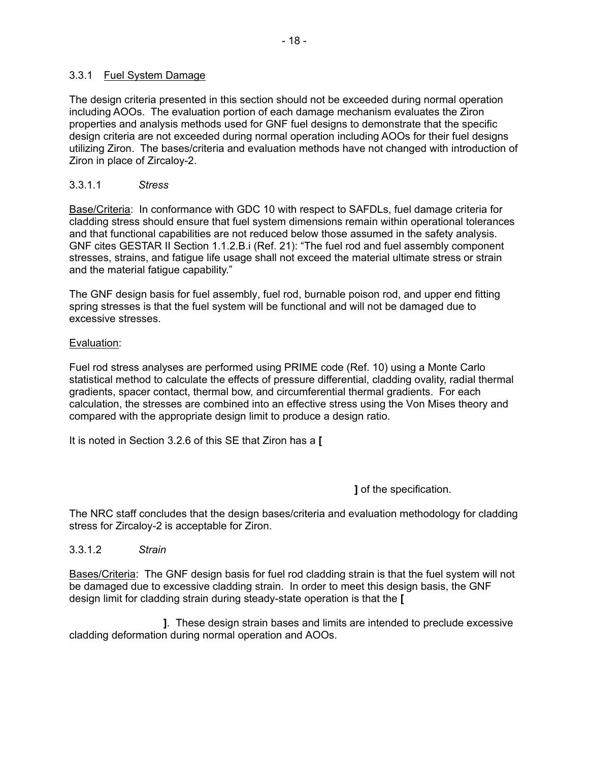### 3.3.1 Fuel System Damage

The design criteria presented in this section should not be exceeded during normal operation including AOOs. The evaluation portion of each damage mechanism evaluates the Ziron properties and analysis methods used for GNF fuel designs to demonstrate that the specific design criteria are not exceeded during normal operation including AOOs for their fuel designs utilizing Ziron. The bases/criteria and evaluation methods have not changed with introduction of Ziron in place of Zircaloy-2.

#### 3.3.1.1 *Stress*

Base/Criteria: In conformance with GDC 10 with respect to SAFDLs, fuel damage criteria for cladding stress should ensure that fuel system dimensions remain within operational tolerances and that functional capabilities are not reduced below those assumed in the safety analysis. GNF cites GESTAR II Section 1.1.2.B.i (Ref. 21): "The fuel rod and fuel assembly component stresses, strains, and fatigue life usage shall not exceed the material ultimate stress or strain and the material fatigue capability."

The GNF design basis for fuel assembly, fuel rod, burnable poison rod, and upper end fitting spring stresses is that the fuel system will be functional and will not be damaged due to excessive stresses.

Evaluation:

Fuel rod stress analyses are performed using PRIME code (Ref. 10) using a Monte Carlo statistical method to calculate the effects of pressure differential, cladding ovality, radial thermal gradients, spacer contact, thermal bow, and circumferential thermal gradients. For each calculation, the stresses are combined into an effective stress using the Von Mises theory and compared with the appropriate design limit to produce a design ratio.

It is noted in Section 3.2.6 of this SE that Ziron has a **[**

**]** of the specification.

The NRC staff concludes that the design bases/criteria and evaluation methodology for cladding stress for Zircaloy-2 is acceptable for Ziron.

#### 3.3.1.2 *Strain*

Bases/Criteria: The GNF design basis for fuel rod cladding strain is that the fuel system will not be damaged due to excessive cladding strain. In order to meet this design basis, the GNF design limit for cladding strain during steady-state operation is that the **[**

**]**. These design strain bases and limits are intended to preclude excessive cladding deformation during normal operation and AOOs.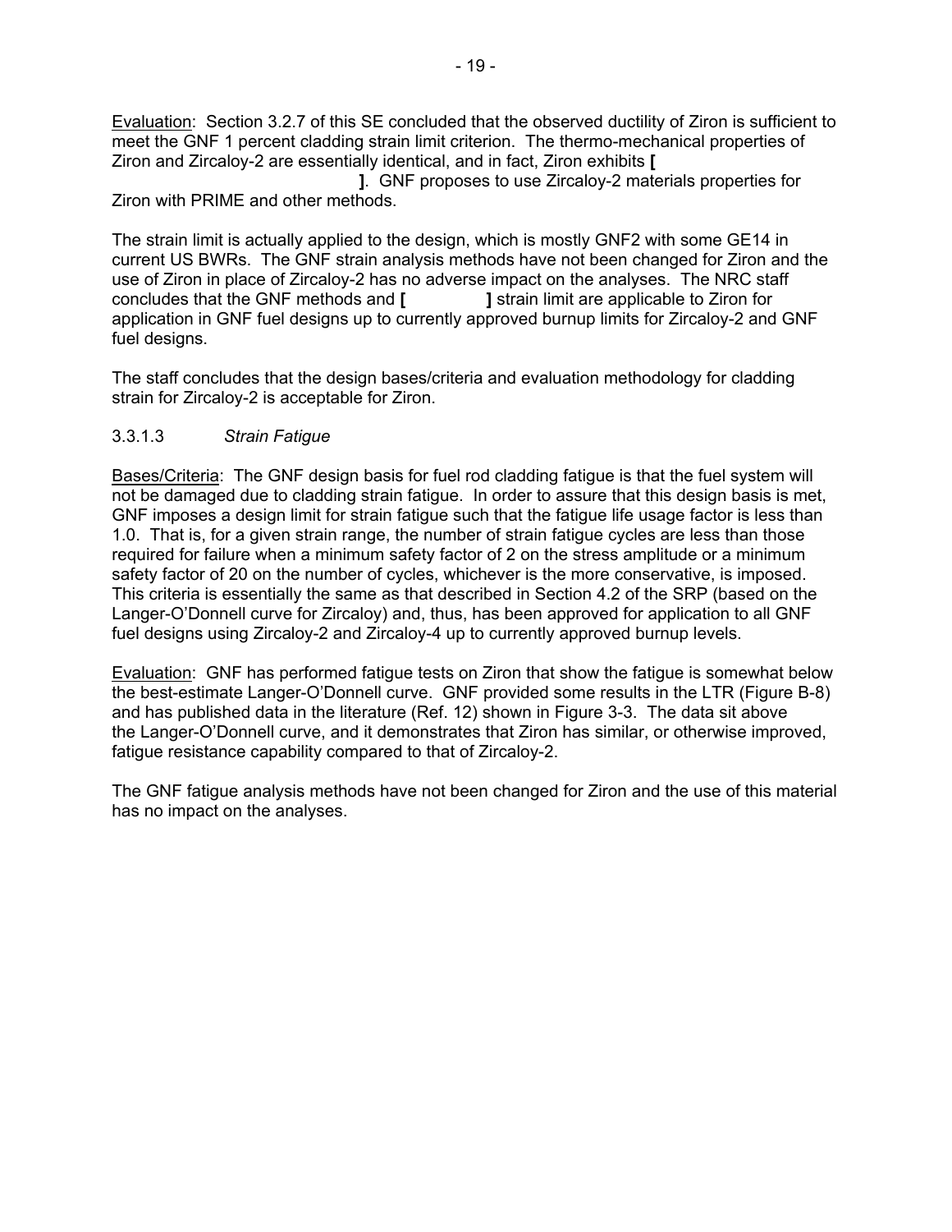Evaluation: Section 3.2.7 of this SE concluded that the observed ductility of Ziron is sufficient to meet the GNF 1 percent cladding strain limit criterion. The thermo-mechanical properties of Ziron and Zircaloy-2 are essentially identical, and in fact, Ziron exhibits **[ ]**. GNF proposes to use Zircaloy-2 materials properties for Ziron with PRIME and other methods.

The strain limit is actually applied to the design, which is mostly GNF2 with some GE14 in current US BWRs. The GNF strain analysis methods have not been changed for Ziron and the use of Ziron in place of Zircaloy-2 has no adverse impact on the analyses. The NRC staff concludes that the GNF methods and **[ ]** strain limit are applicable to Ziron for application in GNF fuel designs up to currently approved burnup limits for Zircaloy-2 and GNF fuel designs.

The staff concludes that the design bases/criteria and evaluation methodology for cladding strain for Zircaloy-2 is acceptable for Ziron.

#### 3.3.1.3 *Strain Fatigue*

Bases/Criteria: The GNF design basis for fuel rod cladding fatigue is that the fuel system will not be damaged due to cladding strain fatigue. In order to assure that this design basis is met, GNF imposes a design limit for strain fatigue such that the fatigue life usage factor is less than 1.0. That is, for a given strain range, the number of strain fatigue cycles are less than those required for failure when a minimum safety factor of 2 on the stress amplitude or a minimum safety factor of 20 on the number of cycles, whichever is the more conservative, is imposed. This criteria is essentially the same as that described in Section 4.2 of the SRP (based on the Langer-O'Donnell curve for Zircaloy) and, thus, has been approved for application to all GNF fuel designs using Zircaloy-2 and Zircaloy-4 up to currently approved burnup levels.

Evaluation: GNF has performed fatigue tests on Ziron that show the fatigue is somewhat below the best-estimate Langer-O'Donnell curve. GNF provided some results in the LTR (Figure B-8) and has published data in the literature (Ref. 12) shown in Figure 3-3. The data sit above the Langer-O'Donnell curve, and it demonstrates that Ziron has similar, or otherwise improved, fatigue resistance capability compared to that of Zircaloy-2.

The GNF fatigue analysis methods have not been changed for Ziron and the use of this material has no impact on the analyses.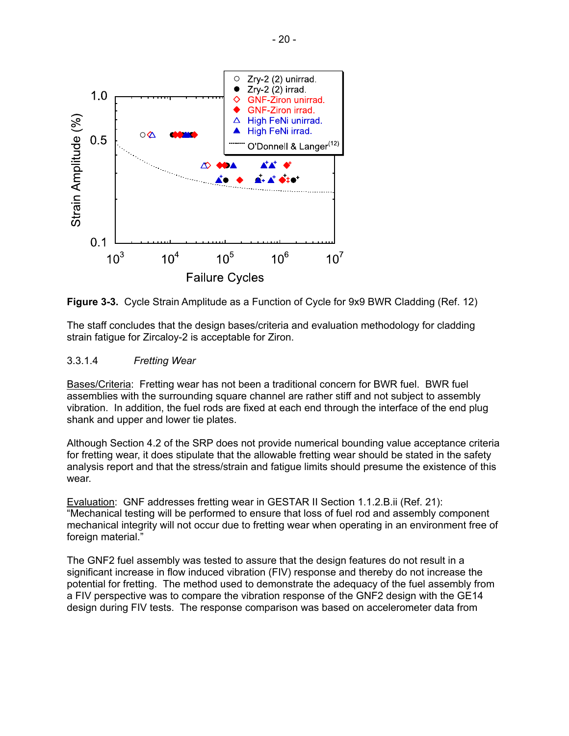**Figure 3-3.** Cycle Strain Amplitude as a Function of Cycle for 9x9 BWR Cladding (Ref. 12)

The staff concludes that the design bases/criteria and evaluation methodology for cladding strain fatigue for Zircaloy-2 is acceptable for Ziron.

3.3.1.4 *Fretting Wear*

Bases/Criteria: Fretting wear has not been a traditional concern for BWR fuel. BWR fuel assemblies with the surrounding square channel are rather stiff and not subject to assembly vibration. In addition, the fuel rods are fixed at each end through the interface of the end plug shank and upper and lower tie plates.

Although Section 4.2 of the SRP does not provide numerical bounding value acceptance criteria for fretting wear, it does stipulate that the allowable fretting wear should be stated in the safety analysis report and that the stress/strain and fatigue limits should presume the existence of this wear.

Evaluation: GNF addresses fretting wear in GESTAR II Section 1.1.2.B.ii (Ref. 21): "Mechanical testing will be performed to ensure that loss of fuel rod and assembly component mechanical integrity will not occur due to fretting wear when operating in an environment free of foreign material."

The GNF2 fuel assembly was tested to assure that the design features do not result in a significant increase in flow induced vibration (FIV) response and thereby do not increase the potential for fretting. The method used to demonstrate the adequacy of the fuel assembly from a FIV perspective was to compare the vibration response of the GNF2 design with the GE14 design during FIV tests. The response comparison was based on accelerometer data from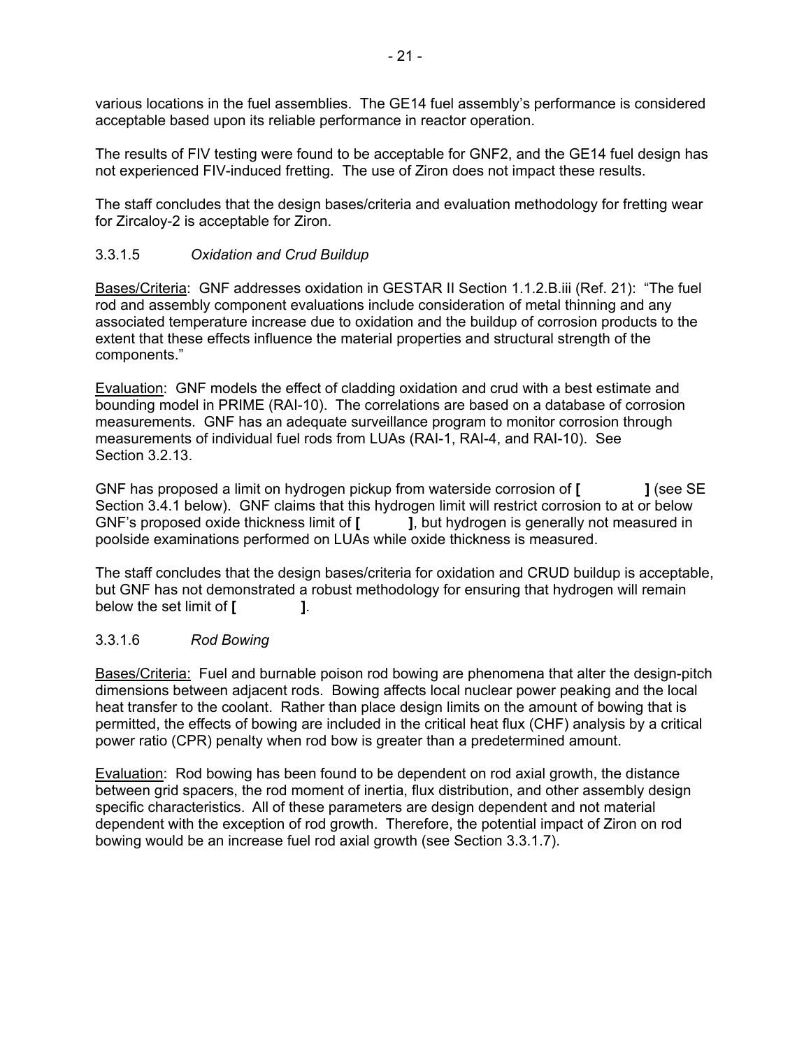various locations in the fuel assemblies. The GE14 fuel assembly's performance is considered acceptable based upon its reliable performance in reactor operation.

The results of FIV testing were found to be acceptable for GNF2, and the GE14 fuel design has not experienced FIV-induced fretting. The use of Ziron does not impact these results.

The staff concludes that the design bases/criteria and evaluation methodology for fretting wear for Zircaloy-2 is acceptable for Ziron.

### 3.3.1.5 *Oxidation and Crud Buildup*

Bases/Criteria: GNF addresses oxidation in GESTAR II Section 1.1.2.B.iii (Ref. 21): "The fuel rod and assembly component evaluations include consideration of metal thinning and any associated temperature increase due to oxidation and the buildup of corrosion products to the extent that these effects influence the material properties and structural strength of the components."

Evaluation: GNF models the effect of cladding oxidation and crud with a best estimate and bounding model in PRIME (RAI-10). The correlations are based on a database of corrosion measurements. GNF has an adequate surveillance program to monitor corrosion through measurements of individual fuel rods from LUAs (RAI-1, RAI-4, and RAI-10). See Section 3.2.13.

GNF has proposed a limit on hydrogen pickup from waterside corrosion of **[ ]** (see SE Section 3.4.1 below). GNF claims that this hydrogen limit will restrict corrosion to at or below GNF's proposed oxide thickness limit of **[ ]**, but hydrogen is generally not measured in poolside examinations performed on LUAs while oxide thickness is measured.

The staff concludes that the design bases/criteria for oxidation and CRUD buildup is acceptable, but GNF has not demonstrated a robust methodology for ensuring that hydrogen will remain below the set limit of **[ ]**.

### 3.3.1.6 *Rod Bowing*

Bases/Criteria: Fuel and burnable poison rod bowing are phenomena that alter the design-pitch dimensions between adjacent rods. Bowing affects local nuclear power peaking and the local heat transfer to the coolant. Rather than place design limits on the amount of bowing that is permitted, the effects of bowing are included in the critical heat flux (CHF) analysis by a critical power ratio (CPR) penalty when rod bow is greater than a predetermined amount.

Evaluation: Rod bowing has been found to be dependent on rod axial growth, the distance between grid spacers, the rod moment of inertia, flux distribution, and other assembly design specific characteristics. All of these parameters are design dependent and not material dependent with the exception of rod growth. Therefore, the potential impact of Ziron on rod bowing would be an increase fuel rod axial growth (see Section 3.3.1.7).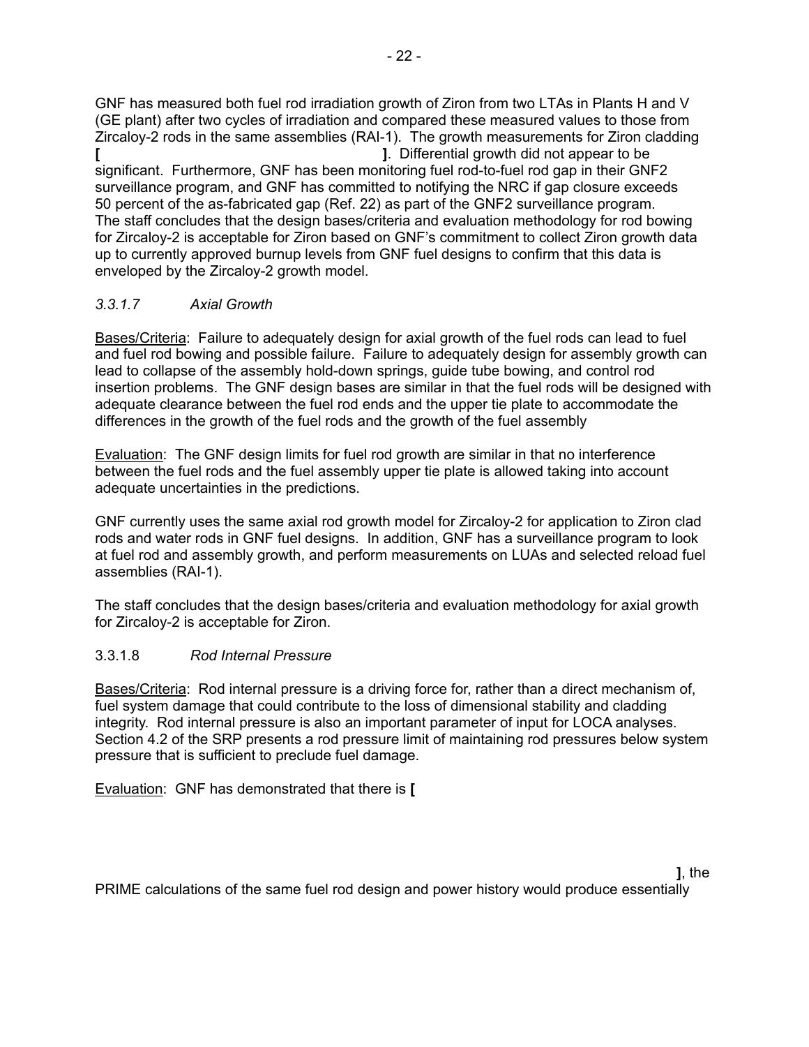GNF has measured both fuel rod irradiation growth of Ziron from two LTAs in Plants H and V (GE plant) after two cycles of irradiation and compared these measured values to those from Zircaloy-2 rods in the same assemblies (RAI-1). The growth measurements for Ziron cladding **[ ]**. Differential growth did not appear to be significant. Furthermore, GNF has been monitoring fuel rod-to-fuel rod gap in their GNF2 surveillance program, and GNF has committed to notifying the NRC if gap closure exceeds 50 percent of the as-fabricated gap (Ref. 22) as part of the GNF2 surveillance program. The staff concludes that the design bases/criteria and evaluation methodology for rod bowing for Zircaloy-2 is acceptable for Ziron based on GNF's commitment to collect Ziron growth data up to currently approved burnup levels from GNF fuel designs to confirm that this data is enveloped by the Zircaloy-2 growth model.

#### *3.3.1.7 Axial Growth*

Bases/Criteria: Failure to adequately design for axial growth of the fuel rods can lead to fuel and fuel rod bowing and possible failure. Failure to adequately design for assembly growth can lead to collapse of the assembly hold-down springs, guide tube bowing, and control rod insertion problems. The GNF design bases are similar in that the fuel rods will be designed with adequate clearance between the fuel rod ends and the upper tie plate to accommodate the differences in the growth of the fuel rods and the growth of the fuel assembly

Evaluation: The GNF design limits for fuel rod growth are similar in that no interference between the fuel rods and the fuel assembly upper tie plate is allowed taking into account adequate uncertainties in the predictions.

GNF currently uses the same axial rod growth model for Zircaloy-2 for application to Ziron clad rods and water rods in GNF fuel designs. In addition, GNF has a surveillance program to look at fuel rod and assembly growth, and perform measurements on LUAs and selected reload fuel assemblies (RAI-1).

The staff concludes that the design bases/criteria and evaluation methodology for axial growth for Zircaloy-2 is acceptable for Ziron.

#### 3.3.1.8 *Rod Internal Pressure*

Bases/Criteria: Rod internal pressure is a driving force for, rather than a direct mechanism of, fuel system damage that could contribute to the loss of dimensional stability and cladding integrity. Rod internal pressure is also an important parameter of input for LOCA analyses. Section 4.2 of the SRP presents a rod pressure limit of maintaining rod pressures below system pressure that is sufficient to preclude fuel damage.

Evaluation: GNF has demonstrated that there is **[**

**]**, the PRIME calculations of the same fuel rod design and power history would produce essentially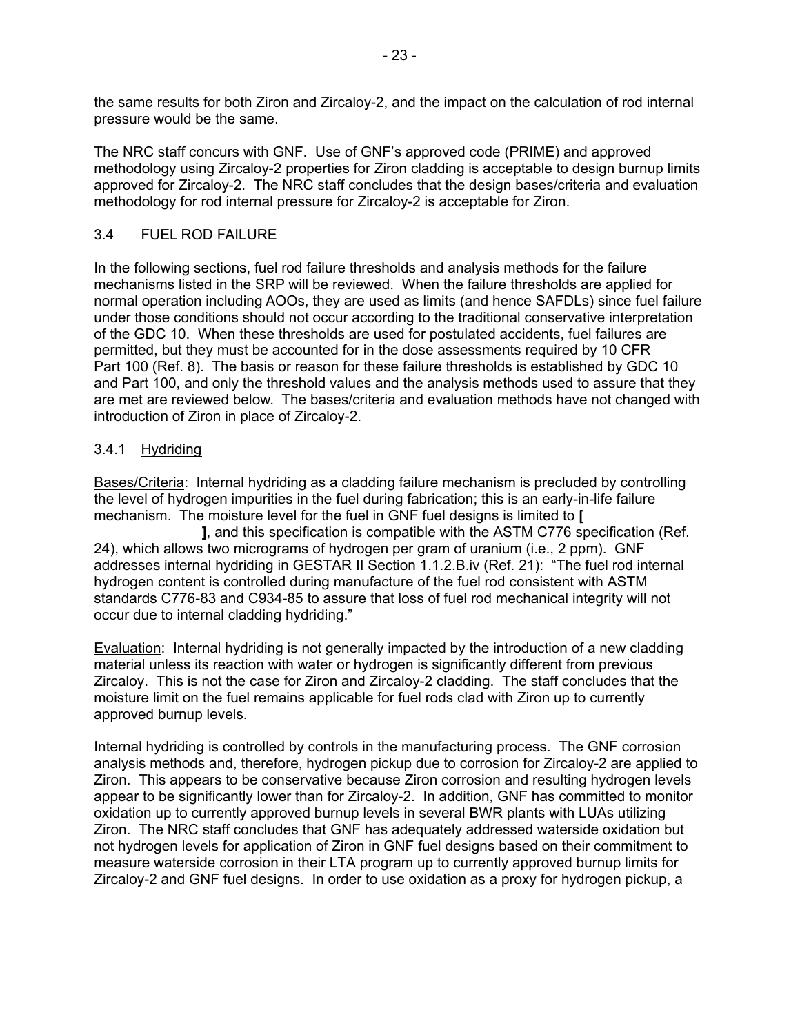the same results for both Ziron and Zircaloy-2, and the impact on the calculation of rod internal pressure would be the same.

The NRC staff concurs with GNF. Use of GNF's approved code (PRIME) and approved methodology using Zircaloy-2 properties for Ziron cladding is acceptable to design burnup limits approved for Zircaloy-2. The NRC staff concludes that the design bases/criteria and evaluation methodology for rod internal pressure for Zircaloy-2 is acceptable for Ziron.

### 3.4 FUEL ROD FAILURE

In the following sections, fuel rod failure thresholds and analysis methods for the failure mechanisms listed in the SRP will be reviewed. When the failure thresholds are applied for normal operation including AOOs, they are used as limits (and hence SAFDLs) since fuel failure under those conditions should not occur according to the traditional conservative interpretation of the GDC 10. When these thresholds are used for postulated accidents, fuel failures are permitted, but they must be accounted for in the dose assessments required by 10 CFR Part 100 (Ref. 8). The basis or reason for these failure thresholds is established by GDC 10 and Part 100, and only the threshold values and the analysis methods used to assure that they are met are reviewed below. The bases/criteria and evaluation methods have not changed with introduction of Ziron in place of Zircaloy-2.

#### 3.4.1 Hydriding

Bases/Criteria: Internal hydriding as a cladding failure mechanism is precluded by controlling the level of hydrogen impurities in the fuel during fabrication; this is an early-in-life failure mechanism. The moisture level for the fuel in GNF fuel designs is limited to **[ ]**, and this specification is compatible with the ASTM C776 specification (Ref. 24), which allows two micrograms of hydrogen per gram of uranium (i.e., 2 ppm). GNF addresses internal hydriding in GESTAR II Section 1.1.2.B.iv (Ref. 21): "The fuel rod internal hydrogen content is controlled during manufacture of the fuel rod consistent with ASTM standards C776-83 and C934-85 to assure that loss of fuel rod mechanical integrity will not occur due to internal cladding hydriding."

Evaluation: Internal hydriding is not generally impacted by the introduction of a new cladding material unless its reaction with water or hydrogen is significantly different from previous Zircaloy. This is not the case for Ziron and Zircaloy-2 cladding. The staff concludes that the moisture limit on the fuel remains applicable for fuel rods clad with Ziron up to currently approved burnup levels.

Internal hydriding is controlled by controls in the manufacturing process. The GNF corrosion analysis methods and, therefore, hydrogen pickup due to corrosion for Zircaloy-2 are applied to Ziron. This appears to be conservative because Ziron corrosion and resulting hydrogen levels appear to be significantly lower than for Zircaloy-2. In addition, GNF has committed to monitor oxidation up to currently approved burnup levels in several BWR plants with LUAs utilizing Ziron. The NRC staff concludes that GNF has adequately addressed waterside oxidation but not hydrogen levels for application of Ziron in GNF fuel designs based on their commitment to measure waterside corrosion in their LTA program up to currently approved burnup limits for Zircaloy-2 and GNF fuel designs. In order to use oxidation as a proxy for hydrogen pickup, a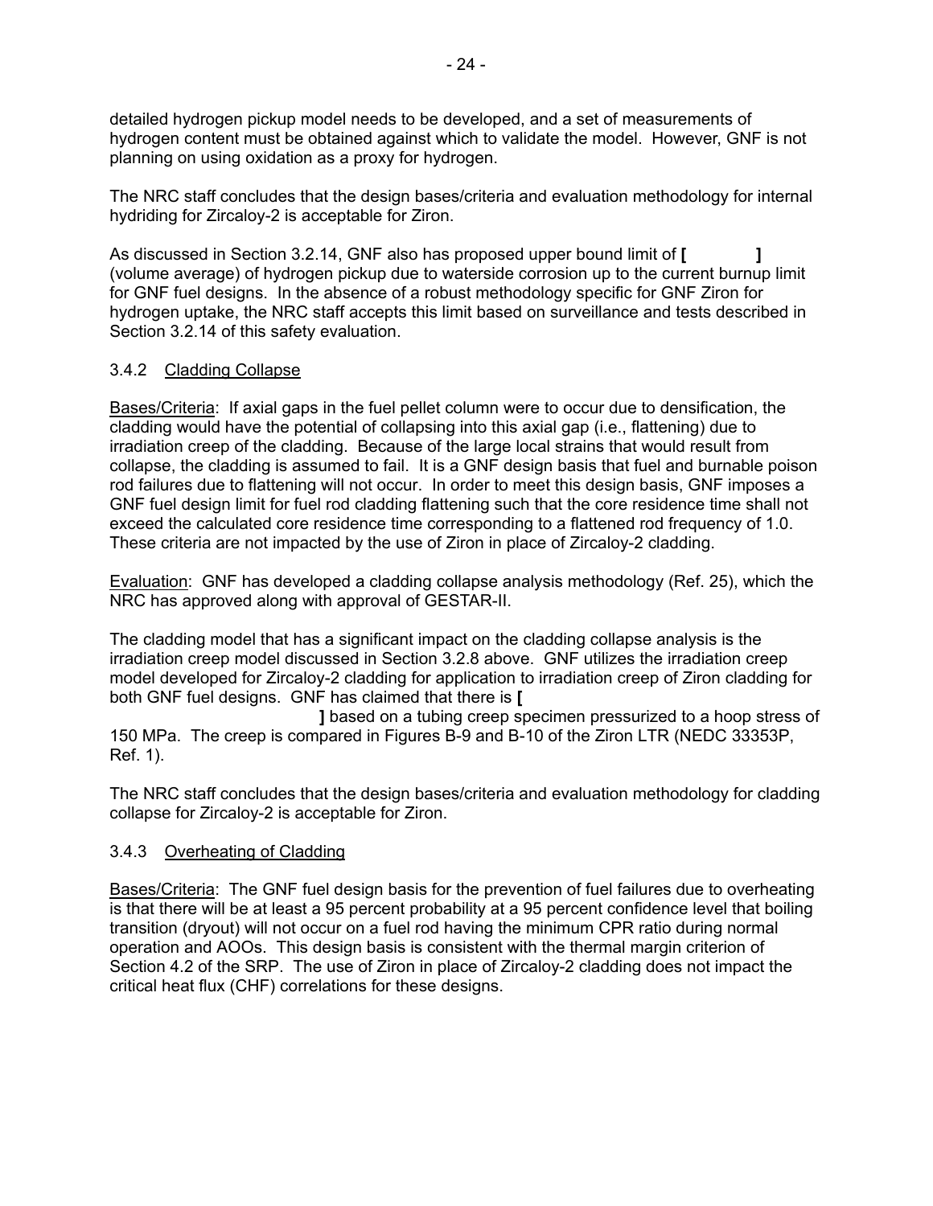detailed hydrogen pickup model needs to be developed, and a set of measurements of hydrogen content must be obtained against which to validate the model. However, GNF is not planning on using oxidation as a proxy for hydrogen.

The NRC staff concludes that the design bases/criteria and evaluation methodology for internal hydriding for Zircaloy-2 is acceptable for Ziron.

As discussed in Section 3.2.14, GNF also has proposed upper bound limit of **[ ]** (volume average) of hydrogen pickup due to waterside corrosion up to the current burnup limit for GNF fuel designs. In the absence of a robust methodology specific for GNF Ziron for hydrogen uptake, the NRC staff accepts this limit based on surveillance and tests described in Section 3.2.14 of this safety evaluation.

### 3.4.2 Cladding Collapse

Bases/Criteria: If axial gaps in the fuel pellet column were to occur due to densification, the cladding would have the potential of collapsing into this axial gap (i.e., flattening) due to irradiation creep of the cladding. Because of the large local strains that would result from collapse, the cladding is assumed to fail. It is a GNF design basis that fuel and burnable poison rod failures due to flattening will not occur. In order to meet this design basis, GNF imposes a GNF fuel design limit for fuel rod cladding flattening such that the core residence time shall not exceed the calculated core residence time corresponding to a flattened rod frequency of 1.0. These criteria are not impacted by the use of Ziron in place of Zircaloy-2 cladding.

Evaluation: GNF has developed a cladding collapse analysis methodology (Ref. 25), which the NRC has approved along with approval of GESTAR-II.

The cladding model that has a significant impact on the cladding collapse analysis is the irradiation creep model discussed in Section 3.2.8 above. GNF utilizes the irradiation creep model developed for Zircaloy-2 cladding for application to irradiation creep of Ziron cladding for both GNF fuel designs. GNF has claimed that there is **[ ]** based on a tubing creep specimen pressurized to a hoop stress of 150 MPa. The creep is compared in Figures B-9 and B-10 of the Ziron LTR (NEDC 33353P, Ref. 1).

The NRC staff concludes that the design bases/criteria and evaluation methodology for cladding collapse for Zircaloy-2 is acceptable for Ziron.

### 3.4.3 Overheating of Cladding

Bases/Criteria: The GNF fuel design basis for the prevention of fuel failures due to overheating is that there will be at least a 95 percent probability at a 95 percent confidence level that boiling transition (dryout) will not occur on a fuel rod having the minimum CPR ratio during normal operation and AOOs. This design basis is consistent with the thermal margin criterion of Section 4.2 of the SRP. The use of Ziron in place of Zircaloy-2 cladding does not impact the critical heat flux (CHF) correlations for these designs.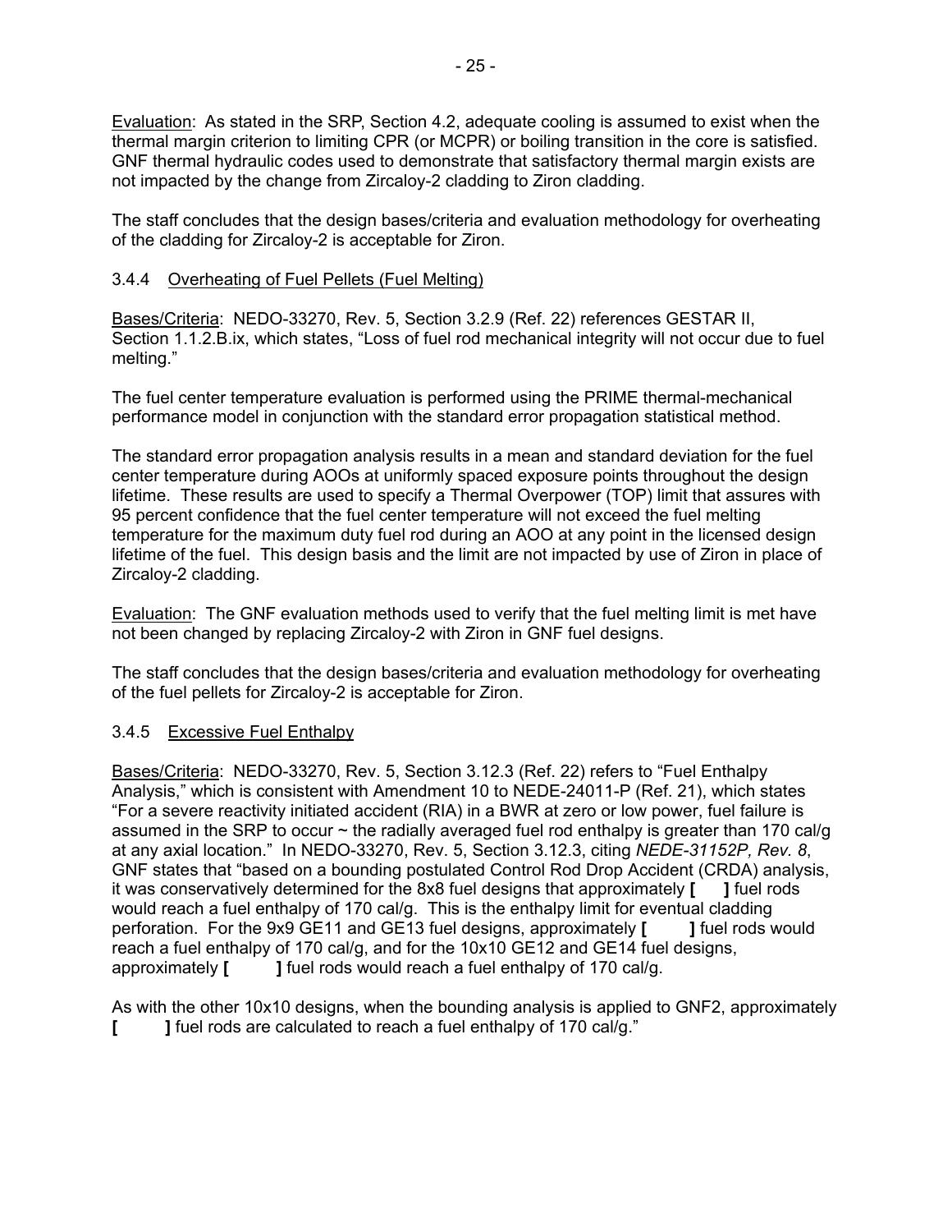Evaluation: As stated in the SRP, Section 4.2, adequate cooling is assumed to exist when the thermal margin criterion to limiting CPR (or MCPR) or boiling transition in the core is satisfied. GNF thermal hydraulic codes used to demonstrate that satisfactory thermal margin exists are not impacted by the change from Zircaloy-2 cladding to Ziron cladding.

The staff concludes that the design bases/criteria and evaluation methodology for overheating of the cladding for Zircaloy-2 is acceptable for Ziron.

### 3.4.4 Overheating of Fuel Pellets (Fuel Melting)

Bases/Criteria: NEDO-33270, Rev. 5, Section 3.2.9 (Ref. 22) references GESTAR II, Section 1.1.2.B.ix, which states, "Loss of fuel rod mechanical integrity will not occur due to fuel melting."

The fuel center temperature evaluation is performed using the PRIME thermal-mechanical performance model in conjunction with the standard error propagation statistical method.

The standard error propagation analysis results in a mean and standard deviation for the fuel center temperature during AOOs at uniformly spaced exposure points throughout the design lifetime. These results are used to specify a Thermal Overpower (TOP) limit that assures with 95 percent confidence that the fuel center temperature will not exceed the fuel melting temperature for the maximum duty fuel rod during an AOO at any point in the licensed design lifetime of the fuel. This design basis and the limit are not impacted by use of Ziron in place of Zircaloy-2 cladding.

Evaluation: The GNF evaluation methods used to verify that the fuel melting limit is met have not been changed by replacing Zircaloy-2 with Ziron in GNF fuel designs.

The staff concludes that the design bases/criteria and evaluation methodology for overheating of the fuel pellets for Zircaloy-2 is acceptable for Ziron.

### 3.4.5 Excessive Fuel Enthalpy

Bases/Criteria: NEDO-33270, Rev. 5, Section 3.12.3 (Ref. 22) refers to "Fuel Enthalpy Analysis," which is consistent with Amendment 10 to NEDE-24011-P (Ref. 21), which states "For a severe reactivity initiated accident (RIA) in a BWR at zero or low power, fuel failure is assumed in the SRP to occur ~ the radially averaged fuel rod enthalpy is greater than 170 cal/g at any axial location." In NEDO-33270, Rev. 5, Section 3.12.3, citing *NEDE-31152P, Rev. 8*, GNF states that "based on a bounding postulated Control Rod Drop Accident (CRDA) analysis, it was conservatively determined for the 8x8 fuel designs that approximately **[ ]** fuel rods would reach a fuel enthalpy of 170 cal/g. This is the enthalpy limit for eventual cladding perforation. For the 9x9 GE11 and GE13 fuel designs, approximately **[ ]** fuel rods would reach a fuel enthalpy of 170 cal/g, and for the 10x10 GE12 and GE14 fuel designs, approximately **[ ]** fuel rods would reach a fuel enthalpy of 170 cal/g.

As with the other 10x10 designs, when the bounding analysis is applied to GNF2, approximately **[ ]** fuel rods are calculated to reach a fuel enthalpy of 170 cal/g."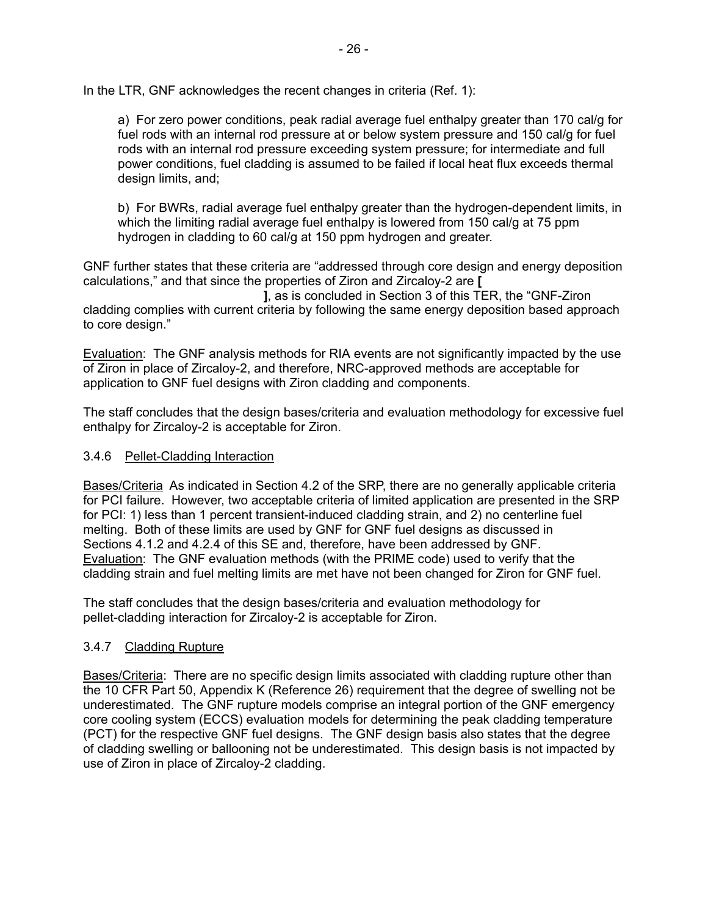In the LTR, GNF acknowledges the recent changes in criteria (Ref. 1):

> a) For zero power conditions, peak radial average fuel enthalpy greater than 170 cal/g for fuel rods with an internal rod pressure at or below system pressure and 150 cal/g for fuel rods with an internal rod pressure exceeding system pressure; for intermediate and full power conditions, fuel cladding is assumed to be failed if local heat flux exceeds thermal design limits, and;
>
> b) For BWRs, radial average fuel enthalpy greater than the hydrogen-dependent limits, in which the limiting radial average fuel enthalpy is lowered from 150 cal/g at 75 ppm hydrogen in cladding to 60 cal/g at 150 ppm hydrogen and greater.

GNF further states that these criteria are "addressed through core design and energy deposition calculations," and that since the properties of Ziron and Zircaloy-2 are **[ ]**, as is concluded in Section 3 of this TER, the "GNF-Ziron cladding complies with current criteria by following the same energy deposition based approach to core design."

<u>Evaluation</u>: The GNF analysis methods for RIA events are not significantly impacted by the use of Ziron in place of Zircaloy-2, and therefore, NRC-approved methods are acceptable for application to GNF fuel designs with Ziron cladding and components.

The staff concludes that the design bases/criteria and evaluation methodology for excessive fuel enthalpy for Zircaloy-2 is acceptable for Ziron.

### 3.4.6 <u>Pellet-Cladding Interaction</u>

<u>Bases/Criteria</u> As indicated in Section 4.2 of the SRP, there are no generally applicable criteria for PCI failure. However, two acceptable criteria of limited application are presented in the SRP for PCI: 1) less than 1 percent transient-induced cladding strain, and 2) no centerline fuel melting. Both of these limits are used by GNF for GNF fuel designs as discussed in Sections 4.1.2 and 4.2.4 of this SE and, therefore, have been addressed by GNF.
<u>Evaluation</u>: The GNF evaluation methods (with the PRIME code) used to verify that the cladding strain and fuel melting limits are met have not been changed for Ziron for GNF fuel.

The staff concludes that the design bases/criteria and evaluation methodology for pellet-cladding interaction for Zircaloy-2 is acceptable for Ziron.

### 3.4.7 <u>Cladding Rupture</u>

<u>Bases/Criteria</u>: There are no specific design limits associated with cladding rupture other than the 10 CFR Part 50, Appendix K (Reference 26) requirement that the degree of swelling not be underestimated. The GNF rupture models comprise an integral portion of the GNF emergency core cooling system (ECCS) evaluation models for determining the peak cladding temperature (PCT) for the respective GNF fuel designs. The GNF design basis also states that the degree of cladding swelling or ballooning not be underestimated. This design basis is not impacted by use of Ziron in place of Zircaloy-2 cladding.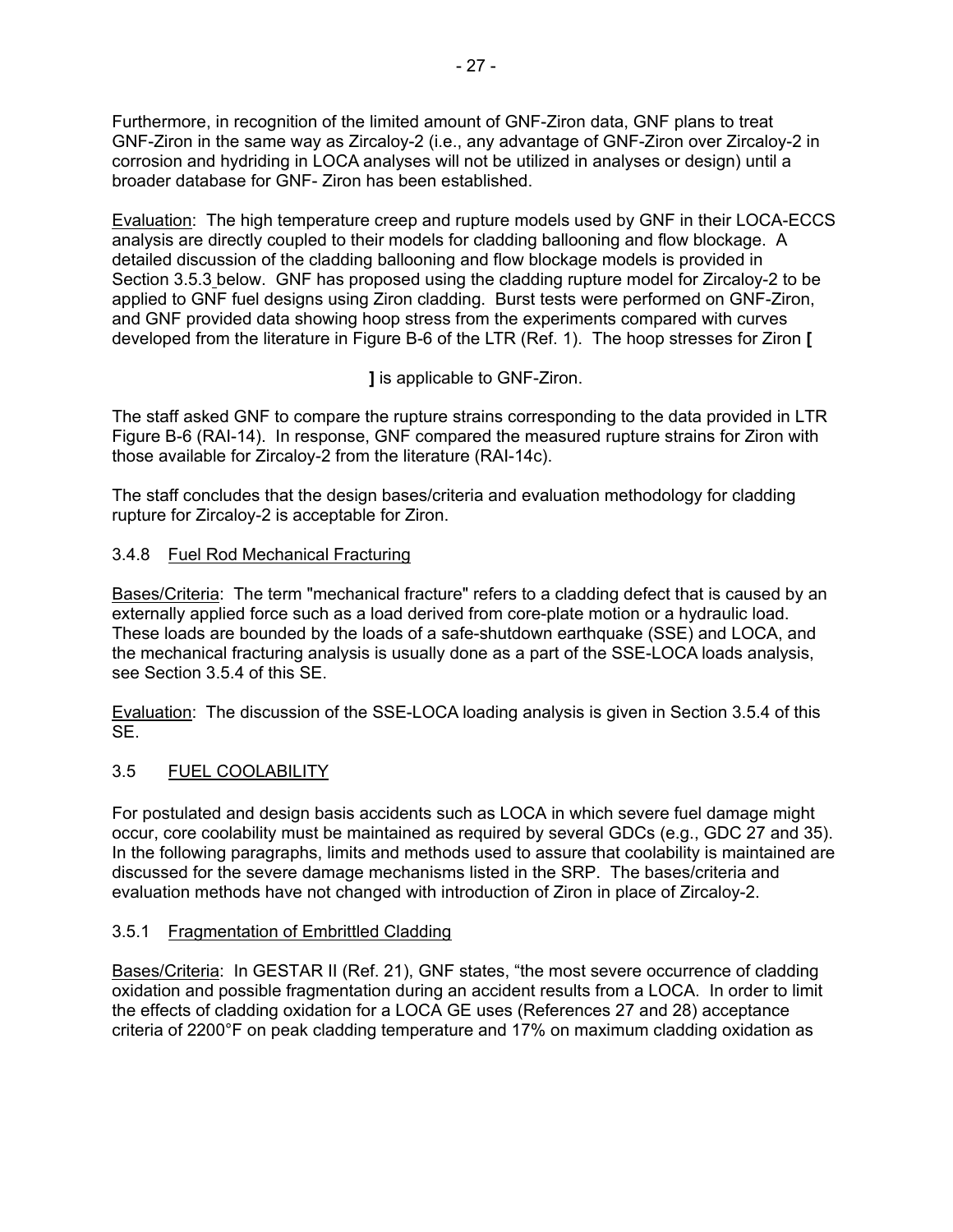Furthermore, in recognition of the limited amount of GNF-Ziron data, GNF plans to treat GNF-Ziron in the same way as Zircaloy-2 (i.e., any advantage of GNF-Ziron over Zircaloy-2 in corrosion and hydriding in LOCA analyses will not be utilized in analyses or design) until a broader database for GNF- Ziron has been established.

Evaluation: The high temperature creep and rupture models used by GNF in their LOCA-ECCS analysis are directly coupled to their models for cladding ballooning and flow blockage. A detailed discussion of the cladding ballooning and flow blockage models is provided in Section 3.5.3 below. GNF has proposed using the cladding rupture model for Zircaloy-2 to be applied to GNF fuel designs using Ziron cladding. Burst tests were performed on GNF-Ziron, and GNF provided data showing hoop stress from the experiments compared with curves developed from the literature in Figure B-6 of the LTR (Ref. 1). The hoop stresses for Ziron **[**

**]** is applicable to GNF-Ziron.

The staff asked GNF to compare the rupture strains corresponding to the data provided in LTR Figure B-6 (RAI-14). In response, GNF compared the measured rupture strains for Ziron with those available for Zircaloy-2 from the literature (RAI-14c).

The staff concludes that the design bases/criteria and evaluation methodology for cladding rupture for Zircaloy-2 is acceptable for Ziron.

### 3.4.8 Fuel Rod Mechanical Fracturing

Bases/Criteria: The term "mechanical fracture" refers to a cladding defect that is caused by an externally applied force such as a load derived from core-plate motion or a hydraulic load. These loads are bounded by the loads of a safe-shutdown earthquake (SSE) and LOCA, and the mechanical fracturing analysis is usually done as a part of the SSE-LOCA loads analysis, see Section 3.5.4 of this SE.

Evaluation: The discussion of the SSE-LOCA loading analysis is given in Section 3.5.4 of this SE.

## 3.5 FUEL COOLABILITY

For postulated and design basis accidents such as LOCA in which severe fuel damage might occur, core coolability must be maintained as required by several GDCs (e.g., GDC 27 and 35). In the following paragraphs, limits and methods used to assure that coolability is maintained are discussed for the severe damage mechanisms listed in the SRP. The bases/criteria and evaluation methods have not changed with introduction of Ziron in place of Zircaloy-2.

### 3.5.1 Fragmentation of Embrittled Cladding

Bases/Criteria: In GESTAR II (Ref. 21), GNF states, "the most severe occurrence of cladding oxidation and possible fragmentation during an accident results from a LOCA. In order to limit the effects of cladding oxidation for a LOCA GE uses (References 27 and 28) acceptance criteria of 2200°F on peak cladding temperature and 17% on maximum cladding oxidation as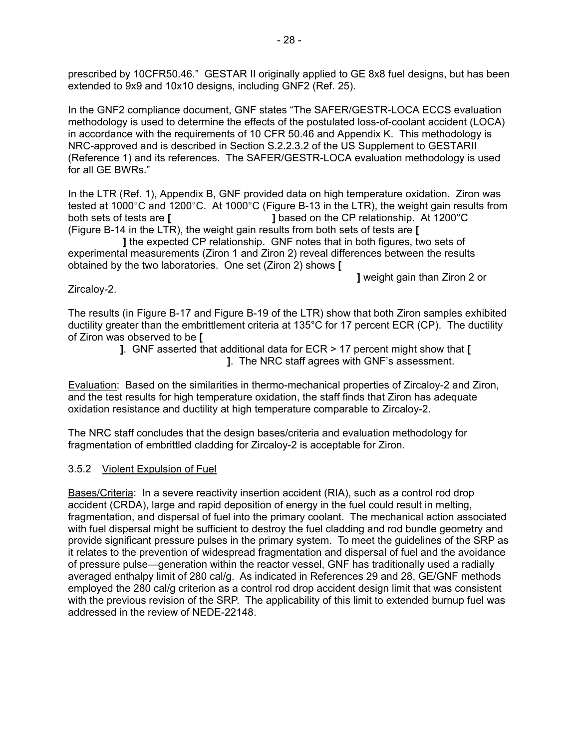prescribed by 10CFR50.46." GESTAR II originally applied to GE 8x8 fuel designs, but has been extended to 9x9 and 10x10 designs, including GNF2 (Ref. 25).

In the GNF2 compliance document, GNF states "The SAFER/GESTR-LOCA ECCS evaluation methodology is used to determine the effects of the postulated loss-of-coolant accident (LOCA) in accordance with the requirements of 10 CFR 50.46 and Appendix K. This methodology is NRC-approved and is described in Section S.2.2.3.2 of the US Supplement to GESTARII (Reference 1) and its references. The SAFER/GESTR-LOCA evaluation methodology is used for all GE BWRs."

In the LTR (Ref. 1), Appendix B, GNF provided data on high temperature oxidation. Ziron was tested at 1000°C and 1200°C. At 1000°C (Figure B-13 in the LTR), the weight gain results from both sets of tests are **[ ]** based on the CP relationship. At 1200°C (Figure B-14 in the LTR), the weight gain results from both sets of tests are **[ ]** the expected CP relationship. GNF notes that in both figures, two sets of experimental measurements (Ziron 1 and Ziron 2) reveal differences between the results obtained by the two laboratories. One set (Ziron 2) shows **[ ]** weight gain than Ziron 2 or Zircaloy-2.

The results (in Figure B-17 and Figure B-19 of the LTR) show that both Ziron samples exhibited ductility greater than the embrittlement criteria at 135°C for 17 percent ECR (CP). The ductility of Ziron was observed to be **[ ]**. GNF asserted that additional data for ECR > 17 percent might show that **[ ]**. The NRC staff agrees with GNF's assessment.

<u>Evaluation</u>: Based on the similarities in thermo-mechanical properties of Zircaloy-2 and Ziron, and the test results for high temperature oxidation, the staff finds that Ziron has adequate oxidation resistance and ductility at high temperature comparable to Zircaloy-2.

The NRC staff concludes that the design bases/criteria and evaluation methodology for fragmentation of embrittled cladding for Zircaloy-2 is acceptable for Ziron.

### 3.5.2 Violent Expulsion of Fuel

<u>Bases/Criteria</u>: In a severe reactivity insertion accident (RIA), such as a control rod drop accident (CRDA), large and rapid deposition of energy in the fuel could result in melting, fragmentation, and dispersal of fuel into the primary coolant. The mechanical action associated with fuel dispersal might be sufficient to destroy the fuel cladding and rod bundle geometry and provide significant pressure pulses in the primary system. To meet the guidelines of the SRP as it relates to the prevention of widespread fragmentation and dispersal of fuel and the avoidance of pressure pulse—generation within the reactor vessel, GNF has traditionally used a radially averaged enthalpy limit of 280 cal/g. As indicated in References 29 and 28, GE/GNF methods employed the 280 cal/g criterion as a control rod drop accident design limit that was consistent with the previous revision of the SRP. The applicability of this limit to extended burnup fuel was addressed in the review of NEDE-22148.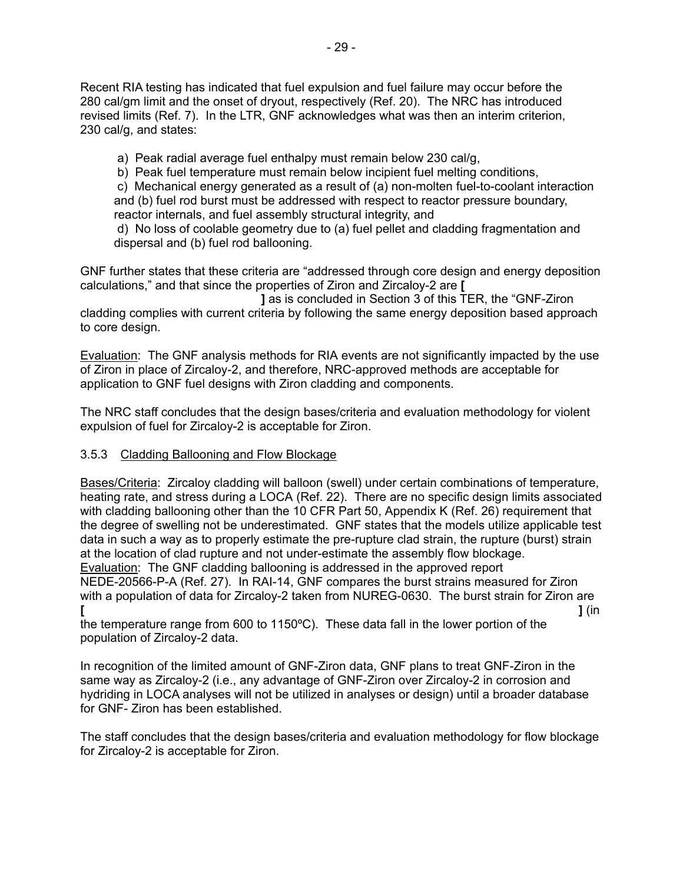Recent RIA testing has indicated that fuel expulsion and fuel failure may occur before the 280 cal/gm limit and the onset of dryout, respectively (Ref. 20). The NRC has introduced revised limits (Ref. 7). In the LTR, GNF acknowledges what was then an interim criterion, 230 cal/g, and states:

a) Peak radial average fuel enthalpy must remain below 230 cal/g,
b) Peak fuel temperature must remain below incipient fuel melting conditions,
c) Mechanical energy generated as a result of (a) non-molten fuel-to-coolant interaction and (b) fuel rod burst must be addressed with respect to reactor pressure boundary, reactor internals, and fuel assembly structural integrity, and
d) No loss of coolable geometry due to (a) fuel pellet and cladding fragmentation and dispersal and (b) fuel rod ballooning.

GNF further states that these criteria are "addressed through core design and energy deposition calculations," and that since the properties of Ziron and Zircaloy-2 are **[ ]** as is concluded in Section 3 of this TER, the "GNF-Ziron cladding complies with current criteria by following the same energy deposition based approach to core design.

Evaluation: The GNF analysis methods for RIA events are not significantly impacted by the use of Ziron in place of Zircaloy-2, and therefore, NRC-approved methods are acceptable for application to GNF fuel designs with Ziron cladding and components.

The NRC staff concludes that the design bases/criteria and evaluation methodology for violent expulsion of fuel for Zircaloy-2 is acceptable for Ziron.

### 3.5.3 Cladding Ballooning and Flow Blockage

Bases/Criteria: Zircaloy cladding will balloon (swell) under certain combinations of temperature, heating rate, and stress during a LOCA (Ref. 22). There are no specific design limits associated with cladding ballooning other than the 10 CFR Part 50, Appendix K (Ref. 26) requirement that the degree of swelling not be underestimated. GNF states that the models utilize applicable test data in such a way as to properly estimate the pre-rupture clad strain, the rupture (burst) strain at the location of clad rupture and not under-estimate the assembly flow blockage.
Evaluation: The GNF cladding ballooning is addressed in the approved report NEDE-20566-P-A (Ref. 27). In RAI-14, GNF compares the burst strains measured for Ziron with a population of data for Zircaloy-2 taken from NUREG-0630. The burst strain for Ziron are **[ ]** (in the temperature range from 600 to 1150ºC). These data fall in the lower portion of the population of Zircaloy-2 data.

In recognition of the limited amount of GNF-Ziron data, GNF plans to treat GNF-Ziron in the same way as Zircaloy-2 (i.e., any advantage of GNF-Ziron over Zircaloy-2 in corrosion and hydriding in LOCA analyses will not be utilized in analyses or design) until a broader database for GNF- Ziron has been established.

The staff concludes that the design bases/criteria and evaluation methodology for flow blockage for Zircaloy-2 is acceptable for Ziron.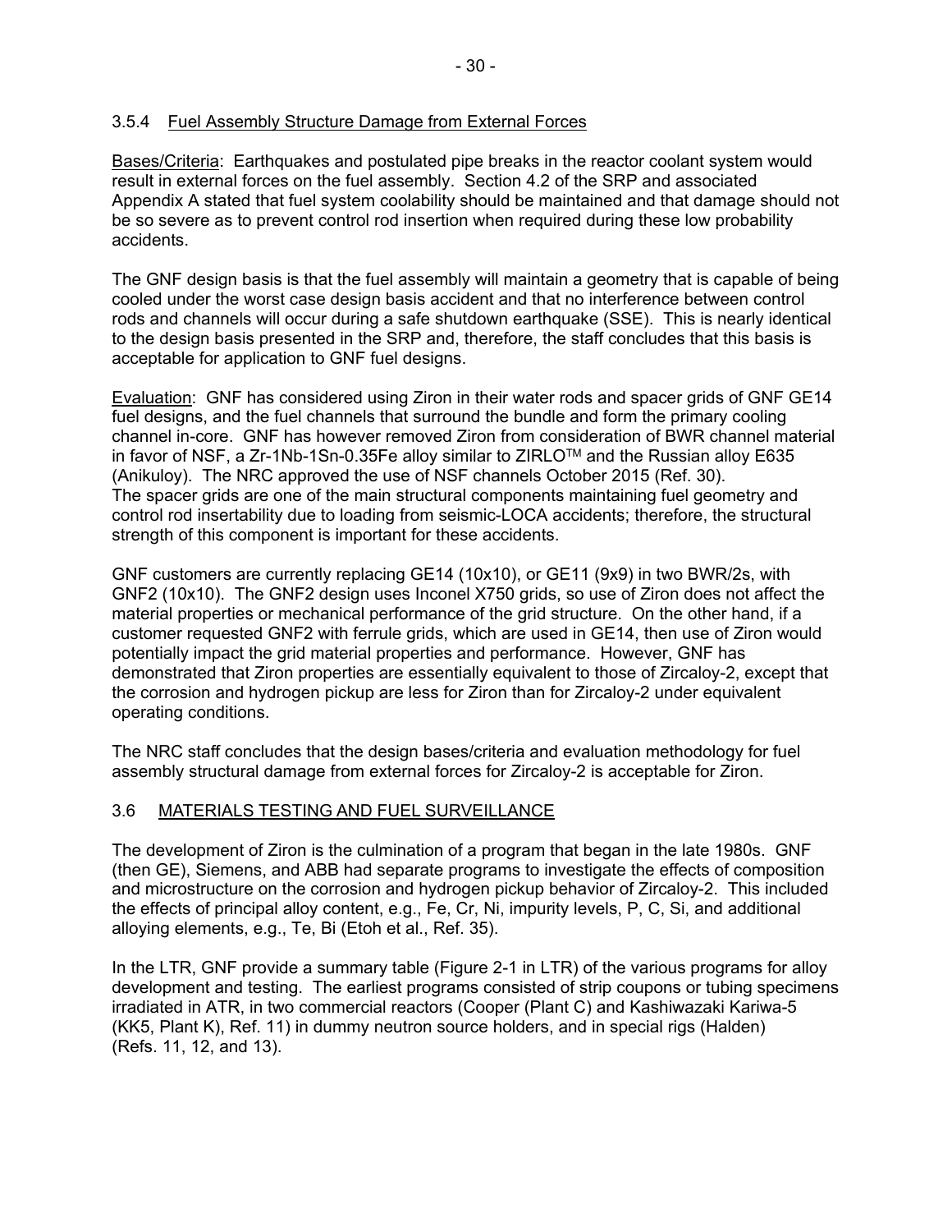### 3.5.4 Fuel Assembly Structure Damage from External Forces

Bases/Criteria: Earthquakes and postulated pipe breaks in the reactor coolant system would result in external forces on the fuel assembly. Section 4.2 of the SRP and associated Appendix A stated that fuel system coolability should be maintained and that damage should not be so severe as to prevent control rod insertion when required during these low probability accidents.

The GNF design basis is that the fuel assembly will maintain a geometry that is capable of being cooled under the worst case design basis accident and that no interference between control rods and channels will occur during a safe shutdown earthquake (SSE). This is nearly identical to the design basis presented in the SRP and, therefore, the staff concludes that this basis is acceptable for application to GNF fuel designs.

Evaluation: GNF has considered using Ziron in their water rods and spacer grids of GNF GE14 fuel designs, and the fuel channels that surround the bundle and form the primary cooling channel in-core. GNF has however removed Ziron from consideration of BWR channel material in favor of NSF, a Zr-1Nb-1Sn-0.35Fe alloy similar to ZIRLO™ and the Russian alloy E635 (Anikuloy). The NRC approved the use of NSF channels October 2015 (Ref. 30). The spacer grids are one of the main structural components maintaining fuel geometry and control rod insertability due to loading from seismic-LOCA accidents; therefore, the structural strength of this component is important for these accidents.

GNF customers are currently replacing GE14 (10x10), or GE11 (9x9) in two BWR/2s, with GNF2 (10x10). The GNF2 design uses Inconel X750 grids, so use of Ziron does not affect the material properties or mechanical performance of the grid structure. On the other hand, if a customer requested GNF2 with ferrule grids, which are used in GE14, then use of Ziron would potentially impact the grid material properties and performance. However, GNF has demonstrated that Ziron properties are essentially equivalent to those of Zircaloy-2, except that the corrosion and hydrogen pickup are less for Ziron than for Zircaloy-2 under equivalent operating conditions.

The NRC staff concludes that the design bases/criteria and evaluation methodology for fuel assembly structural damage from external forces for Zircaloy-2 is acceptable for Ziron.

## 3.6 MATERIALS TESTING AND FUEL SURVEILLANCE

The development of Ziron is the culmination of a program that began in the late 1980s. GNF (then GE), Siemens, and ABB had separate programs to investigate the effects of composition and microstructure on the corrosion and hydrogen pickup behavior of Zircaloy-2. This included the effects of principal alloy content, e.g., Fe, Cr, Ni, impurity levels, P, C, Si, and additional alloying elements, e.g., Te, Bi (Etoh et al., Ref. 35).

In the LTR, GNF provide a summary table (Figure 2-1 in LTR) of the various programs for alloy development and testing. The earliest programs consisted of strip coupons or tubing specimens irradiated in ATR, in two commercial reactors (Cooper (Plant C) and Kashiwazaki Kariwa-5 (KK5, Plant K), Ref. 11) in dummy neutron source holders, and in special rigs (Halden) (Refs. 11, 12, and 13).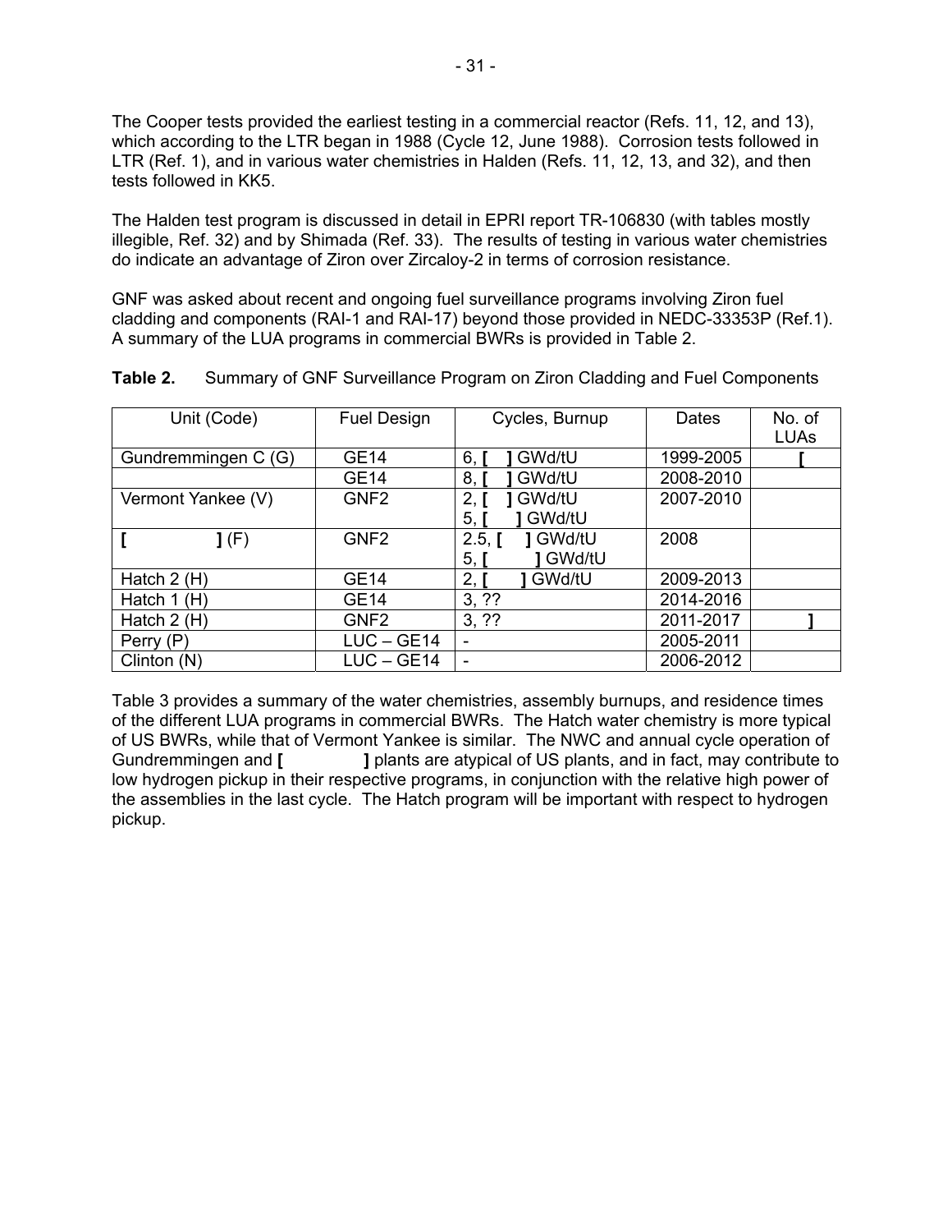The Cooper tests provided the earliest testing in a commercial reactor (Refs. 11, 12, and 13), which according to the LTR began in 1988 (Cycle 12, June 1988). Corrosion tests followed in LTR (Ref. 1), and in various water chemistries in Halden (Refs. 11, 12, 13, and 32), and then tests followed in KK5.

The Halden test program is discussed in detail in EPRI report TR-106830 (with tables mostly illegible, Ref. 32) and by Shimada (Ref. 33). The results of testing in various water chemistries do indicate an advantage of Ziron over Zircaloy-2 in terms of corrosion resistance.

GNF was asked about recent and ongoing fuel surveillance programs involving Ziron fuel cladding and components (RAI-1 and RAI-17) beyond those provided in NEDC-33353P (Ref.1). A summary of the LUA programs in commercial BWRs is provided in Table 2.

**Table 2.** Summary of GNF Surveillance Program on Ziron Cladding and Fuel Components

| Unit (Code) | Fuel Design | Cycles, Burnup | Dates | No. of LUAs |
|---|---|---|---|---|
| Gundremmingen C (G) | GE14 | 6, **[ ]** GWd/tU | 1999-2005 | **[** |
| | GE14 | 8, **[ ]** GWd/tU | 2008-2010 | |
| Vermont Yankee (V) | GNF2 | 2, **[ ]** GWd/tU<br>5, **[ ]** GWd/tU | 2007-2010 | |
| **[ ]** (F) | GNF2 | 2.5, **[ ]** GWd/tU<br>5, **[ ]** GWd/tU | 2008 | |
| Hatch 2 (H) | GE14 | 2, **[ ]** GWd/tU | 2009-2013 | |
| Hatch 1 (H) | GE14 | 3, ?? | 2014-2016 | |
| Hatch 2 (H) | GNF2 | 3, ?? | 2011-2017 | **]** |
| Perry (P) | LUC – GE14 | - | 2005-2011 | |
| Clinton (N) | LUC – GE14 | - | 2006-2012 | |

Table 3 provides a summary of the water chemistries, assembly burnups, and residence times of the different LUA programs in commercial BWRs. The Hatch water chemistry is more typical of US BWRs, while that of Vermont Yankee is similar. The NWC and annual cycle operation of Gundremmingen and **[ ]** plants are atypical of US plants, and in fact, may contribute to low hydrogen pickup in their respective programs, in conjunction with the relative high power of the assemblies in the last cycle. The Hatch program will be important with respect to hydrogen pickup.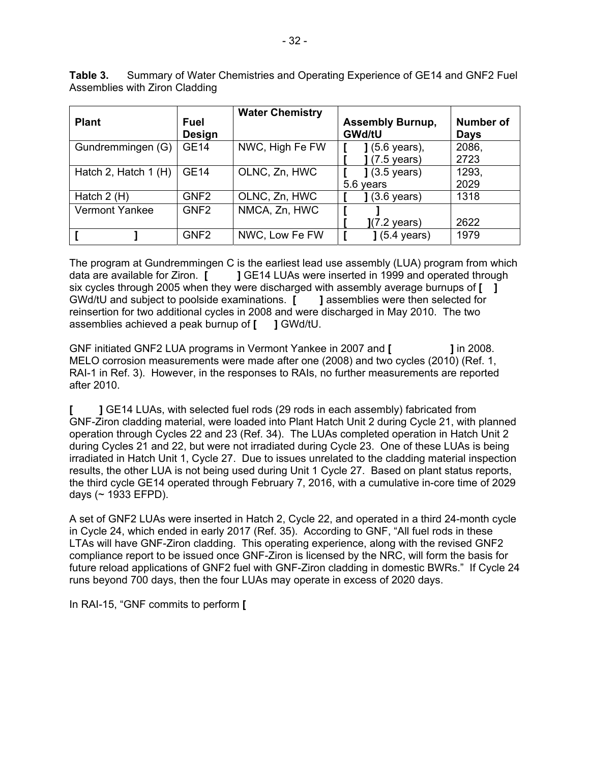**Table 3.** Summary of Water Chemistries and Operating Experience of GE14 and GNF2 Fuel Assemblies with Ziron Cladding

| Plant | Fuel Design | Water Chemistry | Assembly Burnup, GWd/tU | Number of Days |
|---|---|---|---|---|
| Gundremmingen (G) | GE14 | NWC, High Fe FW | [ ] (5.6 years), [ ] (7.5 years) | 2086, 2723 |
| Hatch 2, Hatch 1 (H) | GE14 | OLNC, Zn, HWC | [ ] (3.5 years) 5.6 years | 1293, 2029 |
| Hatch 2 (H) | GNF2 | OLNC, Zn, HWC | [ ] (3.6 years) | 1318 |
| Vermont Yankee | GNF2 | NMCA, Zn, HWC | [ ] [ ](7.2 years) | 2622 |
| [ ] | GNF2 | NWC, Low Fe FW | [ ] (5.4 years) | 1979 |

The program at Gundremmingen C is the earliest lead use assembly (LUA) program from which data are available for Ziron. **[ ]** GE14 LUAs were inserted in 1999 and operated through six cycles through 2005 when they were discharged with assembly average burnups of **[ ]** GWd/tU and subject to poolside examinations. **[ ]** assemblies were then selected for reinsertion for two additional cycles in 2008 and were discharged in May 2010. The two assemblies achieved a peak burnup of **[ ]** GWd/tU.

GNF initiated GNF2 LUA programs in Vermont Yankee in 2007 and **[ ]** in 2008. MELO corrosion measurements were made after one (2008) and two cycles (2010) (Ref. 1, RAI-1 in Ref. 3). However, in the responses to RAIs, no further measurements are reported after 2010.

**[ ]** GE14 LUAs, with selected fuel rods (29 rods in each assembly) fabricated from GNF-Ziron cladding material, were loaded into Plant Hatch Unit 2 during Cycle 21, with planned operation through Cycles 22 and 23 (Ref. 34). The LUAs completed operation in Hatch Unit 2 during Cycles 21 and 22, but were not irradiated during Cycle 23. One of these LUAs is being irradiated in Hatch Unit 1, Cycle 27. Due to issues unrelated to the cladding material inspection results, the other LUA is not being used during Unit 1 Cycle 27. Based on plant status reports, the third cycle GE14 operated through February 7, 2016, with a cumulative in-core time of 2029 days (~ 1933 EFPD).

A set of GNF2 LUAs were inserted in Hatch 2, Cycle 22, and operated in a third 24-month cycle in Cycle 24, which ended in early 2017 (Ref. 35). According to GNF, "All fuel rods in these LTAs will have GNF-Ziron cladding. This operating experience, along with the revised GNF2 compliance report to be issued once GNF-Ziron is licensed by the NRC, will form the basis for future reload applications of GNF2 fuel with GNF-Ziron cladding in domestic BWRs." If Cycle 24 runs beyond 700 days, then the four LUAs may operate in excess of 2020 days.

In RAI-15, "GNF commits to perform **[**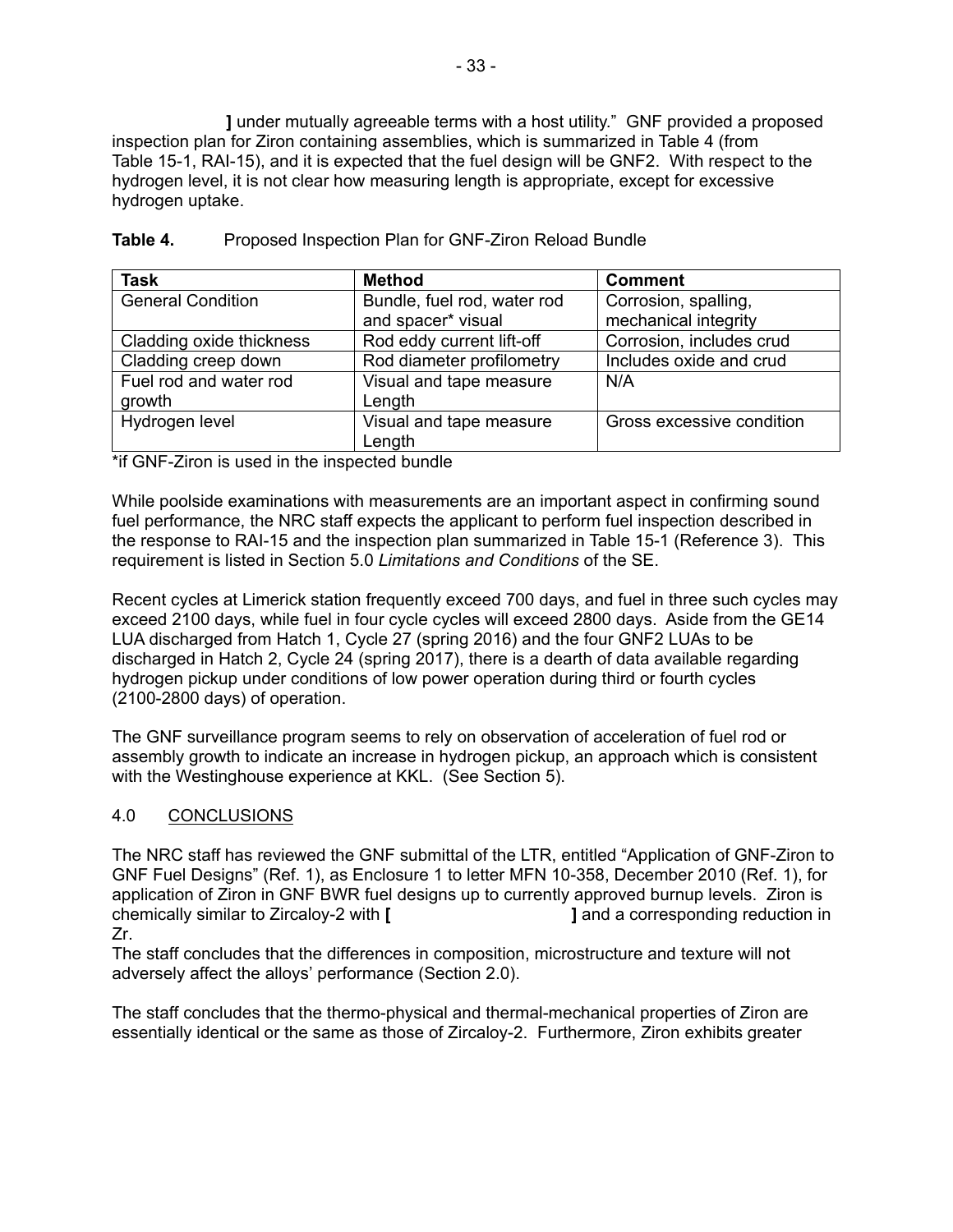] under mutually agreeable terms with a host utility." GNF provided a proposed inspection plan for Ziron containing assemblies, which is summarized in Table 4 (from Table 15-1, RAI-15), and it is expected that the fuel design will be GNF2. With respect to the hydrogen level, it is not clear how measuring length is appropriate, except for excessive hydrogen uptake.

**Table 4.** Proposed Inspection Plan for GNF-Ziron Reload Bundle

| Task | Method | Comment |
|---|---|---|
| General Condition | Bundle, fuel rod, water rod and spacer* visual | Corrosion, spalling, mechanical integrity |
| Cladding oxide thickness | Rod eddy current lift-off | Corrosion, includes crud |
| Cladding creep down | Rod diameter profilometry | Includes oxide and crud |
| Fuel rod and water rod growth | Visual and tape measure Length | N/A |
| Hydrogen level | Visual and tape measure Length | Gross excessive condition |

*if GNF-Ziron is used in the inspected bundle

While poolside examinations with measurements are an important aspect in confirming sound fuel performance, the NRC staff expects the applicant to perform fuel inspection described in the response to RAI-15 and the inspection plan summarized in Table 15-1 (Reference 3). This requirement is listed in Section 5.0 *Limitations and Conditions* of the SE.

Recent cycles at Limerick station frequently exceed 700 days, and fuel in three such cycles may exceed 2100 days, while fuel in four cycle cycles will exceed 2800 days. Aside from the GE14 LUA discharged from Hatch 1, Cycle 27 (spring 2016) and the four GNF2 LUAs to be discharged in Hatch 2, Cycle 24 (spring 2017), there is a dearth of data available regarding hydrogen pickup under conditions of low power operation during third or fourth cycles (2100-2800 days) of operation.

The GNF surveillance program seems to rely on observation of acceleration of fuel rod or assembly growth to indicate an increase in hydrogen pickup, an approach which is consistent with the Westinghouse experience at KKL. (See Section 5).

## 4.0 CONCLUSIONS

The NRC staff has reviewed the GNF submittal of the LTR, entitled "Application of GNF-Ziron to GNF Fuel Designs" (Ref. 1), as Enclosure 1 to letter MFN 10-358, December 2010 (Ref. 1), for application of Ziron in GNF BWR fuel designs up to currently approved burnup levels. Ziron is chemically similar to Zircaloy-2 with [ ] and a corresponding reduction in Zr.

The staff concludes that the differences in composition, microstructure and texture will not adversely affect the alloys' performance (Section 2.0).

The staff concludes that the thermo-physical and thermal-mechanical properties of Ziron are essentially identical or the same as those of Zircaloy-2. Furthermore, Ziron exhibits greater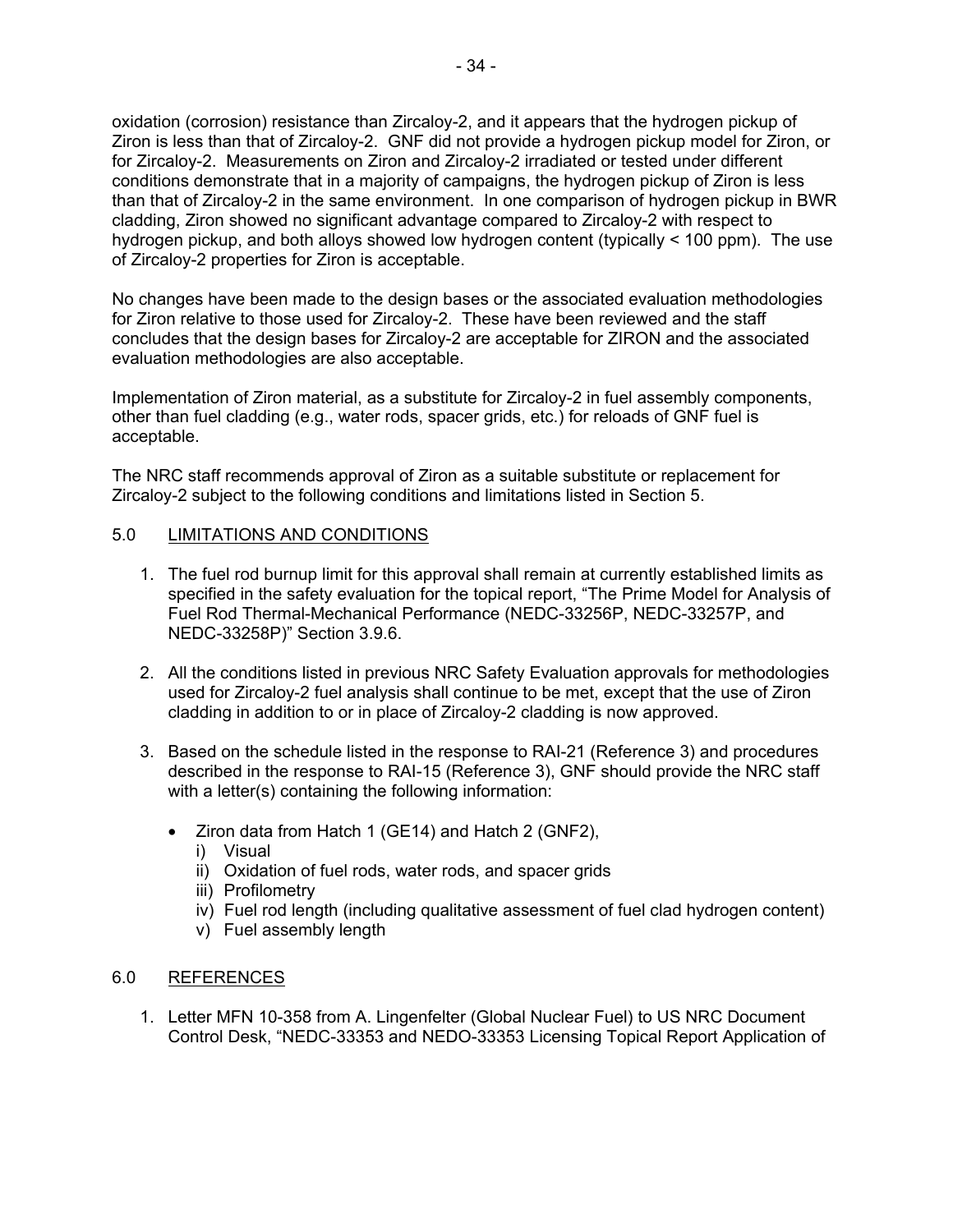oxidation (corrosion) resistance than Zircaloy-2, and it appears that the hydrogen pickup of Ziron is less than that of Zircaloy-2. GNF did not provide a hydrogen pickup model for Ziron, or for Zircaloy-2. Measurements on Ziron and Zircaloy-2 irradiated or tested under different conditions demonstrate that in a majority of campaigns, the hydrogen pickup of Ziron is less than that of Zircaloy-2 in the same environment. In one comparison of hydrogen pickup in BWR cladding, Ziron showed no significant advantage compared to Zircaloy-2 with respect to hydrogen pickup, and both alloys showed low hydrogen content (typically < 100 ppm). The use of Zircaloy-2 properties for Ziron is acceptable.

No changes have been made to the design bases or the associated evaluation methodologies for Ziron relative to those used for Zircaloy-2. These have been reviewed and the staff concludes that the design bases for Zircaloy-2 are acceptable for ZIRON and the associated evaluation methodologies are also acceptable.

Implementation of Ziron material, as a substitute for Zircaloy-2 in fuel assembly components, other than fuel cladding (e.g., water rods, spacer grids, etc.) for reloads of GNF fuel is acceptable.

The NRC staff recommends approval of Ziron as a suitable substitute or replacement for Zircaloy-2 subject to the following conditions and limitations listed in Section 5.

## 5.0 LIMITATIONS AND CONDITIONS

1. The fuel rod burnup limit for this approval shall remain at currently established limits as specified in the safety evaluation for the topical report, "The Prime Model for Analysis of Fuel Rod Thermal-Mechanical Performance (NEDC-33256P, NEDC-33257P, and NEDC-33258P)" Section 3.9.6.

2. All the conditions listed in previous NRC Safety Evaluation approvals for methodologies used for Zircaloy-2 fuel analysis shall continue to be met, except that the use of Ziron cladding in addition to or in place of Zircaloy-2 cladding is now approved.

3. Based on the schedule listed in the response to RAI-21 (Reference 3) and procedures described in the response to RAI-15 (Reference 3), GNF should provide the NRC staff with a letter(s) containing the following information:

   - Ziron data from Hatch 1 (GE14) and Hatch 2 (GNF2),
     - i) Visual
     - ii) Oxidation of fuel rods, water rods, and spacer grids
     - iii) Profilometry
     - iv) Fuel rod length (including qualitative assessment of fuel clad hydrogen content)
     - v) Fuel assembly length

## 6.0 REFERENCES

1. Letter MFN 10-358 from A. Lingenfelter (Global Nuclear Fuel) to US NRC Document Control Desk, "NEDC-33353 and NEDO-33353 Licensing Topical Report Application of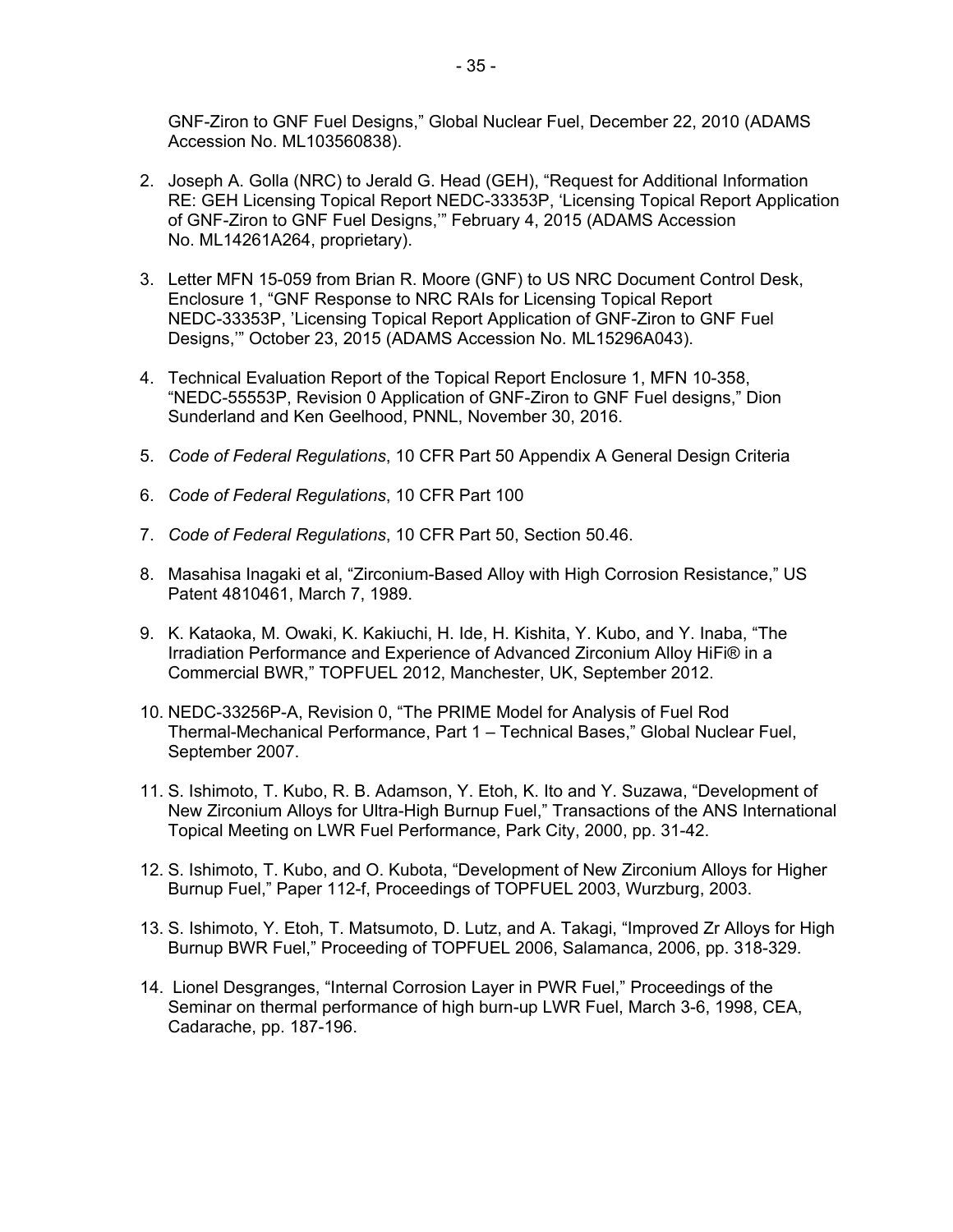GNF-Ziron to GNF Fuel Designs," Global Nuclear Fuel, December 22, 2010 (ADAMS Accession No. ML103560838).

2. Joseph A. Golla (NRC) to Jerald G. Head (GEH), "Request for Additional Information RE: GEH Licensing Topical Report NEDC-33353P, 'Licensing Topical Report Application of GNF-Ziron to GNF Fuel Designs,'" February 4, 2015 (ADAMS Accession No. ML14261A264, proprietary).

3. Letter MFN 15-059 from Brian R. Moore (GNF) to US NRC Document Control Desk, Enclosure 1, "GNF Response to NRC RAIs for Licensing Topical Report NEDC-33353P, 'Licensing Topical Report Application of GNF-Ziron to GNF Fuel Designs,'" October 23, 2015 (ADAMS Accession No. ML15296A043).

4. Technical Evaluation Report of the Topical Report Enclosure 1, MFN 10-358, "NEDC-55553P, Revision 0 Application of GNF-Ziron to GNF Fuel designs," Dion Sunderland and Ken Geelhood, PNNL, November 30, 2016.

5. *Code of Federal Regulations*, 10 CFR Part 50 Appendix A General Design Criteria

6. *Code of Federal Regulations*, 10 CFR Part 100

7. *Code of Federal Regulations*, 10 CFR Part 50, Section 50.46.

8. Masahisa Inagaki et al, "Zirconium-Based Alloy with High Corrosion Resistance," US Patent 4810461, March 7, 1989.

9. K. Kataoka, M. Owaki, K. Kakiuchi, H. Ide, H. Kishita, Y. Kubo, and Y. Inaba, "The Irradiation Performance and Experience of Advanced Zirconium Alloy HiFi® in a Commercial BWR," TOPFUEL 2012, Manchester, UK, September 2012.

10. NEDC-33256P-A, Revision 0, "The PRIME Model for Analysis of Fuel Rod Thermal-Mechanical Performance, Part 1 – Technical Bases," Global Nuclear Fuel, September 2007.

11. S. Ishimoto, T. Kubo, R. B. Adamson, Y. Etoh, K. Ito and Y. Suzawa, "Development of New Zirconium Alloys for Ultra-High Burnup Fuel," Transactions of the ANS International Topical Meeting on LWR Fuel Performance, Park City, 2000, pp. 31-42.

12. S. Ishimoto, T. Kubo, and O. Kubota, "Development of New Zirconium Alloys for Higher Burnup Fuel," Paper 112-f, Proceedings of TOPFUEL 2003, Wurzburg, 2003.

13. S. Ishimoto, Y. Etoh, T. Matsumoto, D. Lutz, and A. Takagi, "Improved Zr Alloys for High Burnup BWR Fuel," Proceeding of TOPFUEL 2006, Salamanca, 2006, pp. 318-329.

14. Lionel Desgranges, "Internal Corrosion Layer in PWR Fuel," Proceedings of the Seminar on thermal performance of high burn-up LWR Fuel, March 3-6, 1998, CEA, Cadarache, pp. 187-196.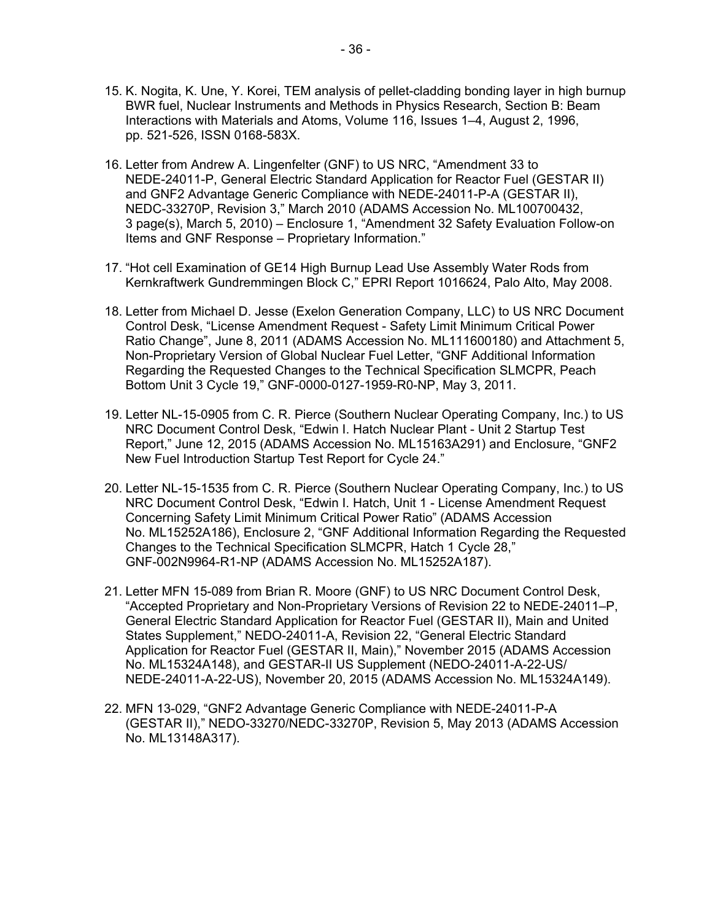15. K. Nogita, K. Une, Y. Korei, TEM analysis of pellet-cladding bonding layer in high burnup BWR fuel, Nuclear Instruments and Methods in Physics Research, Section B: Beam Interactions with Materials and Atoms, Volume 116, Issues 1–4, August 2, 1996, pp. 521-526, ISSN 0168-583X.

16. Letter from Andrew A. Lingenfelter (GNF) to US NRC, "Amendment 33 to NEDE-24011-P, General Electric Standard Application for Reactor Fuel (GESTAR II) and GNF2 Advantage Generic Compliance with NEDE-24011-P-A (GESTAR II), NEDC-33270P, Revision 3," March 2010 (ADAMS Accession No. ML100700432, 3 page(s), March 5, 2010) – Enclosure 1, "Amendment 32 Safety Evaluation Follow-on Items and GNF Response – Proprietary Information."

17. "Hot cell Examination of GE14 High Burnup Lead Use Assembly Water Rods from Kernkraftwerk Gundremmingen Block C," EPRI Report 1016624, Palo Alto, May 2008.

18. Letter from Michael D. Jesse (Exelon Generation Company, LLC) to US NRC Document Control Desk, "License Amendment Request - Safety Limit Minimum Critical Power Ratio Change", June 8, 2011 (ADAMS Accession No. ML111600180) and Attachment 5, Non-Proprietary Version of Global Nuclear Fuel Letter, "GNF Additional Information Regarding the Requested Changes to the Technical Specification SLMCPR, Peach Bottom Unit 3 Cycle 19," GNF-0000-0127-1959-R0-NP, May 3, 2011.

19. Letter NL-15-0905 from C. R. Pierce (Southern Nuclear Operating Company, Inc.) to US NRC Document Control Desk, "Edwin I. Hatch Nuclear Plant - Unit 2 Startup Test Report," June 12, 2015 (ADAMS Accession No. ML15163A291) and Enclosure, "GNF2 New Fuel Introduction Startup Test Report for Cycle 24."

20. Letter NL-15-1535 from C. R. Pierce (Southern Nuclear Operating Company, Inc.) to US NRC Document Control Desk, "Edwin I. Hatch, Unit 1 - License Amendment Request Concerning Safety Limit Minimum Critical Power Ratio" (ADAMS Accession No. ML15252A186), Enclosure 2, "GNF Additional Information Regarding the Requested Changes to the Technical Specification SLMCPR, Hatch 1 Cycle 28," GNF-002N9964-R1-NP (ADAMS Accession No. ML15252A187).

21. Letter MFN 15-089 from Brian R. Moore (GNF) to US NRC Document Control Desk, "Accepted Proprietary and Non-Proprietary Versions of Revision 22 to NEDE-24011–P, General Electric Standard Application for Reactor Fuel (GESTAR II), Main and United States Supplement," NEDO-24011-A, Revision 22, "General Electric Standard Application for Reactor Fuel (GESTAR II, Main)," November 2015 (ADAMS Accession No. ML15324A148), and GESTAR-II US Supplement (NEDO-24011-A-22-US/ NEDE-24011-A-22-US), November 20, 2015 (ADAMS Accession No. ML15324A149).

22. MFN 13-029, "GNF2 Advantage Generic Compliance with NEDE-24011-P-A (GESTAR II)," NEDO-33270/NEDC-33270P, Revision 5, May 2013 (ADAMS Accession No. ML13148A317).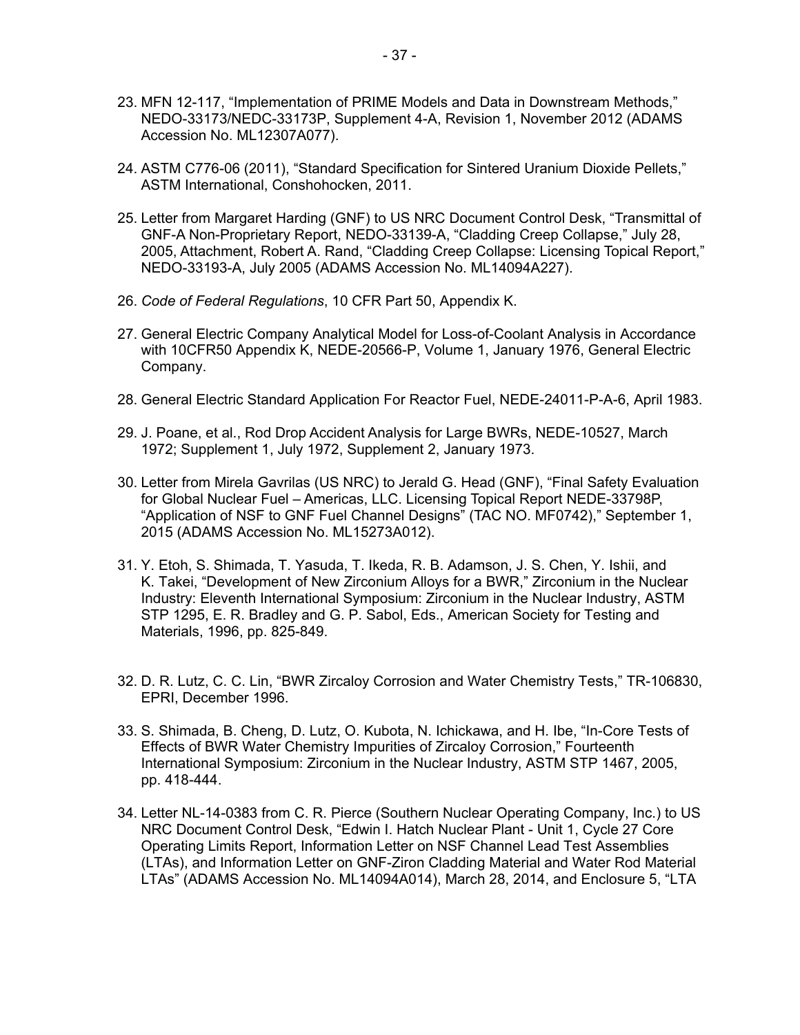23. MFN 12-117, "Implementation of PRIME Models and Data in Downstream Methods," NEDO-33173/NEDC-33173P, Supplement 4-A, Revision 1, November 2012 (ADAMS Accession No. ML12307A077).

24. ASTM C776-06 (2011), "Standard Specification for Sintered Uranium Dioxide Pellets," ASTM International, Conshohocken, 2011.

25. Letter from Margaret Harding (GNF) to US NRC Document Control Desk, "Transmittal of GNF-A Non-Proprietary Report, NEDO-33139-A, "Cladding Creep Collapse," July 28, 2005, Attachment, Robert A. Rand, "Cladding Creep Collapse: Licensing Topical Report," NEDO-33193-A, July 2005 (ADAMS Accession No. ML14094A227).

26. *Code of Federal Regulations*, 10 CFR Part 50, Appendix K.

27. General Electric Company Analytical Model for Loss-of-Coolant Analysis in Accordance with 10CFR50 Appendix K, NEDE-20566-P, Volume 1, January 1976, General Electric Company.

28. General Electric Standard Application For Reactor Fuel, NEDE-24011-P-A-6, April 1983.

29. J. Poane, et al., Rod Drop Accident Analysis for Large BWRs, NEDE-10527, March 1972; Supplement 1, July 1972, Supplement 2, January 1973.

30. Letter from Mirela Gavrilas (US NRC) to Jerald G. Head (GNF), "Final Safety Evaluation for Global Nuclear Fuel – Americas, LLC. Licensing Topical Report NEDE-33798P, "Application of NSF to GNF Fuel Channel Designs" (TAC NO. MF0742)," September 1, 2015 (ADAMS Accession No. ML15273A012).

31. Y. Etoh, S. Shimada, T. Yasuda, T. Ikeda, R. B. Adamson, J. S. Chen, Y. Ishii, and K. Takei, "Development of New Zirconium Alloys for a BWR," Zirconium in the Nuclear Industry: Eleventh International Symposium: Zirconium in the Nuclear Industry, ASTM STP 1295, E. R. Bradley and G. P. Sabol, Eds., American Society for Testing and Materials, 1996, pp. 825-849.

32. D. R. Lutz, C. C. Lin, "BWR Zircaloy Corrosion and Water Chemistry Tests," TR-106830, EPRI, December 1996.

33. S. Shimada, B. Cheng, D. Lutz, O. Kubota, N. Ichickawa, and H. Ibe, "In-Core Tests of Effects of BWR Water Chemistry Impurities of Zircaloy Corrosion," Fourteenth International Symposium: Zirconium in the Nuclear Industry, ASTM STP 1467, 2005, pp. 418-444.

34. Letter NL-14-0383 from C. R. Pierce (Southern Nuclear Operating Company, Inc.) to US NRC Document Control Desk, "Edwin I. Hatch Nuclear Plant - Unit 1, Cycle 27 Core Operating Limits Report, Information Letter on NSF Channel Lead Test Assemblies (LTAs), and Information Letter on GNF-Ziron Cladding Material and Water Rod Material LTAs" (ADAMS Accession No. ML14094A014), March 28, 2014, and Enclosure 5, "LTA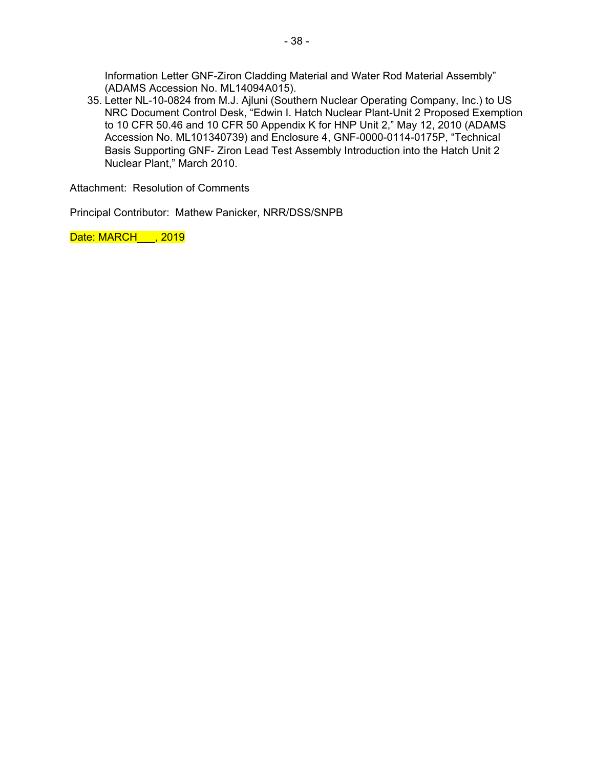Information Letter GNF-Ziron Cladding Material and Water Rod Material Assembly" (ADAMS Accession No. ML14094A015).

35. Letter NL-10-0824 from M.J. Ajluni (Southern Nuclear Operating Company, Inc.) to US NRC Document Control Desk, "Edwin I. Hatch Nuclear Plant-Unit 2 Proposed Exemption to 10 CFR 50.46 and 10 CFR 50 Appendix K for HNP Unit 2," May 12, 2010 (ADAMS Accession No. ML101340739) and Enclosure 4, GNF-0000-0114-0175P, "Technical Basis Supporting GNF- Ziron Lead Test Assembly Introduction into the Hatch Unit 2 Nuclear Plant," March 2010.

Attachment: Resolution of Comments

Principal Contributor: Mathew Panicker, NRR/DSS/SNPB

Date: MARCH___, 2019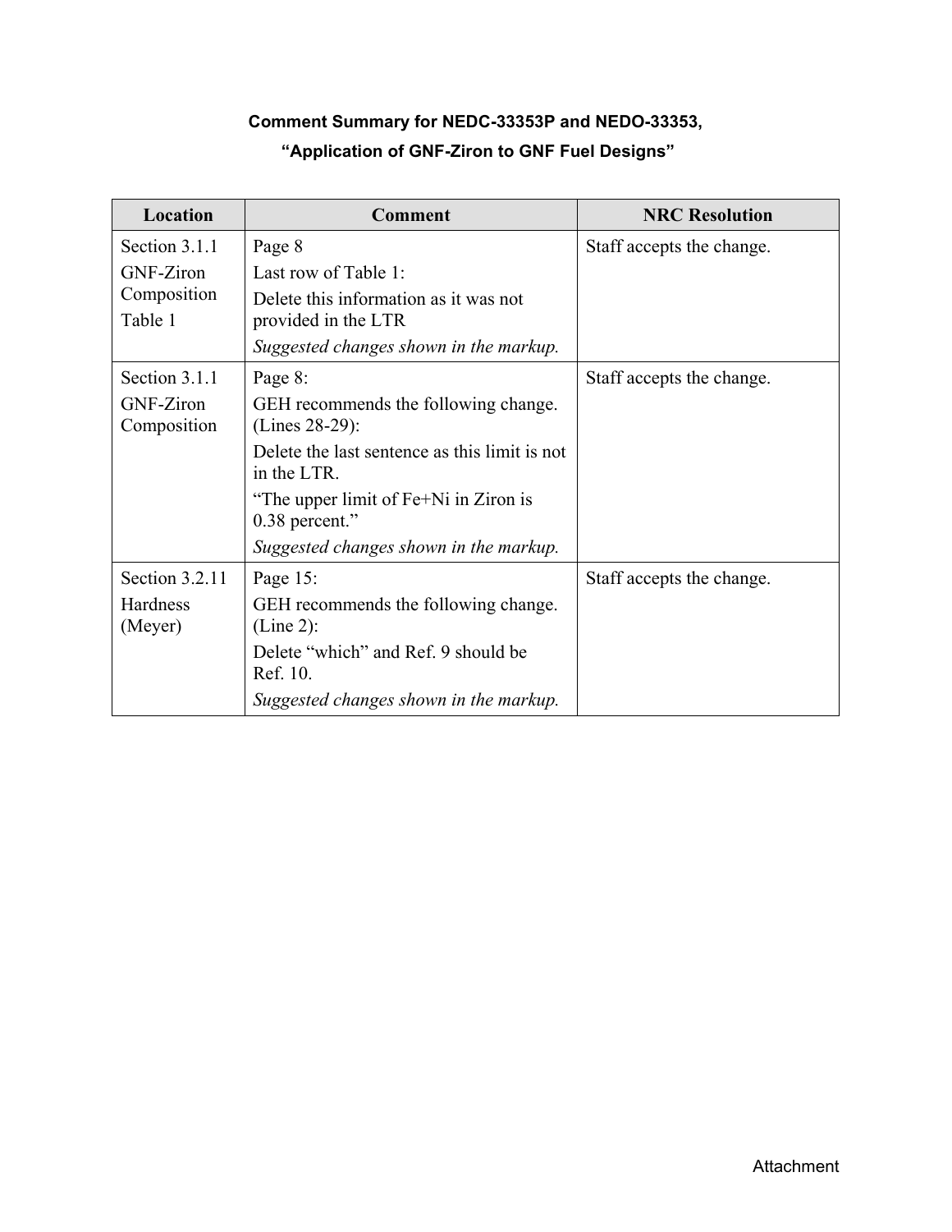**Comment Summary for NEDC-33353P and NEDO-33353,**

**“Application of GNF-Ziron to GNF Fuel Designs”**

| Location | Comment | NRC Resolution |
|---|---|---|
| Section 3.1.1<br>GNF-Ziron Composition<br>Table 1 | Page 8<br>Last row of Table 1:<br>Delete this information as it was not provided in the LTR<br>*Suggested changes shown in the markup.* | Staff accepts the change. |
| Section 3.1.1<br>GNF-Ziron Composition | Page 8:<br>GEH recommends the following change. (Lines 28-29):<br>Delete the last sentence as this limit is not in the LTR.<br>“The upper limit of Fe+Ni in Ziron is 0.38 percent.”<br>*Suggested changes shown in the markup.* | Staff accepts the change. |
| Section 3.2.11<br>Hardness (Meyer) | Page 15:<br>GEH recommends the following change. (Line 2):<br>Delete “which” and Ref. 9 should be Ref. 10.<br>*Suggested changes shown in the markup.* | Staff accepts the change. |

Attachment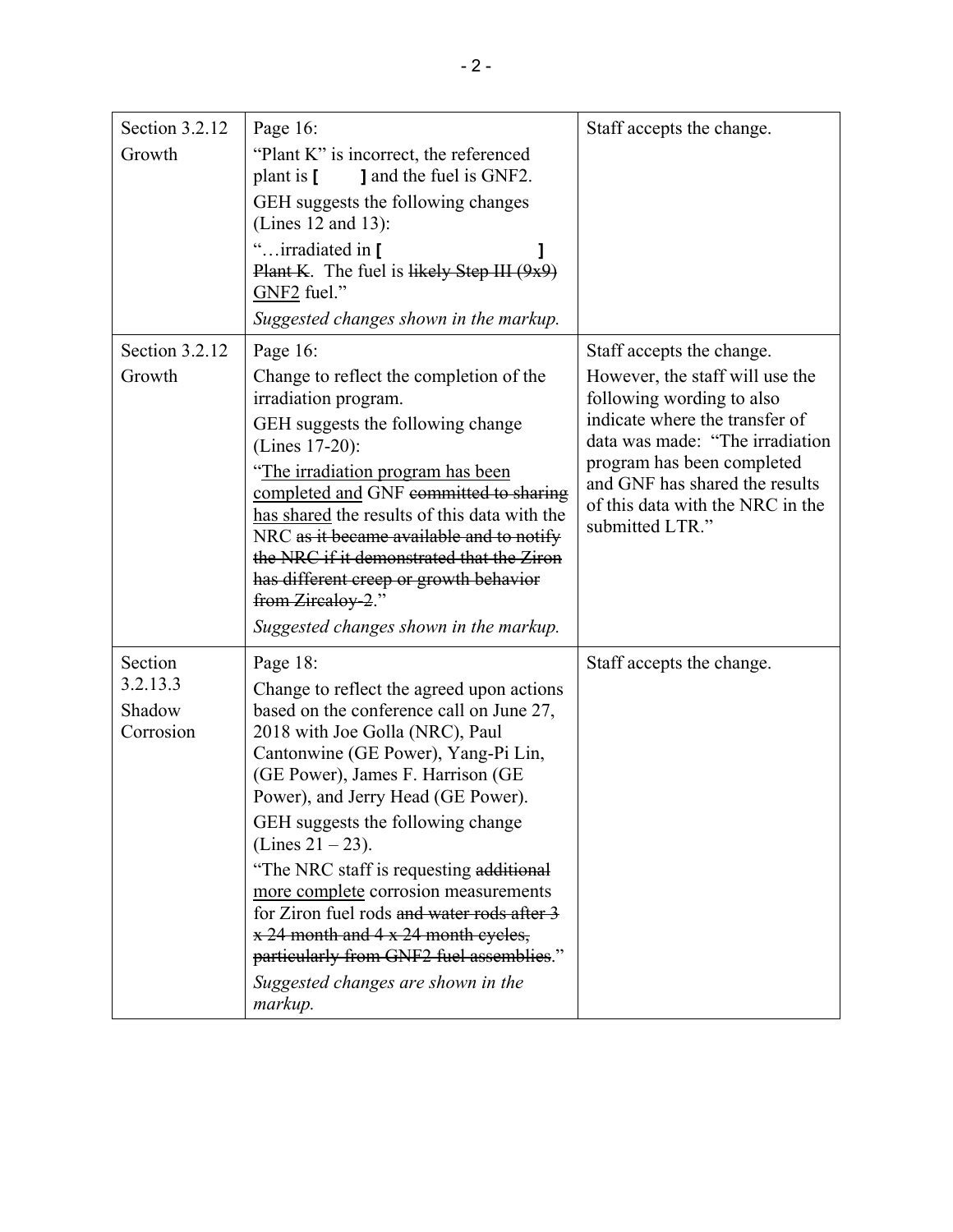| Section 3.2.12 Growth | Page 16:<br>"Plant K" is incorrect, the referenced plant is **[ ]** and the fuel is GNF2.<br>GEH suggests the following changes (Lines 12 and 13):<br>"…irradiated in **[ ]** ~~Plant K~~. The fuel is ~~likely Step III (9x9)~~ <u>GNF2</u> fuel."<br>*Suggested changes shown in the markup.* | Staff accepts the change. |
|---|---|---|
| Section 3.2.12 Growth | Page 16:<br>Change to reflect the completion of the irradiation program.<br>GEH suggests the following change (Lines 17-20):<br>"<u>The irradiation program has been completed and</u> GNF ~~committed to sharing~~ <u>has shared</u> the results of this data with the NRC ~~as it became available and to notify the NRC if it demonstrated that the Ziron has different creep or growth behavior from Zircaloy-2~~."<br>*Suggested changes shown in the markup.* | Staff accepts the change. However, the staff will use the following wording to also indicate where the transfer of data was made: "The irradiation program has been completed and GNF has shared the results of this data with the NRC in the submitted LTR." |
| Section 3.2.13.3 Shadow Corrosion | Page 18:<br>Change to reflect the agreed upon actions based on the conference call on June 27, 2018 with Joe Golla (NRC), Paul Cantonwine (GE Power), Yang-Pi Lin, (GE Power), James F. Harrison (GE Power), and Jerry Head (GE Power).<br>GEH suggests the following change (Lines 21 – 23).<br>"The NRC staff is requesting ~~additional~~ <u>more complete</u> corrosion measurements for Ziron fuel rods ~~and water rods after 3 x 24 month and 4 x 24 month cycles, particularly from GNF2 fuel assemblies~~."<br>*Suggested changes are shown in the markup.* | Staff accepts the change. |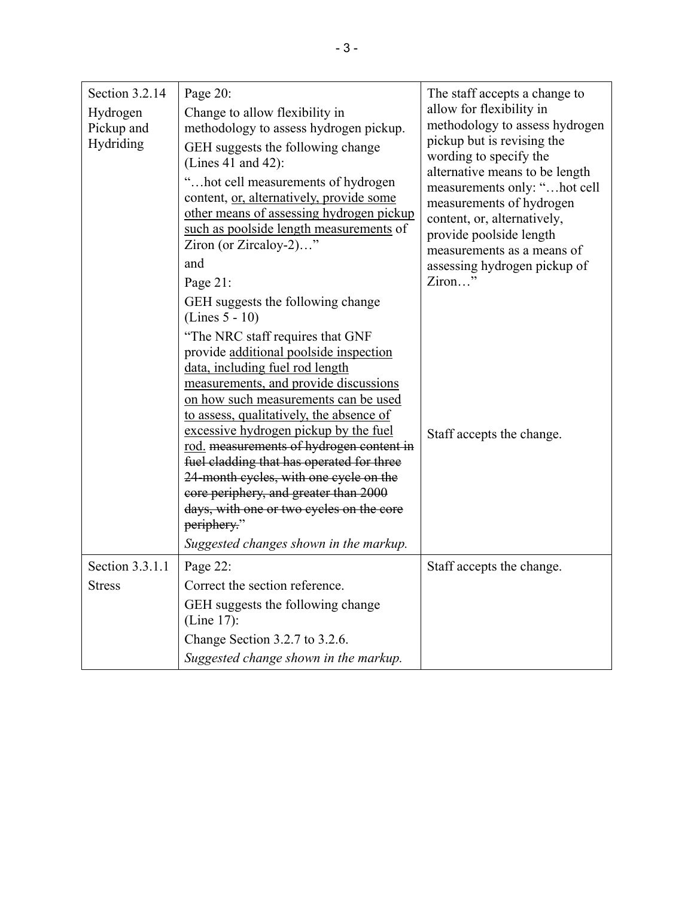| Section 3.2.14 Hydrogen Pickup and Hydriding | Page 20: Change to allow flexibility in methodology to assess hydrogen pickup. GEH suggests the following change (Lines 41 and 42): "…hot cell measurements of hydrogen content, <u>or, alternatively, provide some other means of assessing hydrogen pickup such as poolside length measurements</u> of Ziron (or Zircaloy-2)…" | The staff accepts a change to allow for flexibility in methodology to assess hydrogen pickup but is revising the wording to specify the alternative means to be length measurements only: "…hot cell measurements of hydrogen content, or, alternatively, provide poolside length measurements as a means of assessing hydrogen pickup of Ziron…" |
|---|---|---|
| | and Page 21: GEH suggests the following change (Lines 5 - 10) "The NRC staff requires that GNF provide <u>additional poolside inspection data, including fuel rod length measurements, and provide discussions on how such measurements can be used to assess, qualitatively, the absence of excessive hydrogen pickup by the fuel rod.</u> ~~measurements of hydrogen content in fuel cladding that has operated for three 24-month cycles, with one cycle on the core periphery, and greater than 2000 days, with one or two cycles on the core periphery.~~" *Suggested changes shown in the markup.* | Staff accepts the change. |
| Section 3.3.1.1 Stress | Page 22: Correct the section reference. GEH suggests the following change (Line 17): Change Section 3.2.7 to 3.2.6. *Suggested change shown in the markup.* | Staff accepts the change. |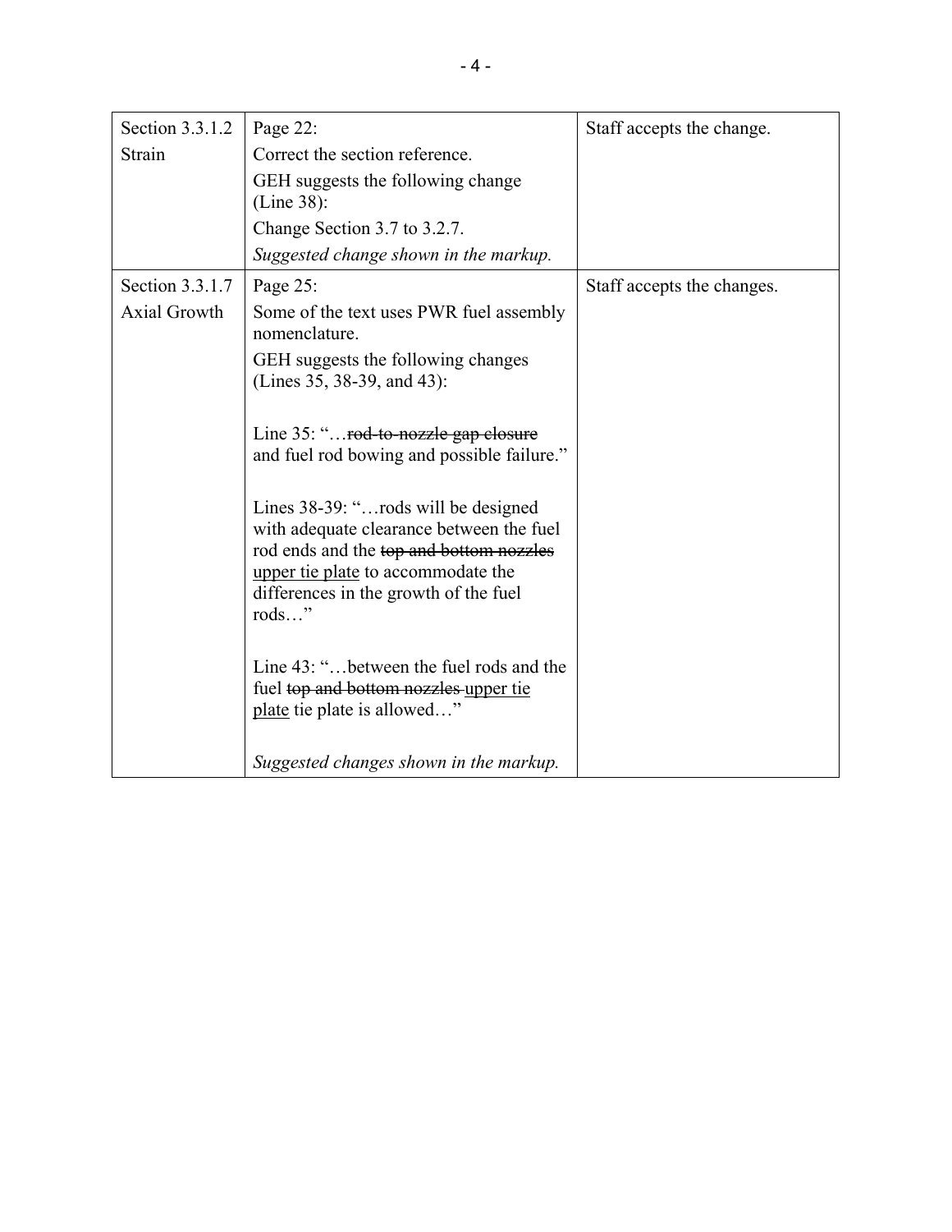| Section 3.3.1.2 Strain | Page 22:<br>Correct the section reference.<br>GEH suggests the following change (Line 38):<br>Change Section 3.7 to 3.2.7.<br>*Suggested change shown in the markup.* | Staff accepts the change. |
|---|---|---|
| Section 3.3.1.7 Axial Growth | Page 25:<br>Some of the text uses PWR fuel assembly nomenclature.<br>GEH suggests the following changes (Lines 35, 38-39, and 43):<br><br>Line 35: "…~~rod-to-nozzle gap closure~~ and fuel rod bowing and possible failure."<br><br>Lines 38-39: "…rods will be designed with adequate clearance between the fuel rod ends and the ~~top and bottom nozzles~~ <u>upper tie plate</u> to accommodate the differences in the growth of the fuel rods…"<br><br>Line 43: "…between the fuel rods and the fuel ~~top and bottom nozzles~~ <u>upper tie plate</u> tie plate is allowed…"<br><br>*Suggested changes shown in the markup.* | Staff accepts the changes. |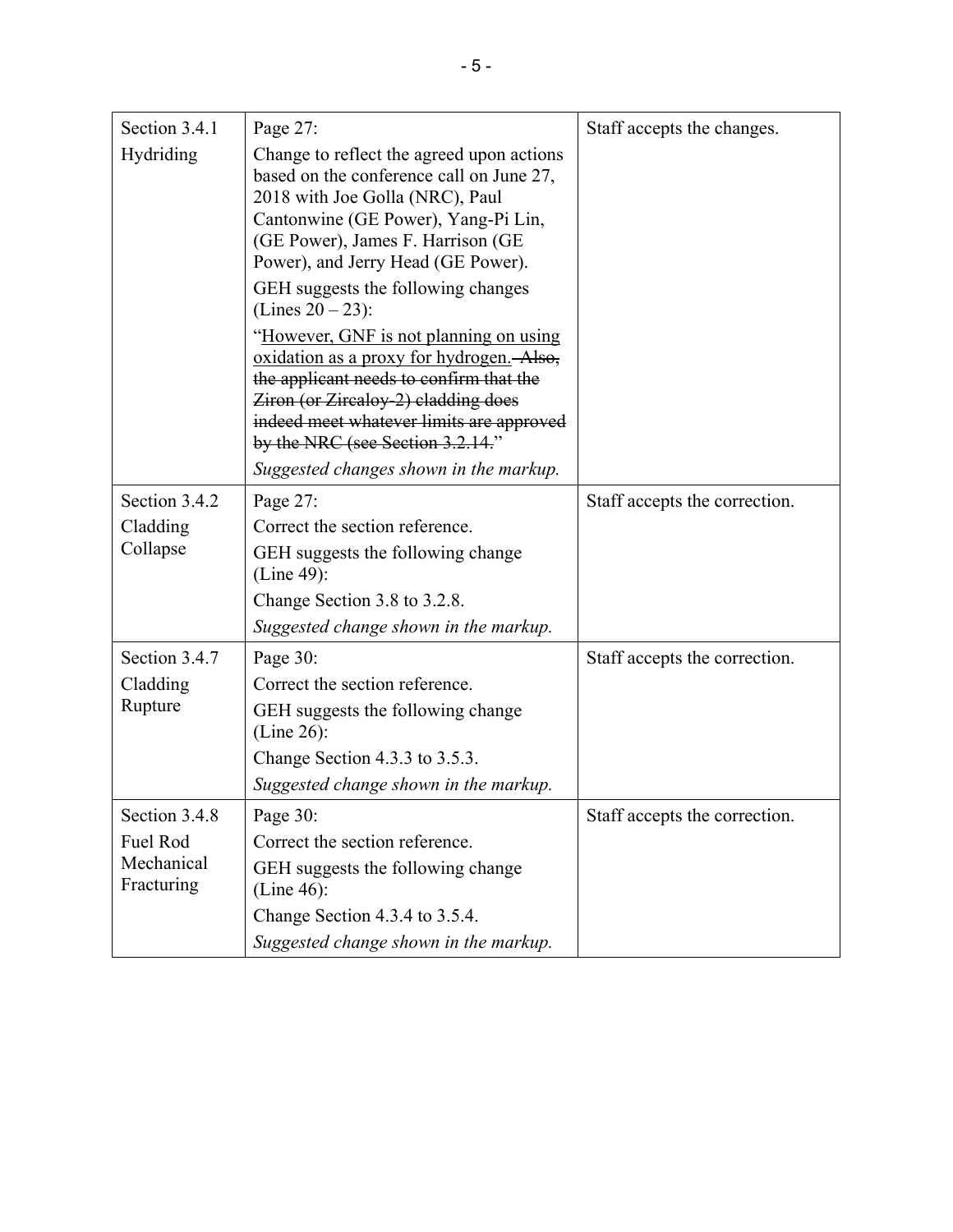| | | |
|---|---|---|
| Section 3.4.1 Hydriding | Page 27:<br>Change to reflect the agreed upon actions based on the conference call on June 27, 2018 with Joe Golla (NRC), Paul Cantonwine (GE Power), Yang-Pi Lin, (GE Power), James F. Harrison (GE Power), and Jerry Head (GE Power).<br>GEH suggests the following changes (Lines 20 – 23):<br>"<u>However, GNF is not planning on using oxidation as a proxy for hydrogen.</u> ~~Also, the applicant needs to confirm that the Ziron (or Zircaloy-2) cladding does indeed meet whatever limits are approved by the NRC (see Section 3.2.14.~~"<br>*Suggested changes shown in the markup.* | Staff accepts the changes. |
| Section 3.4.2 Cladding Collapse | Page 27:<br>Correct the section reference.<br>GEH suggests the following change (Line 49):<br>Change Section 3.8 to 3.2.8.<br>*Suggested change shown in the markup.* | Staff accepts the correction. |
| Section 3.4.7 Cladding Rupture | Page 30:<br>Correct the section reference.<br>GEH suggests the following change (Line 26):<br>Change Section 4.3.3 to 3.5.3.<br>*Suggested change shown in the markup.* | Staff accepts the correction. |
| Section 3.4.8 Fuel Rod Mechanical Fracturing | Page 30:<br>Correct the section reference.<br>GEH suggests the following change (Line 46):<br>Change Section 4.3.4 to 3.5.4.<br>*Suggested change shown in the markup.* | Staff accepts the correction. |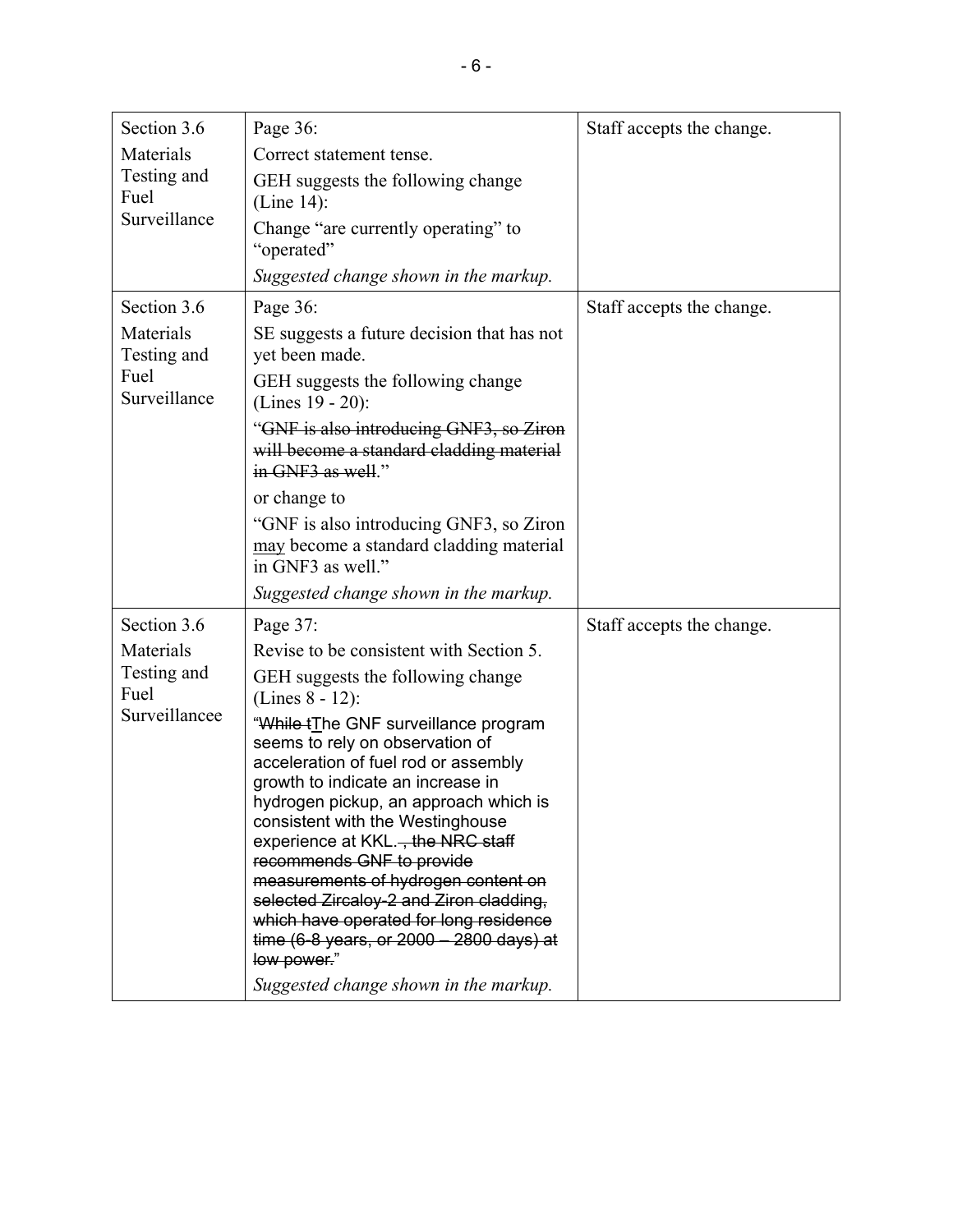| | | |
|---|---|---|
| Section 3.6<br>Materials Testing and Fuel Surveillance | Page 36:<br>Correct statement tense.<br>GEH suggests the following change (Line 14):<br>Change "are currently operating" to "operated"<br>*Suggested change shown in the markup.* | Staff accepts the change. |
| Section 3.6<br>Materials Testing and Fuel Surveillance | Page 36:<br>SE suggests a future decision that has not yet been made.<br>GEH suggests the following change (Lines 19 - 20):<br>"~~GNF is also introducing GNF3, so Ziron will become a standard cladding material in GNF3 as well~~."<br>or change to<br>"GNF is also introducing GNF3, so Ziron <u>may</u> become a standard cladding material in GNF3 as well."<br>*Suggested change shown in the markup.* | Staff accepts the change. |
| Section 3.6<br>Materials Testing and Fuel Surveillancee | Page 37:<br>Revise to be consistent with Section 5.<br>GEH suggests the following change (Lines 8 - 12):<br>"~~While t~~<u>T</u>he GNF surveillance program seems to rely on observation of acceleration of fuel rod or assembly growth to indicate an increase in hydrogen pickup, an approach which is consistent with the Westinghouse experience at KKL.~~, the NRC staff recommends GNF to provide measurements of hydrogen content on selected Zircaloy-2 and Ziron cladding, which have operated for long residence time (6-8 years, or 2000 – 2800 days) at low power.~~"<br>*Suggested change shown in the markup.* | Staff accepts the change. |